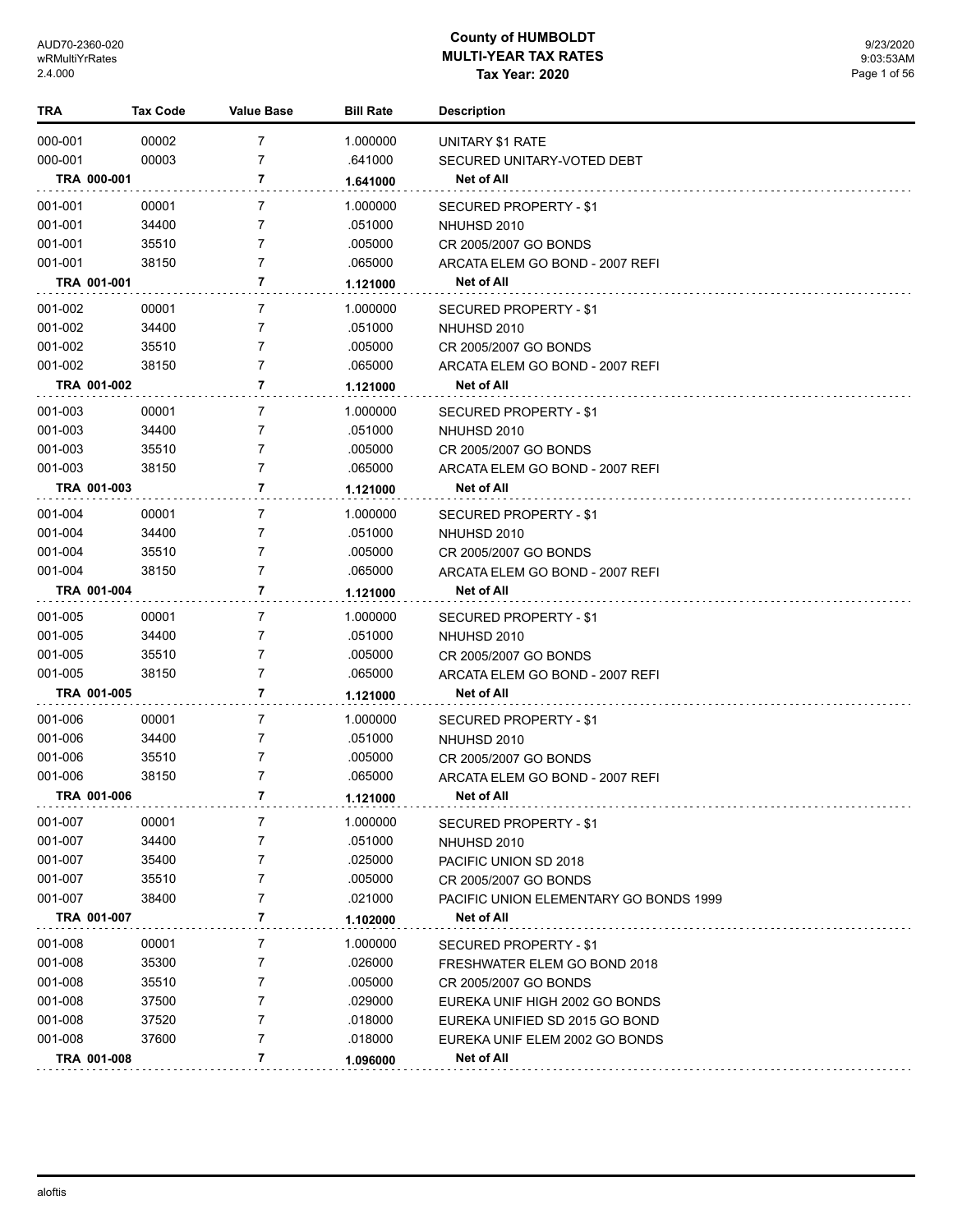# County of HUMBOLDT
## MULTI-YEAR TAX RATES
### Tax Year: 2020

| TRA | Tax Code | Value Base | Bill Rate | Description |
|---|---|---|---|---|
| 000-001 | 00002 | 7 | 1.000000 | UNITARY $1 RATE |
| 000-001 | 00003 | 7 | .641000 | SECURED UNITARY-VOTED DEBT |
| **TRA 000-001** | | **7** | **1.641000** | **Net of All** |
| 001-001 | 00001 | 7 | 1.000000 | SECURED PROPERTY - $1 |
| 001-001 | 34400 | 7 | .051000 | NHUHSD 2010 |
| 001-001 | 35510 | 7 | .005000 | CR 2005/2007 GO BONDS |
| 001-001 | 38150 | 7 | .065000 | ARCATA ELEM GO BOND - 2007 REFI |
| **TRA 001-001** | | **7** | **1.121000** | **Net of All** |
| 001-002 | 00001 | 7 | 1.000000 | SECURED PROPERTY - $1 |
| 001-002 | 34400 | 7 | .051000 | NHUHSD 2010 |
| 001-002 | 35510 | 7 | .005000 | CR 2005/2007 GO BONDS |
| 001-002 | 38150 | 7 | .065000 | ARCATA ELEM GO BOND - 2007 REFI |
| **TRA 001-002** | | **7** | **1.121000** | **Net of All** |
| 001-003 | 00001 | 7 | 1.000000 | SECURED PROPERTY - $1 |
| 001-003 | 34400 | 7 | .051000 | NHUHSD 2010 |
| 001-003 | 35510 | 7 | .005000 | CR 2005/2007 GO BONDS |
| 001-003 | 38150 | 7 | .065000 | ARCATA ELEM GO BOND - 2007 REFI |
| **TRA 001-003** | | **7** | **1.121000** | **Net of All** |
| 001-004 | 00001 | 7 | 1.000000 | SECURED PROPERTY - $1 |
| 001-004 | 34400 | 7 | .051000 | NHUHSD 2010 |
| 001-004 | 35510 | 7 | .005000 | CR 2005/2007 GO BONDS |
| 001-004 | 38150 | 7 | .065000 | ARCATA ELEM GO BOND - 2007 REFI |
| **TRA 001-004** | | **7** | **1.121000** | **Net of All** |
| 001-005 | 00001 | 7 | 1.000000 | SECURED PROPERTY - $1 |
| 001-005 | 34400 | 7 | .051000 | NHUHSD 2010 |
| 001-005 | 35510 | 7 | .005000 | CR 2005/2007 GO BONDS |
| 001-005 | 38150 | 7 | .065000 | ARCATA ELEM GO BOND - 2007 REFI |
| **TRA 001-005** | | **7** | **1.121000** | **Net of All** |
| 001-006 | 00001 | 7 | 1.000000 | SECURED PROPERTY - $1 |
| 001-006 | 34400 | 7 | .051000 | NHUHSD 2010 |
| 001-006 | 35510 | 7 | .005000 | CR 2005/2007 GO BONDS |
| 001-006 | 38150 | 7 | .065000 | ARCATA ELEM GO BOND - 2007 REFI |
| **TRA 001-006** | | **7** | **1.121000** | **Net of All** |
| 001-007 | 00001 | 7 | 1.000000 | SECURED PROPERTY - $1 |
| 001-007 | 34400 | 7 | .051000 | NHUHSD 2010 |
| 001-007 | 35400 | 7 | .025000 | PACIFIC UNION SD 2018 |
| 001-007 | 35510 | 7 | .005000 | CR 2005/2007 GO BONDS |
| 001-007 | 38400 | 7 | .021000 | PACIFIC UNION ELEMENTARY GO BONDS 1999 |
| **TRA 001-007** | | **7** | **1.102000** | **Net of All** |
| 001-008 | 00001 | 7 | 1.000000 | SECURED PROPERTY - $1 |
| 001-008 | 35300 | 7 | .026000 | FRESHWATER ELEM GO BOND 2018 |
| 001-008 | 35510 | 7 | .005000 | CR 2005/2007 GO BONDS |
| 001-008 | 37500 | 7 | .029000 | EUREKA UNIF HIGH 2002 GO BONDS |
| 001-008 | 37520 | 7 | .018000 | EUREKA UNIFIED SD 2015 GO BOND |
| 001-008 | 37600 | 7 | .018000 | EUREKA UNIF ELEM 2002 GO BONDS |
| **TRA 001-008** | | **7** | **1.096000** | **Net of All** |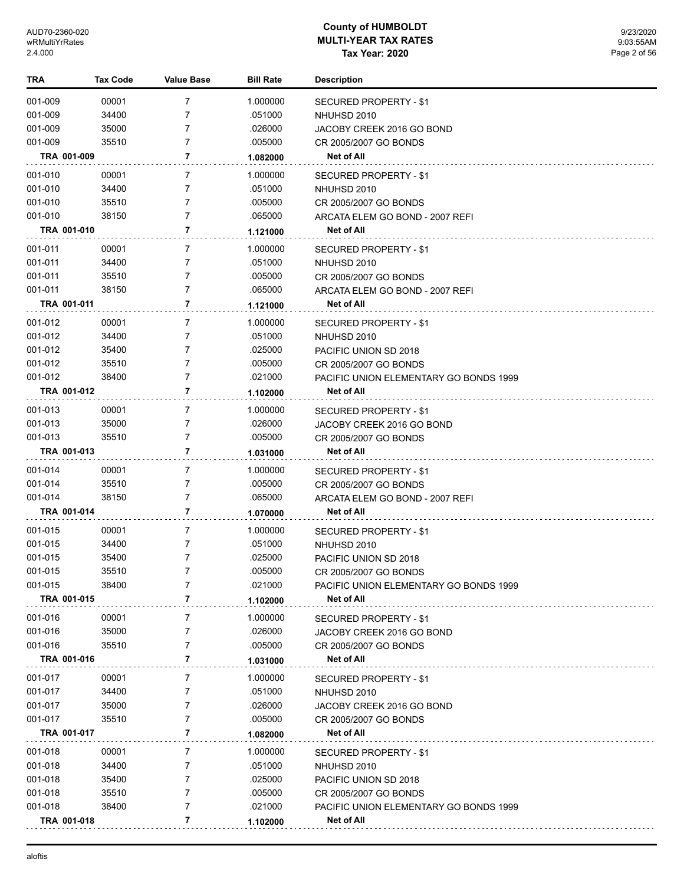# County of HUMBOLDT
## MULTI-YEAR TAX RATES
### Tax Year: 2020

| TRA | Tax Code | Value Base | Bill Rate | Description |
|---|---|---|---|---|
| 001-009 | 00001 | 7 | 1.000000 | SECURED PROPERTY - $1 |
| 001-009 | 34400 | 7 | .051000 | NHUHSD 2010 |
| 001-009 | 35000 | 7 | .026000 | JACOBY CREEK 2016 GO BOND |
| 001-009 | 35510 | 7 | .005000 | CR 2005/2007 GO BONDS |
| **TRA 001-009** | | **7** | **1.082000** | **Net of All** |
| 001-010 | 00001 | 7 | 1.000000 | SECURED PROPERTY - $1 |
| 001-010 | 34400 | 7 | .051000 | NHUHSD 2010 |
| 001-010 | 35510 | 7 | .005000 | CR 2005/2007 GO BONDS |
| 001-010 | 38150 | 7 | .065000 | ARCATA ELEM GO BOND - 2007 REFI |
| **TRA 001-010** | | **7** | **1.121000** | **Net of All** |
| 001-011 | 00001 | 7 | 1.000000 | SECURED PROPERTY - $1 |
| 001-011 | 34400 | 7 | .051000 | NHUHSD 2010 |
| 001-011 | 35510 | 7 | .005000 | CR 2005/2007 GO BONDS |
| 001-011 | 38150 | 7 | .065000 | ARCATA ELEM GO BOND - 2007 REFI |
| **TRA 001-011** | | **7** | **1.121000** | **Net of All** |
| 001-012 | 00001 | 7 | 1.000000 | SECURED PROPERTY - $1 |
| 001-012 | 34400 | 7 | .051000 | NHUHSD 2010 |
| 001-012 | 35400 | 7 | .025000 | PACIFIC UNION SD 2018 |
| 001-012 | 35510 | 7 | .005000 | CR 2005/2007 GO BONDS |
| 001-012 | 38400 | 7 | .021000 | PACIFIC UNION ELEMENTARY GO BONDS 1999 |
| **TRA 001-012** | | **7** | **1.102000** | **Net of All** |
| 001-013 | 00001 | 7 | 1.000000 | SECURED PROPERTY - $1 |
| 001-013 | 35000 | 7 | .026000 | JACOBY CREEK 2016 GO BOND |
| 001-013 | 35510 | 7 | .005000 | CR 2005/2007 GO BONDS |
| **TRA 001-013** | | **7** | **1.031000** | **Net of All** |
| 001-014 | 00001 | 7 | 1.000000 | SECURED PROPERTY - $1 |
| 001-014 | 35510 | 7 | .005000 | CR 2005/2007 GO BONDS |
| 001-014 | 38150 | 7 | .065000 | ARCATA ELEM GO BOND - 2007 REFI |
| **TRA 001-014** | | **7** | **1.070000** | **Net of All** |
| 001-015 | 00001 | 7 | 1.000000 | SECURED PROPERTY - $1 |
| 001-015 | 34400 | 7 | .051000 | NHUHSD 2010 |
| 001-015 | 35400 | 7 | .025000 | PACIFIC UNION SD 2018 |
| 001-015 | 35510 | 7 | .005000 | CR 2005/2007 GO BONDS |
| 001-015 | 38400 | 7 | .021000 | PACIFIC UNION ELEMENTARY GO BONDS 1999 |
| **TRA 001-015** | | **7** | **1.102000** | **Net of All** |
| 001-016 | 00001 | 7 | 1.000000 | SECURED PROPERTY - $1 |
| 001-016 | 35000 | 7 | .026000 | JACOBY CREEK 2016 GO BOND |
| 001-016 | 35510 | 7 | .005000 | CR 2005/2007 GO BONDS |
| **TRA 001-016** | | **7** | **1.031000** | **Net of All** |
| 001-017 | 00001 | 7 | 1.000000 | SECURED PROPERTY - $1 |
| 001-017 | 34400 | 7 | .051000 | NHUHSD 2010 |
| 001-017 | 35000 | 7 | .026000 | JACOBY CREEK 2016 GO BOND |
| 001-017 | 35510 | 7 | .005000 | CR 2005/2007 GO BONDS |
| **TRA 001-017** | | **7** | **1.082000** | **Net of All** |
| 001-018 | 00001 | 7 | 1.000000 | SECURED PROPERTY - $1 |
| 001-018 | 34400 | 7 | .051000 | NHUHSD 2010 |
| 001-018 | 35400 | 7 | .025000 | PACIFIC UNION SD 2018 |
| 001-018 | 35510 | 7 | .005000 | CR 2005/2007 GO BONDS |
| 001-018 | 38400 | 7 | .021000 | PACIFIC UNION ELEMENTARY GO BONDS 1999 |
| **TRA 001-018** | | **7** | **1.102000** | **Net of All** |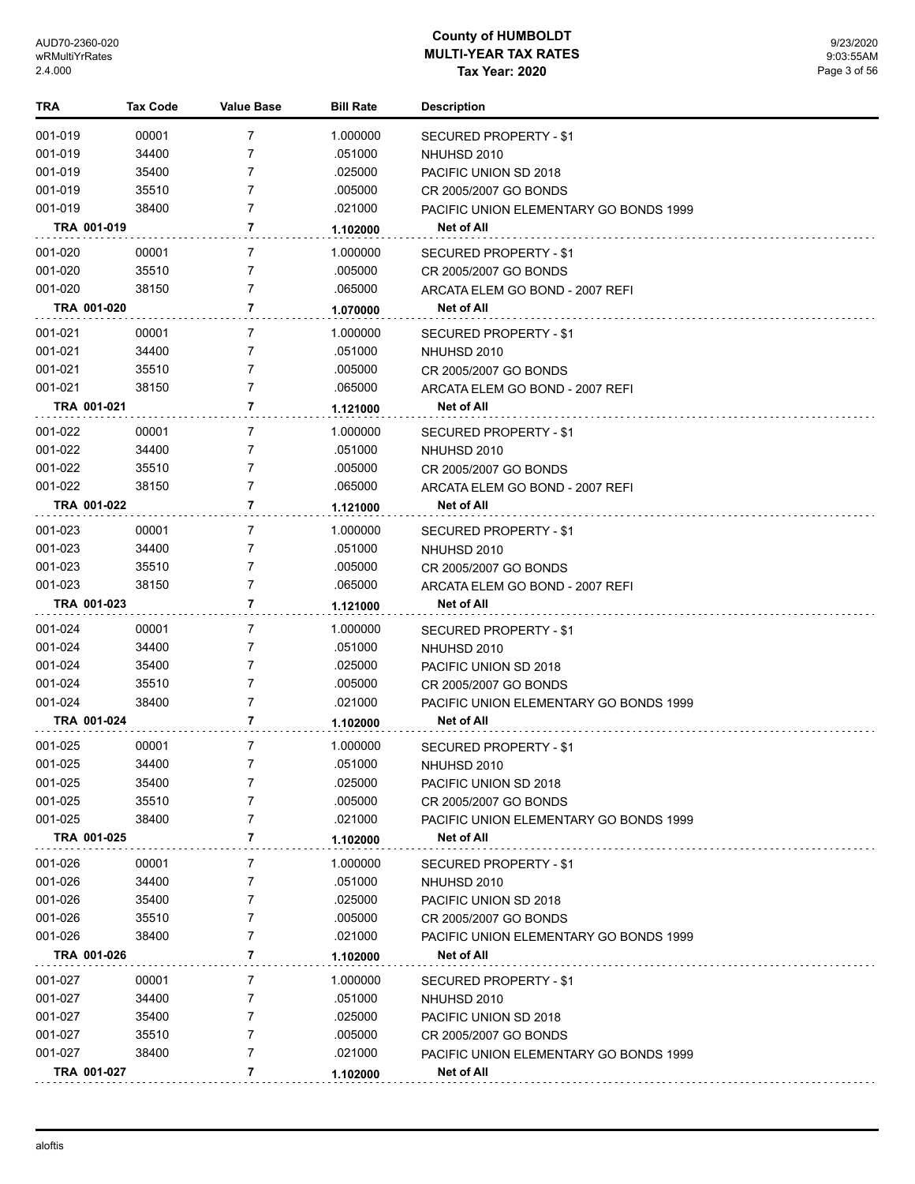| TRA | Tax Code | Value Base | Bill Rate | Description |
|---|---|---|---|---|
| 001-019 | 00001 | 7 | 1.000000 | SECURED PROPERTY - $1 |
| 001-019 | 34400 | 7 | .051000 | NHUHSD 2010 |
| 001-019 | 35400 | 7 | .025000 | PACIFIC UNION SD 2018 |
| 001-019 | 35510 | 7 | .005000 | CR 2005/2007 GO BONDS |
| 001-019 | 38400 | 7 | .021000 | PACIFIC UNION ELEMENTARY GO BONDS 1999 |
| **TRA 001-019** | | **7** | **1.102000** | **Net of All** |
| 001-020 | 00001 | 7 | 1.000000 | SECURED PROPERTY - $1 |
| 001-020 | 35510 | 7 | .005000 | CR 2005/2007 GO BONDS |
| 001-020 | 38150 | 7 | .065000 | ARCATA ELEM GO BOND - 2007 REFI |
| **TRA 001-020** | | **7** | **1.070000** | **Net of All** |
| 001-021 | 00001 | 7 | 1.000000 | SECURED PROPERTY - $1 |
| 001-021 | 34400 | 7 | .051000 | NHUHSD 2010 |
| 001-021 | 35510 | 7 | .005000 | CR 2005/2007 GO BONDS |
| 001-021 | 38150 | 7 | .065000 | ARCATA ELEM GO BOND - 2007 REFI |
| **TRA 001-021** | | **7** | **1.121000** | **Net of All** |
| 001-022 | 00001 | 7 | 1.000000 | SECURED PROPERTY - $1 |
| 001-022 | 34400 | 7 | .051000 | NHUHSD 2010 |
| 001-022 | 35510 | 7 | .005000 | CR 2005/2007 GO BONDS |
| 001-022 | 38150 | 7 | .065000 | ARCATA ELEM GO BOND - 2007 REFI |
| **TRA 001-022** | | **7** | **1.121000** | **Net of All** |
| 001-023 | 00001 | 7 | 1.000000 | SECURED PROPERTY - $1 |
| 001-023 | 34400 | 7 | .051000 | NHUHSD 2010 |
| 001-023 | 35510 | 7 | .005000 | CR 2005/2007 GO BONDS |
| 001-023 | 38150 | 7 | .065000 | ARCATA ELEM GO BOND - 2007 REFI |
| **TRA 001-023** | | **7** | **1.121000** | **Net of All** |
| 001-024 | 00001 | 7 | 1.000000 | SECURED PROPERTY - $1 |
| 001-024 | 34400 | 7 | .051000 | NHUHSD 2010 |
| 001-024 | 35400 | 7 | .025000 | PACIFIC UNION SD 2018 |
| 001-024 | 35510 | 7 | .005000 | CR 2005/2007 GO BONDS |
| 001-024 | 38400 | 7 | .021000 | PACIFIC UNION ELEMENTARY GO BONDS 1999 |
| **TRA 001-024** | | **7** | **1.102000** | **Net of All** |
| 001-025 | 00001 | 7 | 1.000000 | SECURED PROPERTY - $1 |
| 001-025 | 34400 | 7 | .051000 | NHUHSD 2010 |
| 001-025 | 35400 | 7 | .025000 | PACIFIC UNION SD 2018 |
| 001-025 | 35510 | 7 | .005000 | CR 2005/2007 GO BONDS |
| 001-025 | 38400 | 7 | .021000 | PACIFIC UNION ELEMENTARY GO BONDS 1999 |
| **TRA 001-025** | | **7** | **1.102000** | **Net of All** |
| 001-026 | 00001 | 7 | 1.000000 | SECURED PROPERTY - $1 |
| 001-026 | 34400 | 7 | .051000 | NHUHSD 2010 |
| 001-026 | 35400 | 7 | .025000 | PACIFIC UNION SD 2018 |
| 001-026 | 35510 | 7 | .005000 | CR 2005/2007 GO BONDS |
| 001-026 | 38400 | 7 | .021000 | PACIFIC UNION ELEMENTARY GO BONDS 1999 |
| **TRA 001-026** | | **7** | **1.102000** | **Net of All** |
| 001-027 | 00001 | 7 | 1.000000 | SECURED PROPERTY - $1 |
| 001-027 | 34400 | 7 | .051000 | NHUHSD 2010 |
| 001-027 | 35400 | 7 | .025000 | PACIFIC UNION SD 2018 |
| 001-027 | 35510 | 7 | .005000 | CR 2005/2007 GO BONDS |
| 001-027 | 38400 | 7 | .021000 | PACIFIC UNION ELEMENTARY GO BONDS 1999 |
| **TRA 001-027** | | **7** | **1.102000** | **Net of All** |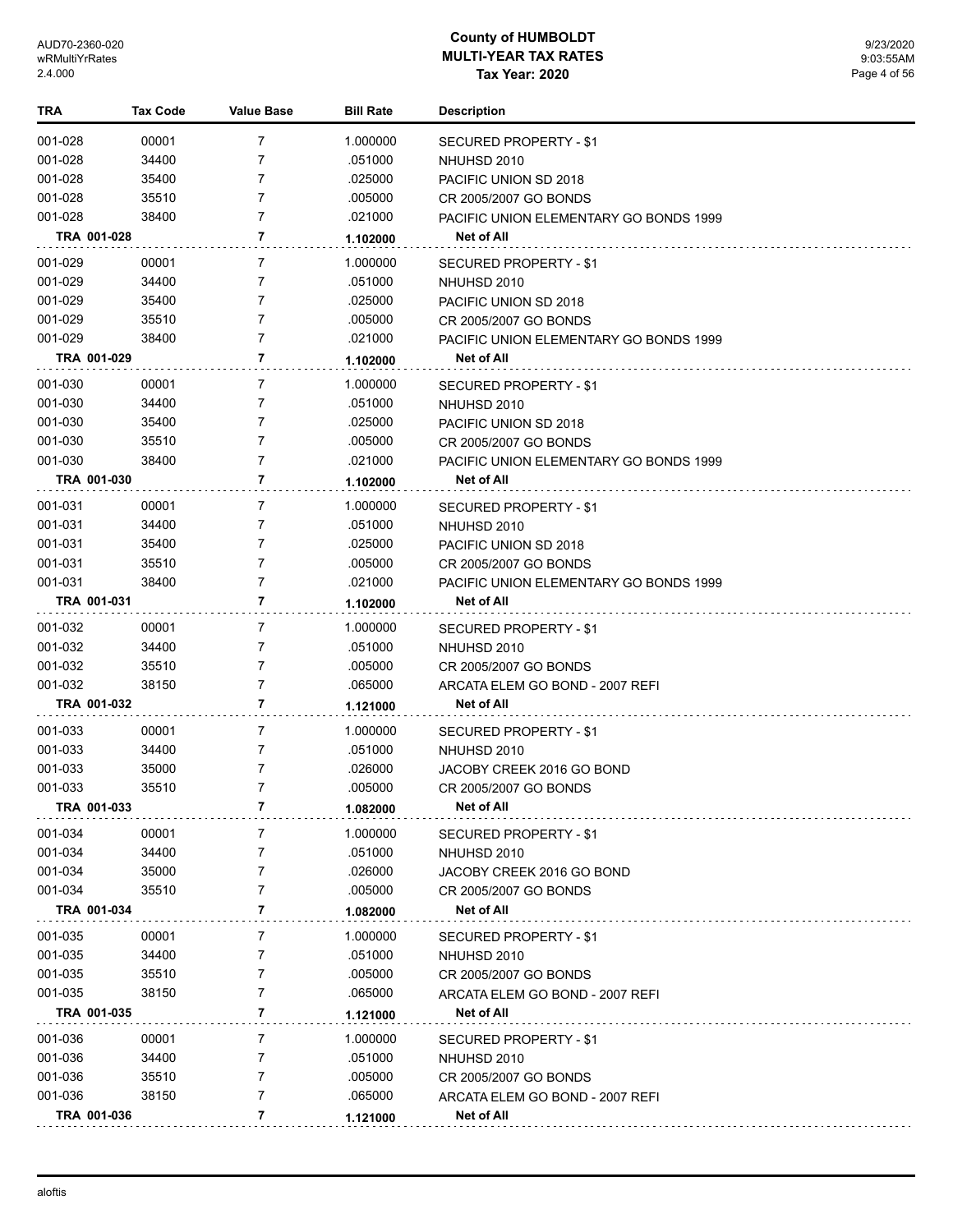# County of HUMBOLDT
## MULTI-YEAR TAX RATES
### Tax Year: 2020

| TRA | Tax Code | Value Base | Bill Rate | Description |
|---|---|---|---|---|
| 001-028 | 00001 | 7 | 1.000000 | SECURED PROPERTY - $1 |
| 001-028 | 34400 | 7 | .051000 | NHUHSD 2010 |
| 001-028 | 35400 | 7 | .025000 | PACIFIC UNION SD 2018 |
| 001-028 | 35510 | 7 | .005000 | CR 2005/2007 GO BONDS |
| 001-028 | 38400 | 7 | .021000 | PACIFIC UNION ELEMENTARY GO BONDS 1999 |
| **TRA 001-028** | | **7** | **1.102000** | **Net of All** |
| 001-029 | 00001 | 7 | 1.000000 | SECURED PROPERTY - $1 |
| 001-029 | 34400 | 7 | .051000 | NHUHSD 2010 |
| 001-029 | 35400 | 7 | .025000 | PACIFIC UNION SD 2018 |
| 001-029 | 35510 | 7 | .005000 | CR 2005/2007 GO BONDS |
| 001-029 | 38400 | 7 | .021000 | PACIFIC UNION ELEMENTARY GO BONDS 1999 |
| **TRA 001-029** | | **7** | **1.102000** | **Net of All** |
| 001-030 | 00001 | 7 | 1.000000 | SECURED PROPERTY - $1 |
| 001-030 | 34400 | 7 | .051000 | NHUHSD 2010 |
| 001-030 | 35400 | 7 | .025000 | PACIFIC UNION SD 2018 |
| 001-030 | 35510 | 7 | .005000 | CR 2005/2007 GO BONDS |
| 001-030 | 38400 | 7 | .021000 | PACIFIC UNION ELEMENTARY GO BONDS 1999 |
| **TRA 001-030** | | **7** | **1.102000** | **Net of All** |
| 001-031 | 00001 | 7 | 1.000000 | SECURED PROPERTY - $1 |
| 001-031 | 34400 | 7 | .051000 | NHUHSD 2010 |
| 001-031 | 35400 | 7 | .025000 | PACIFIC UNION SD 2018 |
| 001-031 | 35510 | 7 | .005000 | CR 2005/2007 GO BONDS |
| 001-031 | 38400 | 7 | .021000 | PACIFIC UNION ELEMENTARY GO BONDS 1999 |
| **TRA 001-031** | | **7** | **1.102000** | **Net of All** |
| 001-032 | 00001 | 7 | 1.000000 | SECURED PROPERTY - $1 |
| 001-032 | 34400 | 7 | .051000 | NHUHSD 2010 |
| 001-032 | 35510 | 7 | .005000 | CR 2005/2007 GO BONDS |
| 001-032 | 38150 | 7 | .065000 | ARCATA ELEM GO BOND - 2007 REFI |
| **TRA 001-032** | | **7** | **1.121000** | **Net of All** |
| 001-033 | 00001 | 7 | 1.000000 | SECURED PROPERTY - $1 |
| 001-033 | 34400 | 7 | .051000 | NHUHSD 2010 |
| 001-033 | 35000 | 7 | .026000 | JACOBY CREEK 2016 GO BOND |
| 001-033 | 35510 | 7 | .005000 | CR 2005/2007 GO BONDS |
| **TRA 001-033** | | **7** | **1.082000** | **Net of All** |
| 001-034 | 00001 | 7 | 1.000000 | SECURED PROPERTY - $1 |
| 001-034 | 34400 | 7 | .051000 | NHUHSD 2010 |
| 001-034 | 35000 | 7 | .026000 | JACOBY CREEK 2016 GO BOND |
| 001-034 | 35510 | 7 | .005000 | CR 2005/2007 GO BONDS |
| **TRA 001-034** | | **7** | **1.082000** | **Net of All** |
| 001-035 | 00001 | 7 | 1.000000 | SECURED PROPERTY - $1 |
| 001-035 | 34400 | 7 | .051000 | NHUHSD 2010 |
| 001-035 | 35510 | 7 | .005000 | CR 2005/2007 GO BONDS |
| 001-035 | 38150 | 7 | .065000 | ARCATA ELEM GO BOND - 2007 REFI |
| **TRA 001-035** | | **7** | **1.121000** | **Net of All** |
| 001-036 | 00001 | 7 | 1.000000 | SECURED PROPERTY - $1 |
| 001-036 | 34400 | 7 | .051000 | NHUHSD 2010 |
| 001-036 | 35510 | 7 | .005000 | CR 2005/2007 GO BONDS |
| 001-036 | 38150 | 7 | .065000 | ARCATA ELEM GO BOND - 2007 REFI |
| **TRA 001-036** | | **7** | **1.121000** | **Net of All** |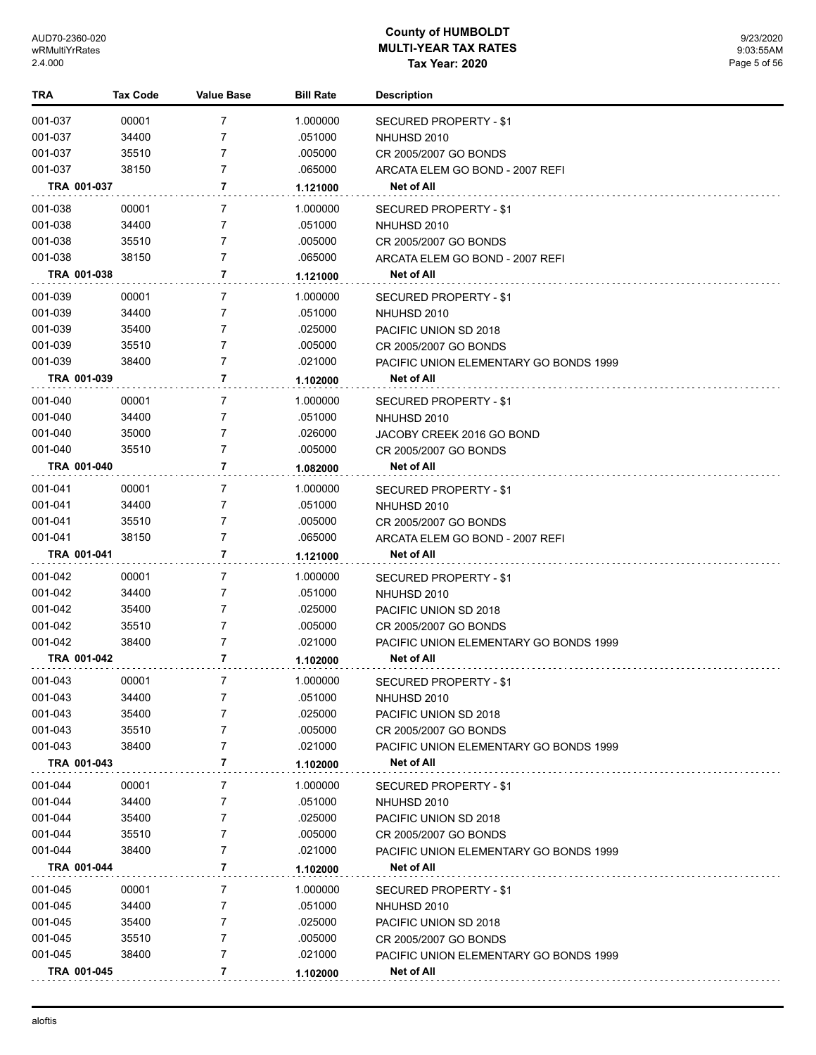# County of HUMBOLDT
# MULTI-YEAR TAX RATES
# Tax Year: 2020

| TRA | Tax Code | Value Base | Bill Rate | Description |
|---|---|---|---|---|
| 001-037 | 00001 | 7 | 1.000000 | SECURED PROPERTY - $1 |
| 001-037 | 34400 | 7 | .051000 | NHUHSD 2010 |
| 001-037 | 35510 | 7 | .005000 | CR 2005/2007 GO BONDS |
| 001-037 | 38150 | 7 | .065000 | ARCATA ELEM GO BOND - 2007 REFI |
| **TRA 001-037** | | **7** | **1.121000** | **Net of All** |
| 001-038 | 00001 | 7 | 1.000000 | SECURED PROPERTY - $1 |
| 001-038 | 34400 | 7 | .051000 | NHUHSD 2010 |
| 001-038 | 35510 | 7 | .005000 | CR 2005/2007 GO BONDS |
| 001-038 | 38150 | 7 | .065000 | ARCATA ELEM GO BOND - 2007 REFI |
| **TRA 001-038** | | **7** | **1.121000** | **Net of All** |
| 001-039 | 00001 | 7 | 1.000000 | SECURED PROPERTY - $1 |
| 001-039 | 34400 | 7 | .051000 | NHUHSD 2010 |
| 001-039 | 35400 | 7 | .025000 | PACIFIC UNION SD 2018 |
| 001-039 | 35510 | 7 | .005000 | CR 2005/2007 GO BONDS |
| 001-039 | 38400 | 7 | .021000 | PACIFIC UNION ELEMENTARY GO BONDS 1999 |
| **TRA 001-039** | | **7** | **1.102000** | **Net of All** |
| 001-040 | 00001 | 7 | 1.000000 | SECURED PROPERTY - $1 |
| 001-040 | 34400 | 7 | .051000 | NHUHSD 2010 |
| 001-040 | 35000 | 7 | .026000 | JACOBY CREEK 2016 GO BOND |
| 001-040 | 35510 | 7 | .005000 | CR 2005/2007 GO BONDS |
| **TRA 001-040** | | **7** | **1.082000** | **Net of All** |
| 001-041 | 00001 | 7 | 1.000000 | SECURED PROPERTY - $1 |
| 001-041 | 34400 | 7 | .051000 | NHUHSD 2010 |
| 001-041 | 35510 | 7 | .005000 | CR 2005/2007 GO BONDS |
| 001-041 | 38150 | 7 | .065000 | ARCATA ELEM GO BOND - 2007 REFI |
| **TRA 001-041** | | **7** | **1.121000** | **Net of All** |
| 001-042 | 00001 | 7 | 1.000000 | SECURED PROPERTY - $1 |
| 001-042 | 34400 | 7 | .051000 | NHUHSD 2010 |
| 001-042 | 35400 | 7 | .025000 | PACIFIC UNION SD 2018 |
| 001-042 | 35510 | 7 | .005000 | CR 2005/2007 GO BONDS |
| 001-042 | 38400 | 7 | .021000 | PACIFIC UNION ELEMENTARY GO BONDS 1999 |
| **TRA 001-042** | | **7** | **1.102000** | **Net of All** |
| 001-043 | 00001 | 7 | 1.000000 | SECURED PROPERTY - $1 |
| 001-043 | 34400 | 7 | .051000 | NHUHSD 2010 |
| 001-043 | 35400 | 7 | .025000 | PACIFIC UNION SD 2018 |
| 001-043 | 35510 | 7 | .005000 | CR 2005/2007 GO BONDS |
| 001-043 | 38400 | 7 | .021000 | PACIFIC UNION ELEMENTARY GO BONDS 1999 |
| **TRA 001-043** | | **7** | **1.102000** | **Net of All** |
| 001-044 | 00001 | 7 | 1.000000 | SECURED PROPERTY - $1 |
| 001-044 | 34400 | 7 | .051000 | NHUHSD 2010 |
| 001-044 | 35400 | 7 | .025000 | PACIFIC UNION SD 2018 |
| 001-044 | 35510 | 7 | .005000 | CR 2005/2007 GO BONDS |
| 001-044 | 38400 | 7 | .021000 | PACIFIC UNION ELEMENTARY GO BONDS 1999 |
| **TRA 001-044** | | **7** | **1.102000** | **Net of All** |
| 001-045 | 00001 | 7 | 1.000000 | SECURED PROPERTY - $1 |
| 001-045 | 34400 | 7 | .051000 | NHUHSD 2010 |
| 001-045 | 35400 | 7 | .025000 | PACIFIC UNION SD 2018 |
| 001-045 | 35510 | 7 | .005000 | CR 2005/2007 GO BONDS |
| 001-045 | 38400 | 7 | .021000 | PACIFIC UNION ELEMENTARY GO BONDS 1999 |
| **TRA 001-045** | | **7** | **1.102000** | **Net of All** |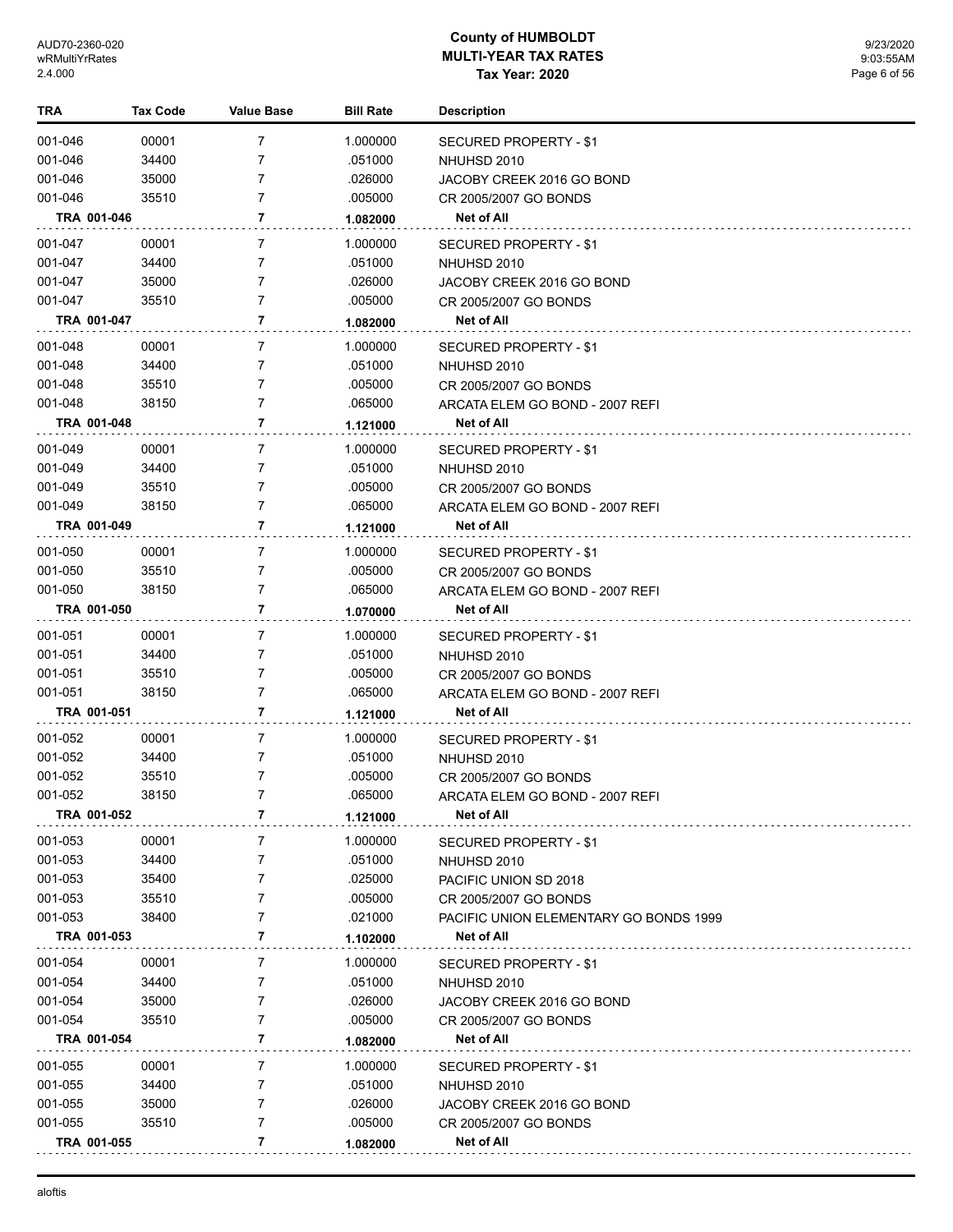# County of HUMBOLDT
## MULTI-YEAR TAX RATES
### Tax Year: 2020

| TRA | Tax Code | Value Base | Bill Rate | Description |
|---|---|---|---|---|
| 001-046 | 00001 | 7 | 1.000000 | SECURED PROPERTY - $1 |
| 001-046 | 34400 | 7 | .051000 | NHUHSD 2010 |
| 001-046 | 35000 | 7 | .026000 | JACOBY CREEK 2016 GO BOND |
| 001-046 | 35510 | 7 | .005000 | CR 2005/2007 GO BONDS |
| **TRA 001-046** | | **7** | **1.082000** | **Net of All** |
| 001-047 | 00001 | 7 | 1.000000 | SECURED PROPERTY - $1 |
| 001-047 | 34400 | 7 | .051000 | NHUHSD 2010 |
| 001-047 | 35000 | 7 | .026000 | JACOBY CREEK 2016 GO BOND |
| 001-047 | 35510 | 7 | .005000 | CR 2005/2007 GO BONDS |
| **TRA 001-047** | | **7** | **1.082000** | **Net of All** |
| 001-048 | 00001 | 7 | 1.000000 | SECURED PROPERTY - $1 |
| 001-048 | 34400 | 7 | .051000 | NHUHSD 2010 |
| 001-048 | 35510 | 7 | .005000 | CR 2005/2007 GO BONDS |
| 001-048 | 38150 | 7 | .065000 | ARCATA ELEM GO BOND - 2007 REFI |
| **TRA 001-048** | | **7** | **1.121000** | **Net of All** |
| 001-049 | 00001 | 7 | 1.000000 | SECURED PROPERTY - $1 |
| 001-049 | 34400 | 7 | .051000 | NHUHSD 2010 |
| 001-049 | 35510 | 7 | .005000 | CR 2005/2007 GO BONDS |
| 001-049 | 38150 | 7 | .065000 | ARCATA ELEM GO BOND - 2007 REFI |
| **TRA 001-049** | | **7** | **1.121000** | **Net of All** |
| 001-050 | 00001 | 7 | 1.000000 | SECURED PROPERTY - $1 |
| 001-050 | 35510 | 7 | .005000 | CR 2005/2007 GO BONDS |
| 001-050 | 38150 | 7 | .065000 | ARCATA ELEM GO BOND - 2007 REFI |
| **TRA 001-050** | | **7** | **1.070000** | **Net of All** |
| 001-051 | 00001 | 7 | 1.000000 | SECURED PROPERTY - $1 |
| 001-051 | 34400 | 7 | .051000 | NHUHSD 2010 |
| 001-051 | 35510 | 7 | .005000 | CR 2005/2007 GO BONDS |
| 001-051 | 38150 | 7 | .065000 | ARCATA ELEM GO BOND - 2007 REFI |
| **TRA 001-051** | | **7** | **1.121000** | **Net of All** |
| 001-052 | 00001 | 7 | 1.000000 | SECURED PROPERTY - $1 |
| 001-052 | 34400 | 7 | .051000 | NHUHSD 2010 |
| 001-052 | 35510 | 7 | .005000 | CR 2005/2007 GO BONDS |
| 001-052 | 38150 | 7 | .065000 | ARCATA ELEM GO BOND - 2007 REFI |
| **TRA 001-052** | | **7** | **1.121000** | **Net of All** |
| 001-053 | 00001 | 7 | 1.000000 | SECURED PROPERTY - $1 |
| 001-053 | 34400 | 7 | .051000 | NHUHSD 2010 |
| 001-053 | 35400 | 7 | .025000 | PACIFIC UNION SD 2018 |
| 001-053 | 35510 | 7 | .005000 | CR 2005/2007 GO BONDS |
| 001-053 | 38400 | 7 | .021000 | PACIFIC UNION ELEMENTARY GO BONDS 1999 |
| **TRA 001-053** | | **7** | **1.102000** | **Net of All** |
| 001-054 | 00001 | 7 | 1.000000 | SECURED PROPERTY - $1 |
| 001-054 | 34400 | 7 | .051000 | NHUHSD 2010 |
| 001-054 | 35000 | 7 | .026000 | JACOBY CREEK 2016 GO BOND |
| 001-054 | 35510 | 7 | .005000 | CR 2005/2007 GO BONDS |
| **TRA 001-054** | | **7** | **1.082000** | **Net of All** |
| 001-055 | 00001 | 7 | 1.000000 | SECURED PROPERTY - $1 |
| 001-055 | 34400 | 7 | .051000 | NHUHSD 2010 |
| 001-055 | 35000 | 7 | .026000 | JACOBY CREEK 2016 GO BOND |
| 001-055 | 35510 | 7 | .005000 | CR 2005/2007 GO BONDS |
| **TRA 001-055** | | **7** | **1.082000** | **Net of All** |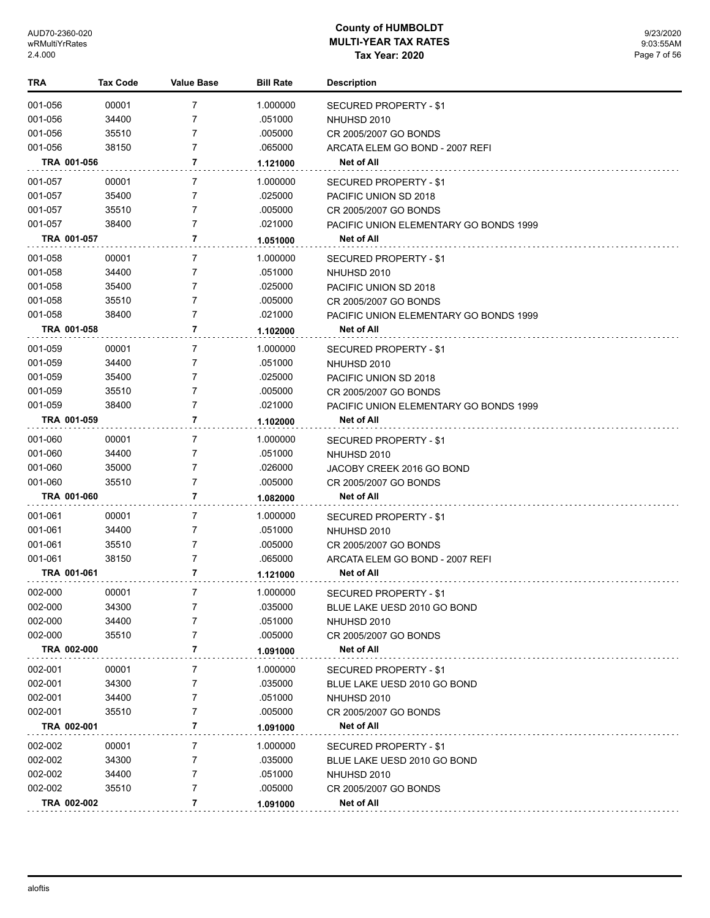# County of HUMBOLDT
## MULTI-YEAR TAX RATES
### Tax Year: 2020

| TRA | Tax Code | Value Base | Bill Rate | Description |
|---|---|---|---|---|
| 001-056 | 00001 | 7 | 1.000000 | SECURED PROPERTY - $1 |
| 001-056 | 34400 | 7 | .051000 | NHUHSD 2010 |
| 001-056 | 35510 | 7 | .005000 | CR 2005/2007 GO BONDS |
| 001-056 | 38150 | 7 | .065000 | ARCATA ELEM GO BOND - 2007 REFI |
| **TRA 001-056** | | **7** | **1.121000** | **Net of All** |
| 001-057 | 00001 | 7 | 1.000000 | SECURED PROPERTY - $1 |
| 001-057 | 35400 | 7 | .025000 | PACIFIC UNION SD 2018 |
| 001-057 | 35510 | 7 | .005000 | CR 2005/2007 GO BONDS |
| 001-057 | 38400 | 7 | .021000 | PACIFIC UNION ELEMENTARY GO BONDS 1999 |
| **TRA 001-057** | | **7** | **1.051000** | **Net of All** |
| 001-058 | 00001 | 7 | 1.000000 | SECURED PROPERTY - $1 |
| 001-058 | 34400 | 7 | .051000 | NHUHSD 2010 |
| 001-058 | 35400 | 7 | .025000 | PACIFIC UNION SD 2018 |
| 001-058 | 35510 | 7 | .005000 | CR 2005/2007 GO BONDS |
| 001-058 | 38400 | 7 | .021000 | PACIFIC UNION ELEMENTARY GO BONDS 1999 |
| **TRA 001-058** | | **7** | **1.102000** | **Net of All** |
| 001-059 | 00001 | 7 | 1.000000 | SECURED PROPERTY - $1 |
| 001-059 | 34400 | 7 | .051000 | NHUHSD 2010 |
| 001-059 | 35400 | 7 | .025000 | PACIFIC UNION SD 2018 |
| 001-059 | 35510 | 7 | .005000 | CR 2005/2007 GO BONDS |
| 001-059 | 38400 | 7 | .021000 | PACIFIC UNION ELEMENTARY GO BONDS 1999 |
| **TRA 001-059** | | **7** | **1.102000** | **Net of All** |
| 001-060 | 00001 | 7 | 1.000000 | SECURED PROPERTY - $1 |
| 001-060 | 34400 | 7 | .051000 | NHUHSD 2010 |
| 001-060 | 35000 | 7 | .026000 | JACOBY CREEK 2016 GO BOND |
| 001-060 | 35510 | 7 | .005000 | CR 2005/2007 GO BONDS |
| **TRA 001-060** | | **7** | **1.082000** | **Net of All** |
| 001-061 | 00001 | 7 | 1.000000 | SECURED PROPERTY - $1 |
| 001-061 | 34400 | 7 | .051000 | NHUHSD 2010 |
| 001-061 | 35510 | 7 | .005000 | CR 2005/2007 GO BONDS |
| 001-061 | 38150 | 7 | .065000 | ARCATA ELEM GO BOND - 2007 REFI |
| **TRA 001-061** | | **7** | **1.121000** | **Net of All** |
| 002-000 | 00001 | 7 | 1.000000 | SECURED PROPERTY - $1 |
| 002-000 | 34300 | 7 | .035000 | BLUE LAKE UESD 2010 GO BOND |
| 002-000 | 34400 | 7 | .051000 | NHUHSD 2010 |
| 002-000 | 35510 | 7 | .005000 | CR 2005/2007 GO BONDS |
| **TRA 002-000** | | **7** | **1.091000** | **Net of All** |
| 002-001 | 00001 | 7 | 1.000000 | SECURED PROPERTY - $1 |
| 002-001 | 34300 | 7 | .035000 | BLUE LAKE UESD 2010 GO BOND |
| 002-001 | 34400 | 7 | .051000 | NHUHSD 2010 |
| 002-001 | 35510 | 7 | .005000 | CR 2005/2007 GO BONDS |
| **TRA 002-001** | | **7** | **1.091000** | **Net of All** |
| 002-002 | 00001 | 7 | 1.000000 | SECURED PROPERTY - $1 |
| 002-002 | 34300 | 7 | .035000 | BLUE LAKE UESD 2010 GO BOND |
| 002-002 | 34400 | 7 | .051000 | NHUHSD 2010 |
| 002-002 | 35510 | 7 | .005000 | CR 2005/2007 GO BONDS |
| **TRA 002-002** | | **7** | **1.091000** | **Net of All** |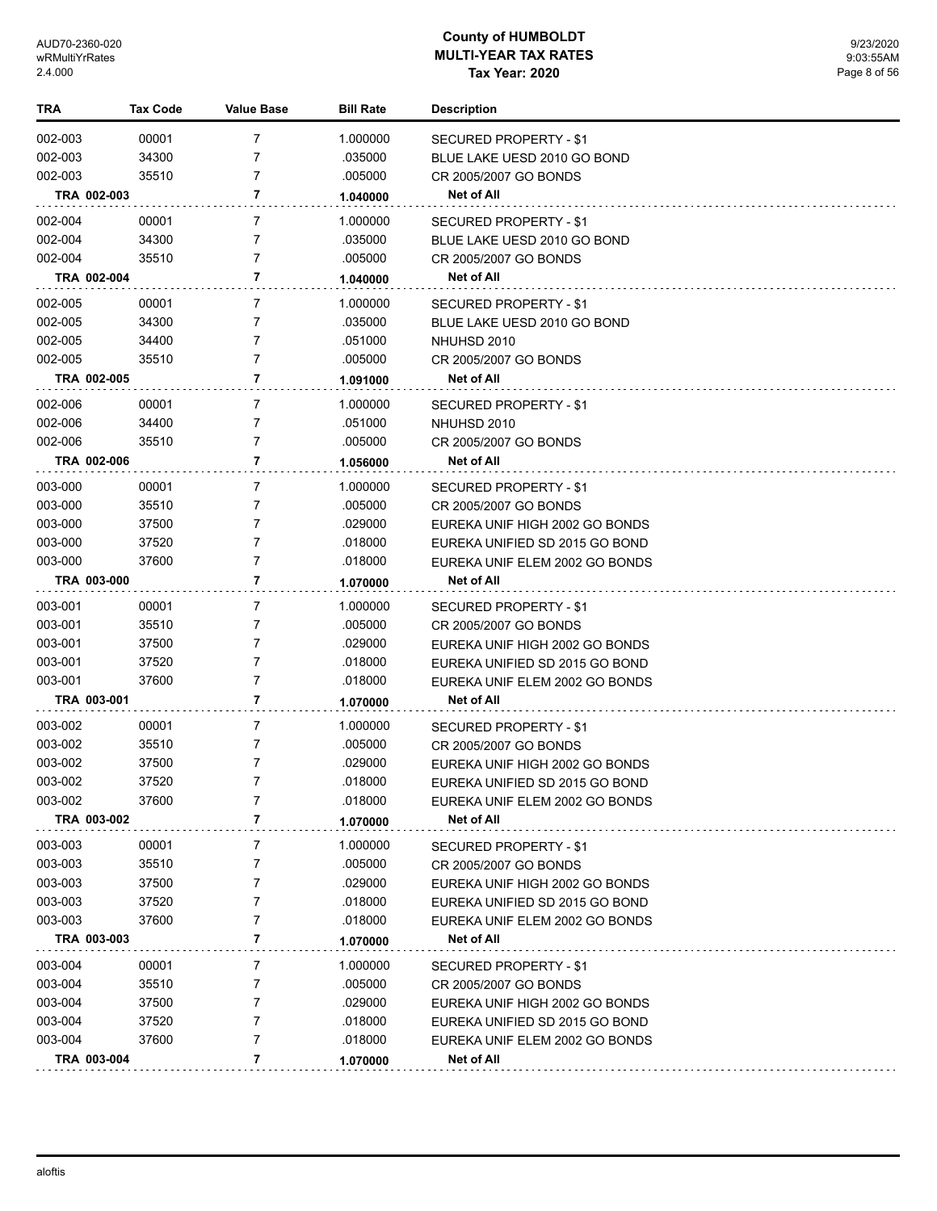# County of HUMBOLDT
## MULTI-YEAR TAX RATES
### Tax Year: 2020

| TRA | Tax Code | Value Base | Bill Rate | Description |
|---|---|---|---|---|
| 002-003 | 00001 | 7 | 1.000000 | SECURED PROPERTY - $1 |
| 002-003 | 34300 | 7 | .035000 | BLUE LAKE UESD 2010 GO BOND |
| 002-003 | 35510 | 7 | .005000 | CR 2005/2007 GO BONDS |
| **TRA 002-003** | | **7** | **1.040000** | **Net of All** |
| 002-004 | 00001 | 7 | 1.000000 | SECURED PROPERTY - $1 |
| 002-004 | 34300 | 7 | .035000 | BLUE LAKE UESD 2010 GO BOND |
| 002-004 | 35510 | 7 | .005000 | CR 2005/2007 GO BONDS |
| **TRA 002-004** | | **7** | **1.040000** | **Net of All** |
| 002-005 | 00001 | 7 | 1.000000 | SECURED PROPERTY - $1 |
| 002-005 | 34300 | 7 | .035000 | BLUE LAKE UESD 2010 GO BOND |
| 002-005 | 34400 | 7 | .051000 | NHUHSD 2010 |
| 002-005 | 35510 | 7 | .005000 | CR 2005/2007 GO BONDS |
| **TRA 002-005** | | **7** | **1.091000** | **Net of All** |
| 002-006 | 00001 | 7 | 1.000000 | SECURED PROPERTY - $1 |
| 002-006 | 34400 | 7 | .051000 | NHUHSD 2010 |
| 002-006 | 35510 | 7 | .005000 | CR 2005/2007 GO BONDS |
| **TRA 002-006** | | **7** | **1.056000** | **Net of All** |
| 003-000 | 00001 | 7 | 1.000000 | SECURED PROPERTY - $1 |
| 003-000 | 35510 | 7 | .005000 | CR 2005/2007 GO BONDS |
| 003-000 | 37500 | 7 | .029000 | EUREKA UNIF HIGH 2002 GO BONDS |
| 003-000 | 37520 | 7 | .018000 | EUREKA UNIFIED SD 2015 GO BOND |
| 003-000 | 37600 | 7 | .018000 | EUREKA UNIF ELEM 2002 GO BONDS |
| **TRA 003-000** | | **7** | **1.070000** | **Net of All** |
| 003-001 | 00001 | 7 | 1.000000 | SECURED PROPERTY - $1 |
| 003-001 | 35510 | 7 | .005000 | CR 2005/2007 GO BONDS |
| 003-001 | 37500 | 7 | .029000 | EUREKA UNIF HIGH 2002 GO BONDS |
| 003-001 | 37520 | 7 | .018000 | EUREKA UNIFIED SD 2015 GO BOND |
| 003-001 | 37600 | 7 | .018000 | EUREKA UNIF ELEM 2002 GO BONDS |
| **TRA 003-001** | | **7** | **1.070000** | **Net of All** |
| 003-002 | 00001 | 7 | 1.000000 | SECURED PROPERTY - $1 |
| 003-002 | 35510 | 7 | .005000 | CR 2005/2007 GO BONDS |
| 003-002 | 37500 | 7 | .029000 | EUREKA UNIF HIGH 2002 GO BONDS |
| 003-002 | 37520 | 7 | .018000 | EUREKA UNIFIED SD 2015 GO BOND |
| 003-002 | 37600 | 7 | .018000 | EUREKA UNIF ELEM 2002 GO BONDS |
| **TRA 003-002** | | **7** | **1.070000** | **Net of All** |
| 003-003 | 00001 | 7 | 1.000000 | SECURED PROPERTY - $1 |
| 003-003 | 35510 | 7 | .005000 | CR 2005/2007 GO BONDS |
| 003-003 | 37500 | 7 | .029000 | EUREKA UNIF HIGH 2002 GO BONDS |
| 003-003 | 37520 | 7 | .018000 | EUREKA UNIFIED SD 2015 GO BOND |
| 003-003 | 37600 | 7 | .018000 | EUREKA UNIF ELEM 2002 GO BONDS |
| **TRA 003-003** | | **7** | **1.070000** | **Net of All** |
| 003-004 | 00001 | 7 | 1.000000 | SECURED PROPERTY - $1 |
| 003-004 | 35510 | 7 | .005000 | CR 2005/2007 GO BONDS |
| 003-004 | 37500 | 7 | .029000 | EUREKA UNIF HIGH 2002 GO BONDS |
| 003-004 | 37520 | 7 | .018000 | EUREKA UNIFIED SD 2015 GO BOND |
| 003-004 | 37600 | 7 | .018000 | EUREKA UNIF ELEM 2002 GO BONDS |
| **TRA 003-004** | | **7** | **1.070000** | **Net of All** |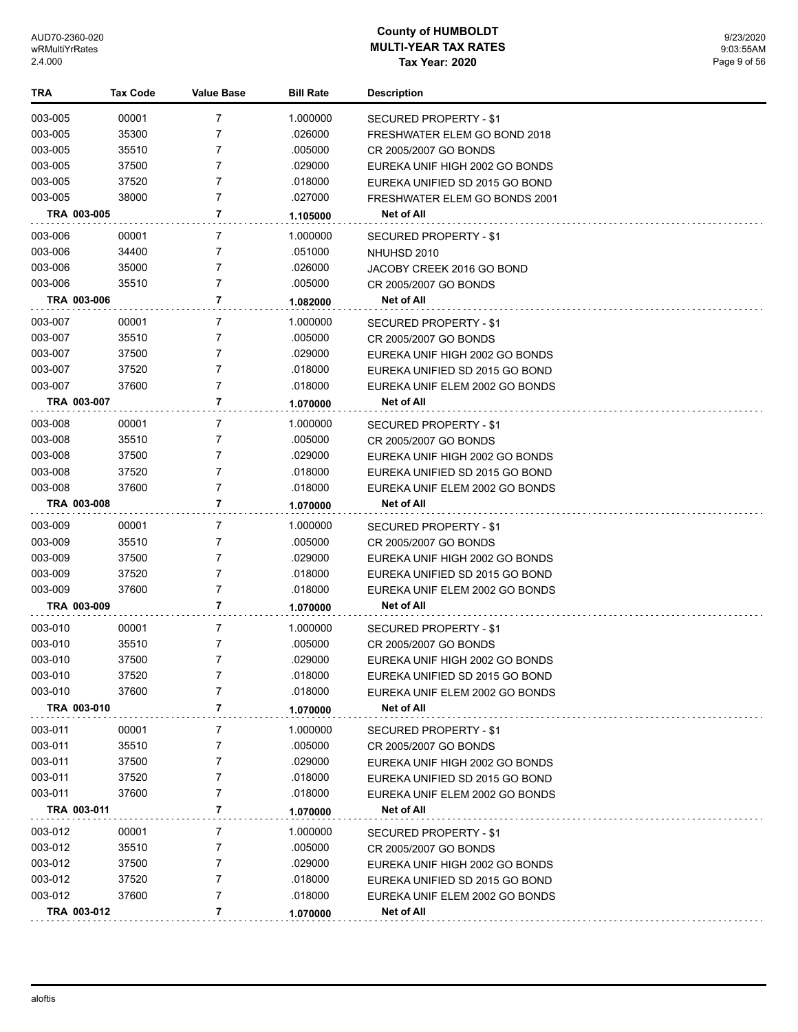# County of HUMBOLDT
## MULTI-YEAR TAX RATES
### Tax Year: 2020

| TRA | Tax Code | Value Base | Bill Rate | Description |
|---|---|---|---|---|
| 003-005 | 00001 | 7 | 1.000000 | SECURED PROPERTY - $1 |
| 003-005 | 35300 | 7 | .026000 | FRESHWATER ELEM GO BOND 2018 |
| 003-005 | 35510 | 7 | .005000 | CR 2005/2007 GO BONDS |
| 003-005 | 37500 | 7 | .029000 | EUREKA UNIF HIGH 2002 GO BONDS |
| 003-005 | 37520 | 7 | .018000 | EUREKA UNIFIED SD 2015 GO BOND |
| 003-005 | 38000 | 7 | .027000 | FRESHWATER ELEM GO BONDS 2001 |
| **TRA 003-005** | | **7** | **1.105000** | **Net of All** |
| 003-006 | 00001 | 7 | 1.000000 | SECURED PROPERTY - $1 |
| 003-006 | 34400 | 7 | .051000 | NHUHSD 2010 |
| 003-006 | 35000 | 7 | .026000 | JACOBY CREEK 2016 GO BOND |
| 003-006 | 35510 | 7 | .005000 | CR 2005/2007 GO BONDS |
| **TRA 003-006** | | **7** | **1.082000** | **Net of All** |
| 003-007 | 00001 | 7 | 1.000000 | SECURED PROPERTY - $1 |
| 003-007 | 35510 | 7 | .005000 | CR 2005/2007 GO BONDS |
| 003-007 | 37500 | 7 | .029000 | EUREKA UNIF HIGH 2002 GO BONDS |
| 003-007 | 37520 | 7 | .018000 | EUREKA UNIFIED SD 2015 GO BOND |
| 003-007 | 37600 | 7 | .018000 | EUREKA UNIF ELEM 2002 GO BONDS |
| **TRA 003-007** | | **7** | **1.070000** | **Net of All** |
| 003-008 | 00001 | 7 | 1.000000 | SECURED PROPERTY - $1 |
| 003-008 | 35510 | 7 | .005000 | CR 2005/2007 GO BONDS |
| 003-008 | 37500 | 7 | .029000 | EUREKA UNIF HIGH 2002 GO BONDS |
| 003-008 | 37520 | 7 | .018000 | EUREKA UNIFIED SD 2015 GO BOND |
| 003-008 | 37600 | 7 | .018000 | EUREKA UNIF ELEM 2002 GO BONDS |
| **TRA 003-008** | | **7** | **1.070000** | **Net of All** |
| 003-009 | 00001 | 7 | 1.000000 | SECURED PROPERTY - $1 |
| 003-009 | 35510 | 7 | .005000 | CR 2005/2007 GO BONDS |
| 003-009 | 37500 | 7 | .029000 | EUREKA UNIF HIGH 2002 GO BONDS |
| 003-009 | 37520 | 7 | .018000 | EUREKA UNIFIED SD 2015 GO BOND |
| 003-009 | 37600 | 7 | .018000 | EUREKA UNIF ELEM 2002 GO BONDS |
| **TRA 003-009** | | **7** | **1.070000** | **Net of All** |
| 003-010 | 00001 | 7 | 1.000000 | SECURED PROPERTY - $1 |
| 003-010 | 35510 | 7 | .005000 | CR 2005/2007 GO BONDS |
| 003-010 | 37500 | 7 | .029000 | EUREKA UNIF HIGH 2002 GO BONDS |
| 003-010 | 37520 | 7 | .018000 | EUREKA UNIFIED SD 2015 GO BOND |
| 003-010 | 37600 | 7 | .018000 | EUREKA UNIF ELEM 2002 GO BONDS |
| **TRA 003-010** | | **7** | **1.070000** | **Net of All** |
| 003-011 | 00001 | 7 | 1.000000 | SECURED PROPERTY - $1 |
| 003-011 | 35510 | 7 | .005000 | CR 2005/2007 GO BONDS |
| 003-011 | 37500 | 7 | .029000 | EUREKA UNIF HIGH 2002 GO BONDS |
| 003-011 | 37520 | 7 | .018000 | EUREKA UNIFIED SD 2015 GO BOND |
| 003-011 | 37600 | 7 | .018000 | EUREKA UNIF ELEM 2002 GO BONDS |
| **TRA 003-011** | | **7** | **1.070000** | **Net of All** |
| 003-012 | 00001 | 7 | 1.000000 | SECURED PROPERTY - $1 |
| 003-012 | 35510 | 7 | .005000 | CR 2005/2007 GO BONDS |
| 003-012 | 37500 | 7 | .029000 | EUREKA UNIF HIGH 2002 GO BONDS |
| 003-012 | 37520 | 7 | .018000 | EUREKA UNIFIED SD 2015 GO BOND |
| 003-012 | 37600 | 7 | .018000 | EUREKA UNIF ELEM 2002 GO BONDS |
| **TRA 003-012** | | **7** | **1.070000** | **Net of All** |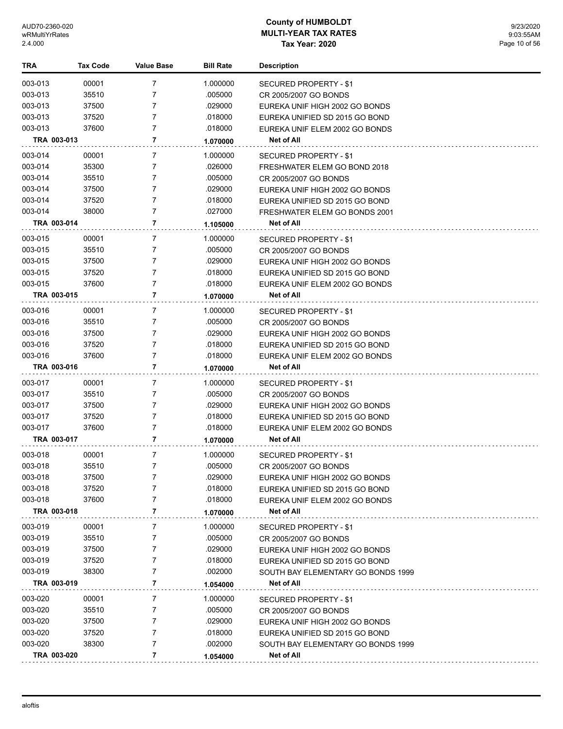# County of HUMBOLDT
## MULTI-YEAR TAX RATES
### Tax Year: 2020

| TRA | Tax Code | Value Base | Bill Rate | Description |
|---|---|---|---|---|
| 003-013 | 00001 | 7 | 1.000000 | SECURED PROPERTY - $1 |
| 003-013 | 35510 | 7 | .005000 | CR 2005/2007 GO BONDS |
| 003-013 | 37500 | 7 | .029000 | EUREKA UNIF HIGH 2002 GO BONDS |
| 003-013 | 37520 | 7 | .018000 | EUREKA UNIFIED SD 2015 GO BOND |
| 003-013 | 37600 | 7 | .018000 | EUREKA UNIF ELEM 2002 GO BONDS |
| **TRA 003-013** | | **7** | **1.070000** | **Net of All** |
| 003-014 | 00001 | 7 | 1.000000 | SECURED PROPERTY - $1 |
| 003-014 | 35300 | 7 | .026000 | FRESHWATER ELEM GO BOND 2018 |
| 003-014 | 35510 | 7 | .005000 | CR 2005/2007 GO BONDS |
| 003-014 | 37500 | 7 | .029000 | EUREKA UNIF HIGH 2002 GO BONDS |
| 003-014 | 37520 | 7 | .018000 | EUREKA UNIFIED SD 2015 GO BOND |
| 003-014 | 38000 | 7 | .027000 | FRESHWATER ELEM GO BONDS 2001 |
| **TRA 003-014** | | **7** | **1.105000** | **Net of All** |
| 003-015 | 00001 | 7 | 1.000000 | SECURED PROPERTY - $1 |
| 003-015 | 35510 | 7 | .005000 | CR 2005/2007 GO BONDS |
| 003-015 | 37500 | 7 | .029000 | EUREKA UNIF HIGH 2002 GO BONDS |
| 003-015 | 37520 | 7 | .018000 | EUREKA UNIFIED SD 2015 GO BOND |
| 003-015 | 37600 | 7 | .018000 | EUREKA UNIF ELEM 2002 GO BONDS |
| **TRA 003-015** | | **7** | **1.070000** | **Net of All** |
| 003-016 | 00001 | 7 | 1.000000 | SECURED PROPERTY - $1 |
| 003-016 | 35510 | 7 | .005000 | CR 2005/2007 GO BONDS |
| 003-016 | 37500 | 7 | .029000 | EUREKA UNIF HIGH 2002 GO BONDS |
| 003-016 | 37520 | 7 | .018000 | EUREKA UNIFIED SD 2015 GO BOND |
| 003-016 | 37600 | 7 | .018000 | EUREKA UNIF ELEM 2002 GO BONDS |
| **TRA 003-016** | | **7** | **1.070000** | **Net of All** |
| 003-017 | 00001 | 7 | 1.000000 | SECURED PROPERTY - $1 |
| 003-017 | 35510 | 7 | .005000 | CR 2005/2007 GO BONDS |
| 003-017 | 37500 | 7 | .029000 | EUREKA UNIF HIGH 2002 GO BONDS |
| 003-017 | 37520 | 7 | .018000 | EUREKA UNIFIED SD 2015 GO BOND |
| 003-017 | 37600 | 7 | .018000 | EUREKA UNIF ELEM 2002 GO BONDS |
| **TRA 003-017** | | **7** | **1.070000** | **Net of All** |
| 003-018 | 00001 | 7 | 1.000000 | SECURED PROPERTY - $1 |
| 003-018 | 35510 | 7 | .005000 | CR 2005/2007 GO BONDS |
| 003-018 | 37500 | 7 | .029000 | EUREKA UNIF HIGH 2002 GO BONDS |
| 003-018 | 37520 | 7 | .018000 | EUREKA UNIFIED SD 2015 GO BOND |
| 003-018 | 37600 | 7 | .018000 | EUREKA UNIF ELEM 2002 GO BONDS |
| **TRA 003-018** | | **7** | **1.070000** | **Net of All** |
| 003-019 | 00001 | 7 | 1.000000 | SECURED PROPERTY - $1 |
| 003-019 | 35510 | 7 | .005000 | CR 2005/2007 GO BONDS |
| 003-019 | 37500 | 7 | .029000 | EUREKA UNIF HIGH 2002 GO BONDS |
| 003-019 | 37520 | 7 | .018000 | EUREKA UNIFIED SD 2015 GO BOND |
| 003-019 | 38300 | 7 | .002000 | SOUTH BAY ELEMENTARY GO BONDS 1999 |
| **TRA 003-019** | | **7** | **1.054000** | **Net of All** |
| 003-020 | 00001 | 7 | 1.000000 | SECURED PROPERTY - $1 |
| 003-020 | 35510 | 7 | .005000 | CR 2005/2007 GO BONDS |
| 003-020 | 37500 | 7 | .029000 | EUREKA UNIF HIGH 2002 GO BONDS |
| 003-020 | 37520 | 7 | .018000 | EUREKA UNIFIED SD 2015 GO BOND |
| 003-020 | 38300 | 7 | .002000 | SOUTH BAY ELEMENTARY GO BONDS 1999 |
| **TRA 003-020** | | **7** | **1.054000** | **Net of All** |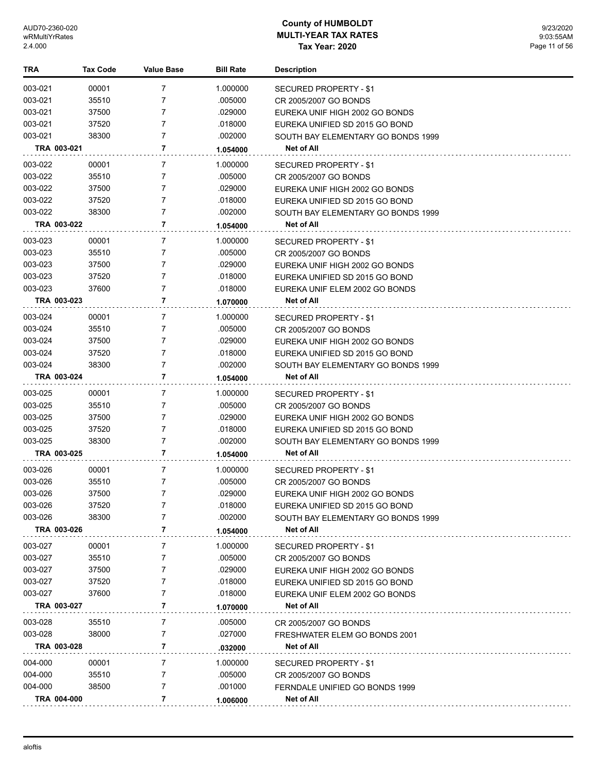# County of HUMBOLDT
## MULTI-YEAR TAX RATES
### Tax Year: 2020

| TRA | Tax Code | Value Base | Bill Rate | Description |
|---|---|---|---|---|
| 003-021 | 00001 | 7 | 1.000000 | SECURED PROPERTY - $1 |
| 003-021 | 35510 | 7 | .005000 | CR 2005/2007 GO BONDS |
| 003-021 | 37500 | 7 | .029000 | EUREKA UNIF HIGH 2002 GO BONDS |
| 003-021 | 37520 | 7 | .018000 | EUREKA UNIFIED SD 2015 GO BOND |
| 003-021 | 38300 | 7 | .002000 | SOUTH BAY ELEMENTARY GO BONDS 1999 |
| **TRA 003-021** | | **7** | **1.054000** | **Net of All** |
| 003-022 | 00001 | 7 | 1.000000 | SECURED PROPERTY - $1 |
| 003-022 | 35510 | 7 | .005000 | CR 2005/2007 GO BONDS |
| 003-022 | 37500 | 7 | .029000 | EUREKA UNIF HIGH 2002 GO BONDS |
| 003-022 | 37520 | 7 | .018000 | EUREKA UNIFIED SD 2015 GO BOND |
| 003-022 | 38300 | 7 | .002000 | SOUTH BAY ELEMENTARY GO BONDS 1999 |
| **TRA 003-022** | | **7** | **1.054000** | **Net of All** |
| 003-023 | 00001 | 7 | 1.000000 | SECURED PROPERTY - $1 |
| 003-023 | 35510 | 7 | .005000 | CR 2005/2007 GO BONDS |
| 003-023 | 37500 | 7 | .029000 | EUREKA UNIF HIGH 2002 GO BONDS |
| 003-023 | 37520 | 7 | .018000 | EUREKA UNIFIED SD 2015 GO BOND |
| 003-023 | 37600 | 7 | .018000 | EUREKA UNIF ELEM 2002 GO BONDS |
| **TRA 003-023** | | **7** | **1.070000** | **Net of All** |
| 003-024 | 00001 | 7 | 1.000000 | SECURED PROPERTY - $1 |
| 003-024 | 35510 | 7 | .005000 | CR 2005/2007 GO BONDS |
| 003-024 | 37500 | 7 | .029000 | EUREKA UNIF HIGH 2002 GO BONDS |
| 003-024 | 37520 | 7 | .018000 | EUREKA UNIFIED SD 2015 GO BOND |
| 003-024 | 38300 | 7 | .002000 | SOUTH BAY ELEMENTARY GO BONDS 1999 |
| **TRA 003-024** | | **7** | **1.054000** | **Net of All** |
| 003-025 | 00001 | 7 | 1.000000 | SECURED PROPERTY - $1 |
| 003-025 | 35510 | 7 | .005000 | CR 2005/2007 GO BONDS |
| 003-025 | 37500 | 7 | .029000 | EUREKA UNIF HIGH 2002 GO BONDS |
| 003-025 | 37520 | 7 | .018000 | EUREKA UNIFIED SD 2015 GO BOND |
| 003-025 | 38300 | 7 | .002000 | SOUTH BAY ELEMENTARY GO BONDS 1999 |
| **TRA 003-025** | | **7** | **1.054000** | **Net of All** |
| 003-026 | 00001 | 7 | 1.000000 | SECURED PROPERTY - $1 |
| 003-026 | 35510 | 7 | .005000 | CR 2005/2007 GO BONDS |
| 003-026 | 37500 | 7 | .029000 | EUREKA UNIF HIGH 2002 GO BONDS |
| 003-026 | 37520 | 7 | .018000 | EUREKA UNIFIED SD 2015 GO BOND |
| 003-026 | 38300 | 7 | .002000 | SOUTH BAY ELEMENTARY GO BONDS 1999 |
| **TRA 003-026** | | **7** | **1.054000** | **Net of All** |
| 003-027 | 00001 | 7 | 1.000000 | SECURED PROPERTY - $1 |
| 003-027 | 35510 | 7 | .005000 | CR 2005/2007 GO BONDS |
| 003-027 | 37500 | 7 | .029000 | EUREKA UNIF HIGH 2002 GO BONDS |
| 003-027 | 37520 | 7 | .018000 | EUREKA UNIFIED SD 2015 GO BOND |
| 003-027 | 37600 | 7 | .018000 | EUREKA UNIF ELEM 2002 GO BONDS |
| **TRA 003-027** | | **7** | **1.070000** | **Net of All** |
| 003-028 | 35510 | 7 | .005000 | CR 2005/2007 GO BONDS |
| 003-028 | 38000 | 7 | .027000 | FRESHWATER ELEM GO BONDS 2001 |
| **TRA 003-028** | | **7** | **.032000** | **Net of All** |
| 004-000 | 00001 | 7 | 1.000000 | SECURED PROPERTY - $1 |
| 004-000 | 35510 | 7 | .005000 | CR 2005/2007 GO BONDS |
| 004-000 | 38500 | 7 | .001000 | FERNDALE UNIFIED GO BONDS 1999 |
| **TRA 004-000** | | **7** | **1.006000** | **Net of All** |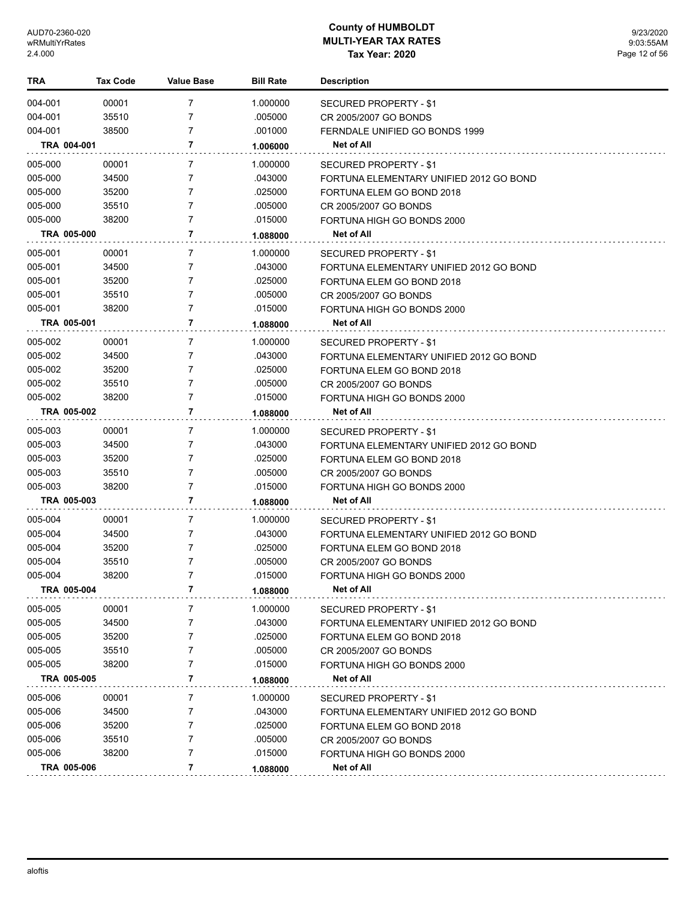# County of HUMBOLDT
## MULTI-YEAR TAX RATES
### Tax Year: 2020

| TRA | Tax Code | Value Base | Bill Rate | Description |
|---|---|---|---|---|
| 004-001 | 00001 | 7 | 1.000000 | SECURED PROPERTY - $1 |
| 004-001 | 35510 | 7 | .005000 | CR 2005/2007 GO BONDS |
| 004-001 | 38500 | 7 | .001000 | FERNDALE UNIFIED GO BONDS 1999 |
| **TRA 004-001** | | **7** | **1.006000** | **Net of All** |
| 005-000 | 00001 | 7 | 1.000000 | SECURED PROPERTY - $1 |
| 005-000 | 34500 | 7 | .043000 | FORTUNA ELEMENTARY UNIFIED 2012 GO BOND |
| 005-000 | 35200 | 7 | .025000 | FORTUNA ELEM GO BOND 2018 |
| 005-000 | 35510 | 7 | .005000 | CR 2005/2007 GO BONDS |
| 005-000 | 38200 | 7 | .015000 | FORTUNA HIGH GO BONDS 2000 |
| **TRA 005-000** | | **7** | **1.088000** | **Net of All** |
| 005-001 | 00001 | 7 | 1.000000 | SECURED PROPERTY - $1 |
| 005-001 | 34500 | 7 | .043000 | FORTUNA ELEMENTARY UNIFIED 2012 GO BOND |
| 005-001 | 35200 | 7 | .025000 | FORTUNA ELEM GO BOND 2018 |
| 005-001 | 35510 | 7 | .005000 | CR 2005/2007 GO BONDS |
| 005-001 | 38200 | 7 | .015000 | FORTUNA HIGH GO BONDS 2000 |
| **TRA 005-001** | | **7** | **1.088000** | **Net of All** |
| 005-002 | 00001 | 7 | 1.000000 | SECURED PROPERTY - $1 |
| 005-002 | 34500 | 7 | .043000 | FORTUNA ELEMENTARY UNIFIED 2012 GO BOND |
| 005-002 | 35200 | 7 | .025000 | FORTUNA ELEM GO BOND 2018 |
| 005-002 | 35510 | 7 | .005000 | CR 2005/2007 GO BONDS |
| 005-002 | 38200 | 7 | .015000 | FORTUNA HIGH GO BONDS 2000 |
| **TRA 005-002** | | **7** | **1.088000** | **Net of All** |
| 005-003 | 00001 | 7 | 1.000000 | SECURED PROPERTY - $1 |
| 005-003 | 34500 | 7 | .043000 | FORTUNA ELEMENTARY UNIFIED 2012 GO BOND |
| 005-003 | 35200 | 7 | .025000 | FORTUNA ELEM GO BOND 2018 |
| 005-003 | 35510 | 7 | .005000 | CR 2005/2007 GO BONDS |
| 005-003 | 38200 | 7 | .015000 | FORTUNA HIGH GO BONDS 2000 |
| **TRA 005-003** | | **7** | **1.088000** | **Net of All** |
| 005-004 | 00001 | 7 | 1.000000 | SECURED PROPERTY - $1 |
| 005-004 | 34500 | 7 | .043000 | FORTUNA ELEMENTARY UNIFIED 2012 GO BOND |
| 005-004 | 35200 | 7 | .025000 | FORTUNA ELEM GO BOND 2018 |
| 005-004 | 35510 | 7 | .005000 | CR 2005/2007 GO BONDS |
| 005-004 | 38200 | 7 | .015000 | FORTUNA HIGH GO BONDS 2000 |
| **TRA 005-004** | | **7** | **1.088000** | **Net of All** |
| 005-005 | 00001 | 7 | 1.000000 | SECURED PROPERTY - $1 |
| 005-005 | 34500 | 7 | .043000 | FORTUNA ELEMENTARY UNIFIED 2012 GO BOND |
| 005-005 | 35200 | 7 | .025000 | FORTUNA ELEM GO BOND 2018 |
| 005-005 | 35510 | 7 | .005000 | CR 2005/2007 GO BONDS |
| 005-005 | 38200 | 7 | .015000 | FORTUNA HIGH GO BONDS 2000 |
| **TRA 005-005** | | **7** | **1.088000** | **Net of All** |
| 005-006 | 00001 | 7 | 1.000000 | SECURED PROPERTY - $1 |
| 005-006 | 34500 | 7 | .043000 | FORTUNA ELEMENTARY UNIFIED 2012 GO BOND |
| 005-006 | 35200 | 7 | .025000 | FORTUNA ELEM GO BOND 2018 |
| 005-006 | 35510 | 7 | .005000 | CR 2005/2007 GO BONDS |
| 005-006 | 38200 | 7 | .015000 | FORTUNA HIGH GO BONDS 2000 |
| **TRA 005-006** | | **7** | **1.088000** | **Net of All** |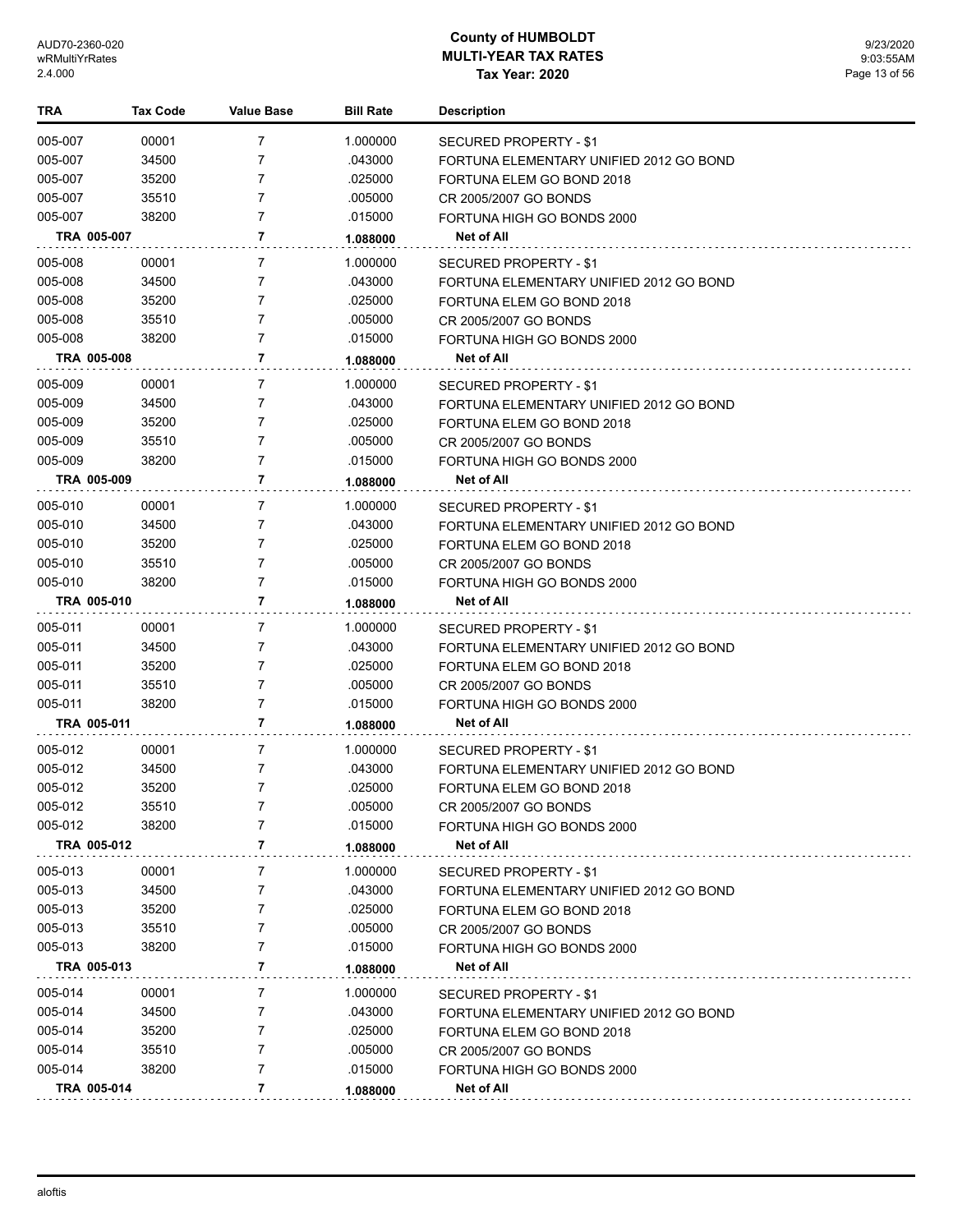# County of HUMBOLDT
## MULTI-YEAR TAX RATES
### Tax Year: 2020

| TRA | Tax Code | Value Base | Bill Rate | Description |
|---|---|---|---|---|
| 005-007 | 00001 | 7 | 1.000000 | SECURED PROPERTY - $1 |
| 005-007 | 34500 | 7 | .043000 | FORTUNA ELEMENTARY UNIFIED 2012 GO BOND |
| 005-007 | 35200 | 7 | .025000 | FORTUNA ELEM GO BOND 2018 |
| 005-007 | 35510 | 7 | .005000 | CR 2005/2007 GO BONDS |
| 005-007 | 38200 | 7 | .015000 | FORTUNA HIGH GO BONDS 2000 |
| **TRA 005-007** | | **7** | **1.088000** | **Net of All** |
| 005-008 | 00001 | 7 | 1.000000 | SECURED PROPERTY - $1 |
| 005-008 | 34500 | 7 | .043000 | FORTUNA ELEMENTARY UNIFIED 2012 GO BOND |
| 005-008 | 35200 | 7 | .025000 | FORTUNA ELEM GO BOND 2018 |
| 005-008 | 35510 | 7 | .005000 | CR 2005/2007 GO BONDS |
| 005-008 | 38200 | 7 | .015000 | FORTUNA HIGH GO BONDS 2000 |
| **TRA 005-008** | | **7** | **1.088000** | **Net of All** |
| 005-009 | 00001 | 7 | 1.000000 | SECURED PROPERTY - $1 |
| 005-009 | 34500 | 7 | .043000 | FORTUNA ELEMENTARY UNIFIED 2012 GO BOND |
| 005-009 | 35200 | 7 | .025000 | FORTUNA ELEM GO BOND 2018 |
| 005-009 | 35510 | 7 | .005000 | CR 2005/2007 GO BONDS |
| 005-009 | 38200 | 7 | .015000 | FORTUNA HIGH GO BONDS 2000 |
| **TRA 005-009** | | **7** | **1.088000** | **Net of All** |
| 005-010 | 00001 | 7 | 1.000000 | SECURED PROPERTY - $1 |
| 005-010 | 34500 | 7 | .043000 | FORTUNA ELEMENTARY UNIFIED 2012 GO BOND |
| 005-010 | 35200 | 7 | .025000 | FORTUNA ELEM GO BOND 2018 |
| 005-010 | 35510 | 7 | .005000 | CR 2005/2007 GO BONDS |
| 005-010 | 38200 | 7 | .015000 | FORTUNA HIGH GO BONDS 2000 |
| **TRA 005-010** | | **7** | **1.088000** | **Net of All** |
| 005-011 | 00001 | 7 | 1.000000 | SECURED PROPERTY - $1 |
| 005-011 | 34500 | 7 | .043000 | FORTUNA ELEMENTARY UNIFIED 2012 GO BOND |
| 005-011 | 35200 | 7 | .025000 | FORTUNA ELEM GO BOND 2018 |
| 005-011 | 35510 | 7 | .005000 | CR 2005/2007 GO BONDS |
| 005-011 | 38200 | 7 | .015000 | FORTUNA HIGH GO BONDS 2000 |
| **TRA 005-011** | | **7** | **1.088000** | **Net of All** |
| 005-012 | 00001 | 7 | 1.000000 | SECURED PROPERTY - $1 |
| 005-012 | 34500 | 7 | .043000 | FORTUNA ELEMENTARY UNIFIED 2012 GO BOND |
| 005-012 | 35200 | 7 | .025000 | FORTUNA ELEM GO BOND 2018 |
| 005-012 | 35510 | 7 | .005000 | CR 2005/2007 GO BONDS |
| 005-012 | 38200 | 7 | .015000 | FORTUNA HIGH GO BONDS 2000 |
| **TRA 005-012** | | **7** | **1.088000** | **Net of All** |
| 005-013 | 00001 | 7 | 1.000000 | SECURED PROPERTY - $1 |
| 005-013 | 34500 | 7 | .043000 | FORTUNA ELEMENTARY UNIFIED 2012 GO BOND |
| 005-013 | 35200 | 7 | .025000 | FORTUNA ELEM GO BOND 2018 |
| 005-013 | 35510 | 7 | .005000 | CR 2005/2007 GO BONDS |
| 005-013 | 38200 | 7 | .015000 | FORTUNA HIGH GO BONDS 2000 |
| **TRA 005-013** | | **7** | **1.088000** | **Net of All** |
| 005-014 | 00001 | 7 | 1.000000 | SECURED PROPERTY - $1 |
| 005-014 | 34500 | 7 | .043000 | FORTUNA ELEMENTARY UNIFIED 2012 GO BOND |
| 005-014 | 35200 | 7 | .025000 | FORTUNA ELEM GO BOND 2018 |
| 005-014 | 35510 | 7 | .005000 | CR 2005/2007 GO BONDS |
| 005-014 | 38200 | 7 | .015000 | FORTUNA HIGH GO BONDS 2000 |
| **TRA 005-014** | | **7** | **1.088000** | **Net of All** |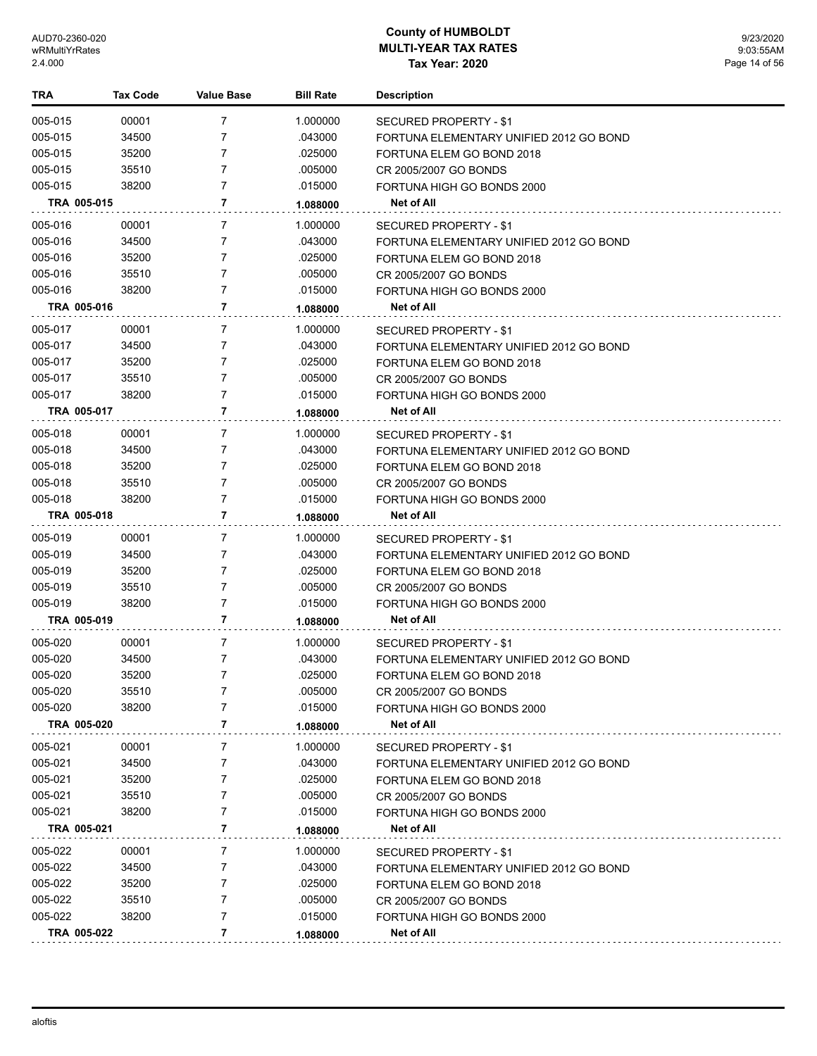# County of HUMBOLDT
## MULTI-YEAR TAX RATES
### Tax Year: 2020

| TRA | Tax Code | Value Base | Bill Rate | Description |
|---|---|---|---|---|
| 005-015 | 00001 | 7 | 1.000000 | SECURED PROPERTY - $1 |
| 005-015 | 34500 | 7 | .043000 | FORTUNA ELEMENTARY UNIFIED 2012 GO BOND |
| 005-015 | 35200 | 7 | .025000 | FORTUNA ELEM GO BOND 2018 |
| 005-015 | 35510 | 7 | .005000 | CR 2005/2007 GO BONDS |
| 005-015 | 38200 | 7 | .015000 | FORTUNA HIGH GO BONDS 2000 |
| **TRA 005-015** | | **7** | **1.088000** | **Net of All** |
| 005-016 | 00001 | 7 | 1.000000 | SECURED PROPERTY - $1 |
| 005-016 | 34500 | 7 | .043000 | FORTUNA ELEMENTARY UNIFIED 2012 GO BOND |
| 005-016 | 35200 | 7 | .025000 | FORTUNA ELEM GO BOND 2018 |
| 005-016 | 35510 | 7 | .005000 | CR 2005/2007 GO BONDS |
| 005-016 | 38200 | 7 | .015000 | FORTUNA HIGH GO BONDS 2000 |
| **TRA 005-016** | | **7** | **1.088000** | **Net of All** |
| 005-017 | 00001 | 7 | 1.000000 | SECURED PROPERTY - $1 |
| 005-017 | 34500 | 7 | .043000 | FORTUNA ELEMENTARY UNIFIED 2012 GO BOND |
| 005-017 | 35200 | 7 | .025000 | FORTUNA ELEM GO BOND 2018 |
| 005-017 | 35510 | 7 | .005000 | CR 2005/2007 GO BONDS |
| 005-017 | 38200 | 7 | .015000 | FORTUNA HIGH GO BONDS 2000 |
| **TRA 005-017** | | **7** | **1.088000** | **Net of All** |
| 005-018 | 00001 | 7 | 1.000000 | SECURED PROPERTY - $1 |
| 005-018 | 34500 | 7 | .043000 | FORTUNA ELEMENTARY UNIFIED 2012 GO BOND |
| 005-018 | 35200 | 7 | .025000 | FORTUNA ELEM GO BOND 2018 |
| 005-018 | 35510 | 7 | .005000 | CR 2005/2007 GO BONDS |
| 005-018 | 38200 | 7 | .015000 | FORTUNA HIGH GO BONDS 2000 |
| **TRA 005-018** | | **7** | **1.088000** | **Net of All** |
| 005-019 | 00001 | 7 | 1.000000 | SECURED PROPERTY - $1 |
| 005-019 | 34500 | 7 | .043000 | FORTUNA ELEMENTARY UNIFIED 2012 GO BOND |
| 005-019 | 35200 | 7 | .025000 | FORTUNA ELEM GO BOND 2018 |
| 005-019 | 35510 | 7 | .005000 | CR 2005/2007 GO BONDS |
| 005-019 | 38200 | 7 | .015000 | FORTUNA HIGH GO BONDS 2000 |
| **TRA 005-019** | | **7** | **1.088000** | **Net of All** |
| 005-020 | 00001 | 7 | 1.000000 | SECURED PROPERTY - $1 |
| 005-020 | 34500 | 7 | .043000 | FORTUNA ELEMENTARY UNIFIED 2012 GO BOND |
| 005-020 | 35200 | 7 | .025000 | FORTUNA ELEM GO BOND 2018 |
| 005-020 | 35510 | 7 | .005000 | CR 2005/2007 GO BONDS |
| 005-020 | 38200 | 7 | .015000 | FORTUNA HIGH GO BONDS 2000 |
| **TRA 005-020** | | **7** | **1.088000** | **Net of All** |
| 005-021 | 00001 | 7 | 1.000000 | SECURED PROPERTY - $1 |
| 005-021 | 34500 | 7 | .043000 | FORTUNA ELEMENTARY UNIFIED 2012 GO BOND |
| 005-021 | 35200 | 7 | .025000 | FORTUNA ELEM GO BOND 2018 |
| 005-021 | 35510 | 7 | .005000 | CR 2005/2007 GO BONDS |
| 005-021 | 38200 | 7 | .015000 | FORTUNA HIGH GO BONDS 2000 |
| **TRA 005-021** | | **7** | **1.088000** | **Net of All** |
| 005-022 | 00001 | 7 | 1.000000 | SECURED PROPERTY - $1 |
| 005-022 | 34500 | 7 | .043000 | FORTUNA ELEMENTARY UNIFIED 2012 GO BOND |
| 005-022 | 35200 | 7 | .025000 | FORTUNA ELEM GO BOND 2018 |
| 005-022 | 35510 | 7 | .005000 | CR 2005/2007 GO BONDS |
| 005-022 | 38200 | 7 | .015000 | FORTUNA HIGH GO BONDS 2000 |
| **TRA 005-022** | | **7** | **1.088000** | **Net of All** |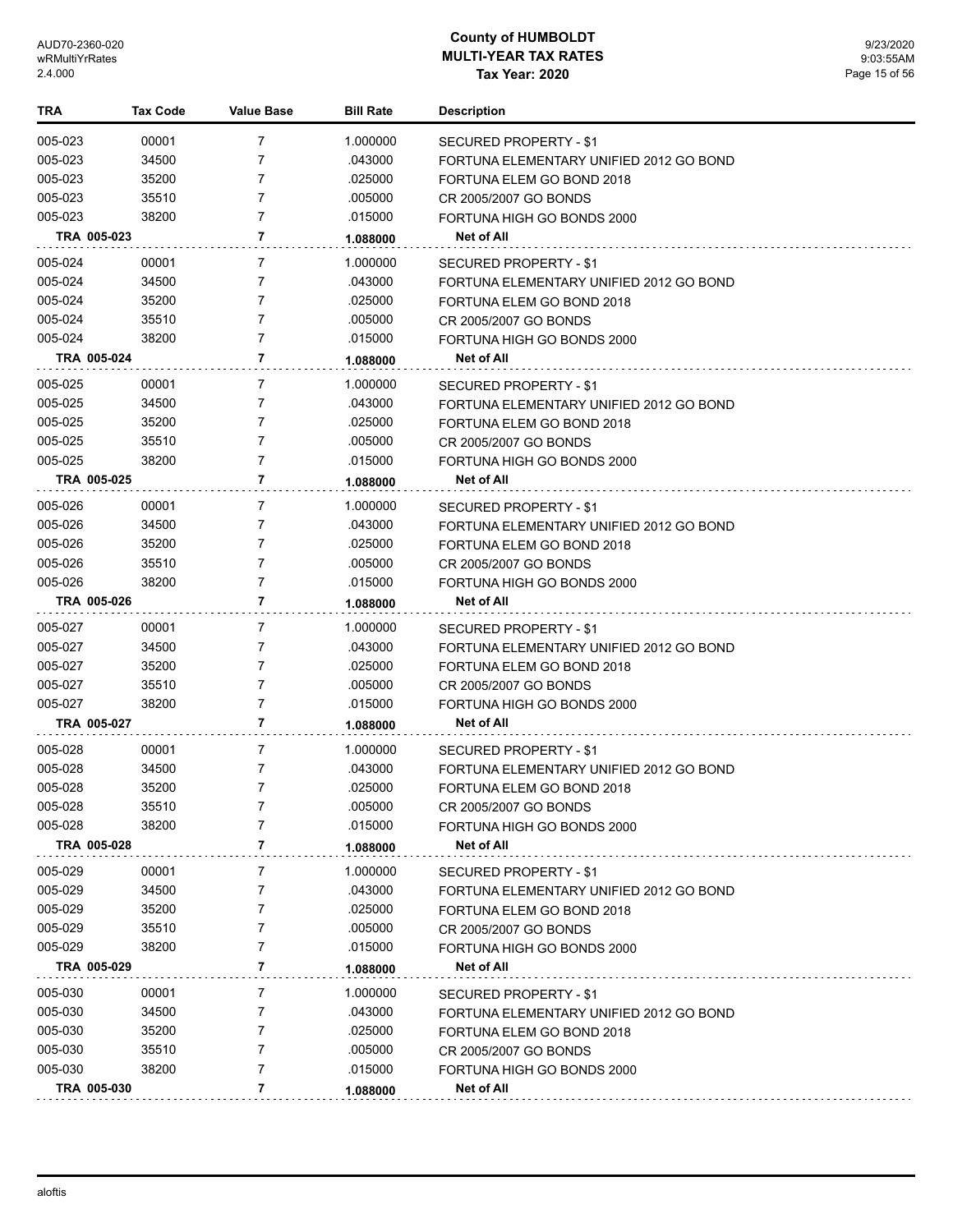# County of HUMBOLDT
## MULTI-YEAR TAX RATES
### Tax Year: 2020

| TRA | Tax Code | Value Base | Bill Rate | Description |
|---|---|---|---|---|
| 005-023 | 00001 | 7 | 1.000000 | SECURED PROPERTY - $1 |
| 005-023 | 34500 | 7 | .043000 | FORTUNA ELEMENTARY UNIFIED 2012 GO BOND |
| 005-023 | 35200 | 7 | .025000 | FORTUNA ELEM GO BOND 2018 |
| 005-023 | 35510 | 7 | .005000 | CR 2005/2007 GO BONDS |
| 005-023 | 38200 | 7 | .015000 | FORTUNA HIGH GO BONDS 2000 |
| **TRA 005-023** | | **7** | **1.088000** | **Net of All** |
| 005-024 | 00001 | 7 | 1.000000 | SECURED PROPERTY - $1 |
| 005-024 | 34500 | 7 | .043000 | FORTUNA ELEMENTARY UNIFIED 2012 GO BOND |
| 005-024 | 35200 | 7 | .025000 | FORTUNA ELEM GO BOND 2018 |
| 005-024 | 35510 | 7 | .005000 | CR 2005/2007 GO BONDS |
| 005-024 | 38200 | 7 | .015000 | FORTUNA HIGH GO BONDS 2000 |
| **TRA 005-024** | | **7** | **1.088000** | **Net of All** |
| 005-025 | 00001 | 7 | 1.000000 | SECURED PROPERTY - $1 |
| 005-025 | 34500 | 7 | .043000 | FORTUNA ELEMENTARY UNIFIED 2012 GO BOND |
| 005-025 | 35200 | 7 | .025000 | FORTUNA ELEM GO BOND 2018 |
| 005-025 | 35510 | 7 | .005000 | CR 2005/2007 GO BONDS |
| 005-025 | 38200 | 7 | .015000 | FORTUNA HIGH GO BONDS 2000 |
| **TRA 005-025** | | **7** | **1.088000** | **Net of All** |
| 005-026 | 00001 | 7 | 1.000000 | SECURED PROPERTY - $1 |
| 005-026 | 34500 | 7 | .043000 | FORTUNA ELEMENTARY UNIFIED 2012 GO BOND |
| 005-026 | 35200 | 7 | .025000 | FORTUNA ELEM GO BOND 2018 |
| 005-026 | 35510 | 7 | .005000 | CR 2005/2007 GO BONDS |
| 005-026 | 38200 | 7 | .015000 | FORTUNA HIGH GO BONDS 2000 |
| **TRA 005-026** | | **7** | **1.088000** | **Net of All** |
| 005-027 | 00001 | 7 | 1.000000 | SECURED PROPERTY - $1 |
| 005-027 | 34500 | 7 | .043000 | FORTUNA ELEMENTARY UNIFIED 2012 GO BOND |
| 005-027 | 35200 | 7 | .025000 | FORTUNA ELEM GO BOND 2018 |
| 005-027 | 35510 | 7 | .005000 | CR 2005/2007 GO BONDS |
| 005-027 | 38200 | 7 | .015000 | FORTUNA HIGH GO BONDS 2000 |
| **TRA 005-027** | | **7** | **1.088000** | **Net of All** |
| 005-028 | 00001 | 7 | 1.000000 | SECURED PROPERTY - $1 |
| 005-028 | 34500 | 7 | .043000 | FORTUNA ELEMENTARY UNIFIED 2012 GO BOND |
| 005-028 | 35200 | 7 | .025000 | FORTUNA ELEM GO BOND 2018 |
| 005-028 | 35510 | 7 | .005000 | CR 2005/2007 GO BONDS |
| 005-028 | 38200 | 7 | .015000 | FORTUNA HIGH GO BONDS 2000 |
| **TRA 005-028** | | **7** | **1.088000** | **Net of All** |
| 005-029 | 00001 | 7 | 1.000000 | SECURED PROPERTY - $1 |
| 005-029 | 34500 | 7 | .043000 | FORTUNA ELEMENTARY UNIFIED 2012 GO BOND |
| 005-029 | 35200 | 7 | .025000 | FORTUNA ELEM GO BOND 2018 |
| 005-029 | 35510 | 7 | .005000 | CR 2005/2007 GO BONDS |
| 005-029 | 38200 | 7 | .015000 | FORTUNA HIGH GO BONDS 2000 |
| **TRA 005-029** | | **7** | **1.088000** | **Net of All** |
| 005-030 | 00001 | 7 | 1.000000 | SECURED PROPERTY - $1 |
| 005-030 | 34500 | 7 | .043000 | FORTUNA ELEMENTARY UNIFIED 2012 GO BOND |
| 005-030 | 35200 | 7 | .025000 | FORTUNA ELEM GO BOND 2018 |
| 005-030 | 35510 | 7 | .005000 | CR 2005/2007 GO BONDS |
| 005-030 | 38200 | 7 | .015000 | FORTUNA HIGH GO BONDS 2000 |
| **TRA 005-030** | | **7** | **1.088000** | **Net of All** |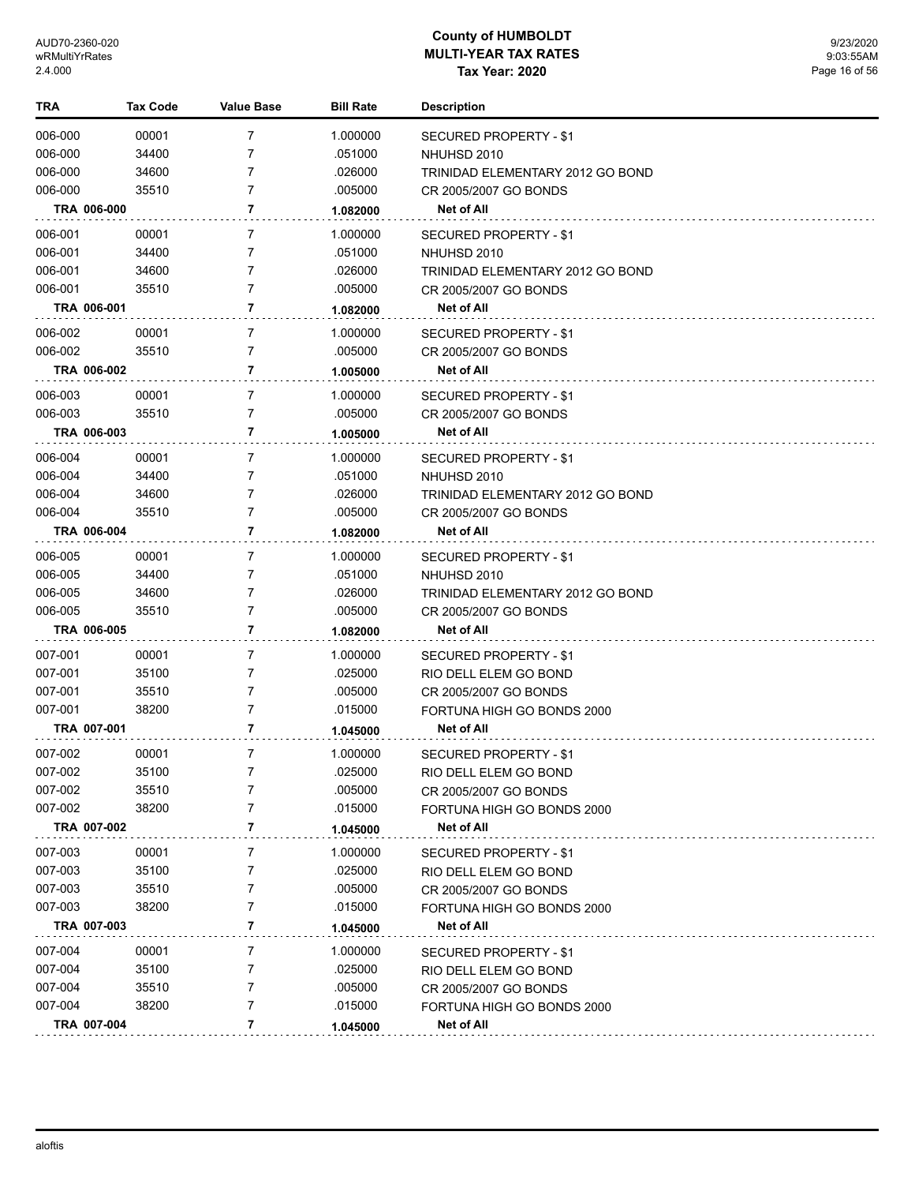# County of HUMBOLDT
## MULTI-YEAR TAX RATES
### Tax Year: 2020

| TRA | Tax Code | Value Base | Bill Rate | Description |
|---|---|---|---|---|
| 006-000 | 00001 | 7 | 1.000000 | SECURED PROPERTY - $1 |
| 006-000 | 34400 | 7 | .051000 | NHUHSD 2010 |
| 006-000 | 34600 | 7 | .026000 | TRINIDAD ELEMENTARY 2012 GO BOND |
| 006-000 | 35510 | 7 | .005000 | CR 2005/2007 GO BONDS |
| **TRA 006-000** | | **7** | **1.082000** | **Net of All** |
| 006-001 | 00001 | 7 | 1.000000 | SECURED PROPERTY - $1 |
| 006-001 | 34400 | 7 | .051000 | NHUHSD 2010 |
| 006-001 | 34600 | 7 | .026000 | TRINIDAD ELEMENTARY 2012 GO BOND |
| 006-001 | 35510 | 7 | .005000 | CR 2005/2007 GO BONDS |
| **TRA 006-001** | | **7** | **1.082000** | **Net of All** |
| 006-002 | 00001 | 7 | 1.000000 | SECURED PROPERTY - $1 |
| 006-002 | 35510 | 7 | .005000 | CR 2005/2007 GO BONDS |
| **TRA 006-002** | | **7** | **1.005000** | **Net of All** |
| 006-003 | 00001 | 7 | 1.000000 | SECURED PROPERTY - $1 |
| 006-003 | 35510 | 7 | .005000 | CR 2005/2007 GO BONDS |
| **TRA 006-003** | | **7** | **1.005000** | **Net of All** |
| 006-004 | 00001 | 7 | 1.000000 | SECURED PROPERTY - $1 |
| 006-004 | 34400 | 7 | .051000 | NHUHSD 2010 |
| 006-004 | 34600 | 7 | .026000 | TRINIDAD ELEMENTARY 2012 GO BOND |
| 006-004 | 35510 | 7 | .005000 | CR 2005/2007 GO BONDS |
| **TRA 006-004** | | **7** | **1.082000** | **Net of All** |
| 006-005 | 00001 | 7 | 1.000000 | SECURED PROPERTY - $1 |
| 006-005 | 34400 | 7 | .051000 | NHUHSD 2010 |
| 006-005 | 34600 | 7 | .026000 | TRINIDAD ELEMENTARY 2012 GO BOND |
| 006-005 | 35510 | 7 | .005000 | CR 2005/2007 GO BONDS |
| **TRA 006-005** | | **7** | **1.082000** | **Net of All** |
| 007-001 | 00001 | 7 | 1.000000 | SECURED PROPERTY - $1 |
| 007-001 | 35100 | 7 | .025000 | RIO DELL ELEM GO BOND |
| 007-001 | 35510 | 7 | .005000 | CR 2005/2007 GO BONDS |
| 007-001 | 38200 | 7 | .015000 | FORTUNA HIGH GO BONDS 2000 |
| **TRA 007-001** | | **7** | **1.045000** | **Net of All** |
| 007-002 | 00001 | 7 | 1.000000 | SECURED PROPERTY - $1 |
| 007-002 | 35100 | 7 | .025000 | RIO DELL ELEM GO BOND |
| 007-002 | 35510 | 7 | .005000 | CR 2005/2007 GO BONDS |
| 007-002 | 38200 | 7 | .015000 | FORTUNA HIGH GO BONDS 2000 |
| **TRA 007-002** | | **7** | **1.045000** | **Net of All** |
| 007-003 | 00001 | 7 | 1.000000 | SECURED PROPERTY - $1 |
| 007-003 | 35100 | 7 | .025000 | RIO DELL ELEM GO BOND |
| 007-003 | 35510 | 7 | .005000 | CR 2005/2007 GO BONDS |
| 007-003 | 38200 | 7 | .015000 | FORTUNA HIGH GO BONDS 2000 |
| **TRA 007-003** | | **7** | **1.045000** | **Net of All** |
| 007-004 | 00001 | 7 | 1.000000 | SECURED PROPERTY - $1 |
| 007-004 | 35100 | 7 | .025000 | RIO DELL ELEM GO BOND |
| 007-004 | 35510 | 7 | .005000 | CR 2005/2007 GO BONDS |
| 007-004 | 38200 | 7 | .015000 | FORTUNA HIGH GO BONDS 2000 |
| **TRA 007-004** | | **7** | **1.045000** | **Net of All** |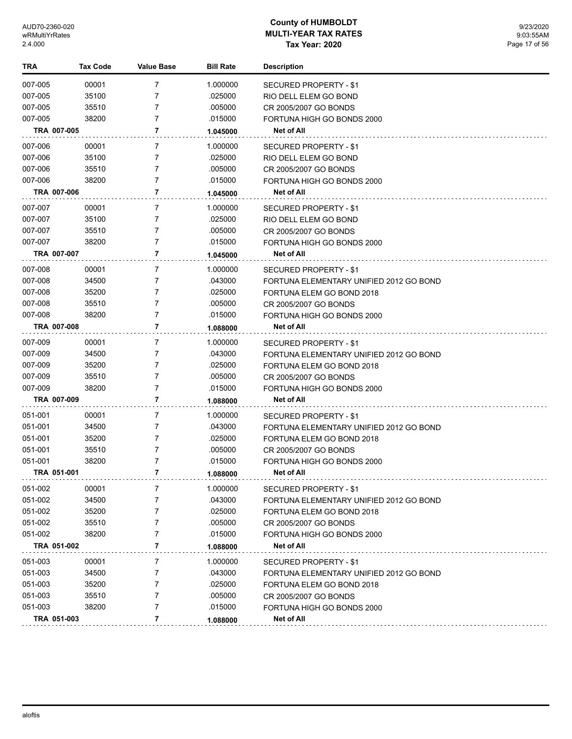# County of HUMBOLDT
## MULTI-YEAR TAX RATES
### Tax Year: 2020

| TRA | Tax Code | Value Base | Bill Rate | Description |
|---|---|---|---|---|
| 007-005 | 00001 | 7 | 1.000000 | SECURED PROPERTY - $1 |
| 007-005 | 35100 | 7 | .025000 | RIO DELL ELEM GO BOND |
| 007-005 | 35510 | 7 | .005000 | CR 2005/2007 GO BONDS |
| 007-005 | 38200 | 7 | .015000 | FORTUNA HIGH GO BONDS 2000 |
| **TRA 007-005** | | **7** | **1.045000** | **Net of All** |
| 007-006 | 00001 | 7 | 1.000000 | SECURED PROPERTY - $1 |
| 007-006 | 35100 | 7 | .025000 | RIO DELL ELEM GO BOND |
| 007-006 | 35510 | 7 | .005000 | CR 2005/2007 GO BONDS |
| 007-006 | 38200 | 7 | .015000 | FORTUNA HIGH GO BONDS 2000 |
| **TRA 007-006** | | **7** | **1.045000** | **Net of All** |
| 007-007 | 00001 | 7 | 1.000000 | SECURED PROPERTY - $1 |
| 007-007 | 35100 | 7 | .025000 | RIO DELL ELEM GO BOND |
| 007-007 | 35510 | 7 | .005000 | CR 2005/2007 GO BONDS |
| 007-007 | 38200 | 7 | .015000 | FORTUNA HIGH GO BONDS 2000 |
| **TRA 007-007** | | **7** | **1.045000** | **Net of All** |
| 007-008 | 00001 | 7 | 1.000000 | SECURED PROPERTY - $1 |
| 007-008 | 34500 | 7 | .043000 | FORTUNA ELEMENTARY UNIFIED 2012 GO BOND |
| 007-008 | 35200 | 7 | .025000 | FORTUNA ELEM GO BOND 2018 |
| 007-008 | 35510 | 7 | .005000 | CR 2005/2007 GO BONDS |
| 007-008 | 38200 | 7 | .015000 | FORTUNA HIGH GO BONDS 2000 |
| **TRA 007-008** | | **7** | **1.088000** | **Net of All** |
| 007-009 | 00001 | 7 | 1.000000 | SECURED PROPERTY - $1 |
| 007-009 | 34500 | 7 | .043000 | FORTUNA ELEMENTARY UNIFIED 2012 GO BOND |
| 007-009 | 35200 | 7 | .025000 | FORTUNA ELEM GO BOND 2018 |
| 007-009 | 35510 | 7 | .005000 | CR 2005/2007 GO BONDS |
| 007-009 | 38200 | 7 | .015000 | FORTUNA HIGH GO BONDS 2000 |
| **TRA 007-009** | | **7** | **1.088000** | **Net of All** |
| 051-001 | 00001 | 7 | 1.000000 | SECURED PROPERTY - $1 |
| 051-001 | 34500 | 7 | .043000 | FORTUNA ELEMENTARY UNIFIED 2012 GO BOND |
| 051-001 | 35200 | 7 | .025000 | FORTUNA ELEM GO BOND 2018 |
| 051-001 | 35510 | 7 | .005000 | CR 2005/2007 GO BONDS |
| 051-001 | 38200 | 7 | .015000 | FORTUNA HIGH GO BONDS 2000 |
| **TRA 051-001** | | **7** | **1.088000** | **Net of All** |
| 051-002 | 00001 | 7 | 1.000000 | SECURED PROPERTY - $1 |
| 051-002 | 34500 | 7 | .043000 | FORTUNA ELEMENTARY UNIFIED 2012 GO BOND |
| 051-002 | 35200 | 7 | .025000 | FORTUNA ELEM GO BOND 2018 |
| 051-002 | 35510 | 7 | .005000 | CR 2005/2007 GO BONDS |
| 051-002 | 38200 | 7 | .015000 | FORTUNA HIGH GO BONDS 2000 |
| **TRA 051-002** | | **7** | **1.088000** | **Net of All** |
| 051-003 | 00001 | 7 | 1.000000 | SECURED PROPERTY - $1 |
| 051-003 | 34500 | 7 | .043000 | FORTUNA ELEMENTARY UNIFIED 2012 GO BOND |
| 051-003 | 35200 | 7 | .025000 | FORTUNA ELEM GO BOND 2018 |
| 051-003 | 35510 | 7 | .005000 | CR 2005/2007 GO BONDS |
| 051-003 | 38200 | 7 | .015000 | FORTUNA HIGH GO BONDS 2000 |
| **TRA 051-003** | | **7** | **1.088000** | **Net of All** |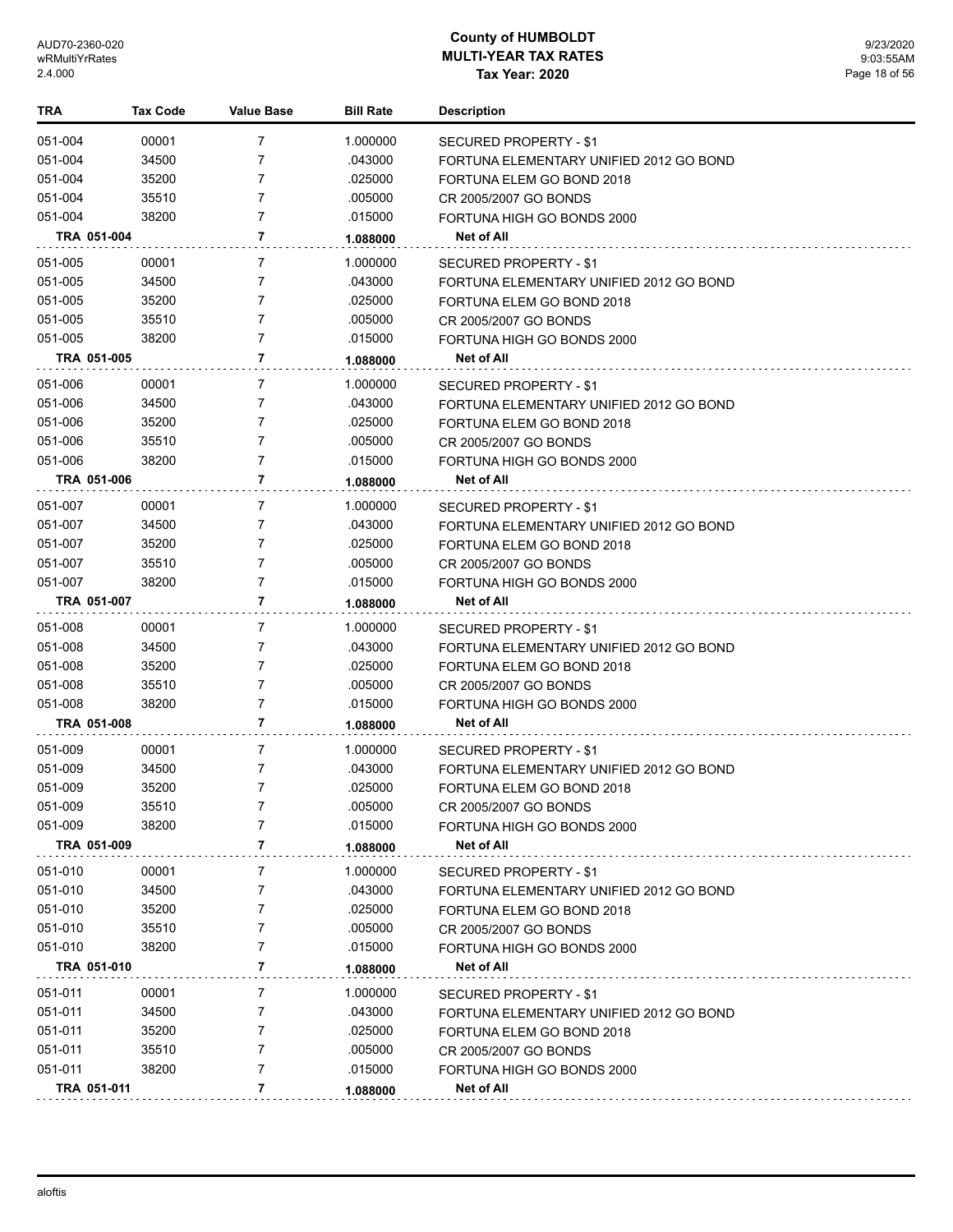# County of HUMBOLDT
## MULTI-YEAR TAX RATES
### Tax Year: 2020

| TRA | Tax Code | Value Base | Bill Rate | Description |
|---|---|---|---|---|
| 051-004 | 00001 | 7 | 1.000000 | SECURED PROPERTY - $1 |
| 051-004 | 34500 | 7 | .043000 | FORTUNA ELEMENTARY UNIFIED 2012 GO BOND |
| 051-004 | 35200 | 7 | .025000 | FORTUNA ELEM GO BOND 2018 |
| 051-004 | 35510 | 7 | .005000 | CR 2005/2007 GO BONDS |
| 051-004 | 38200 | 7 | .015000 | FORTUNA HIGH GO BONDS 2000 |
| **TRA 051-004** | | **7** | **1.088000** | **Net of All** |
| 051-005 | 00001 | 7 | 1.000000 | SECURED PROPERTY - $1 |
| 051-005 | 34500 | 7 | .043000 | FORTUNA ELEMENTARY UNIFIED 2012 GO BOND |
| 051-005 | 35200 | 7 | .025000 | FORTUNA ELEM GO BOND 2018 |
| 051-005 | 35510 | 7 | .005000 | CR 2005/2007 GO BONDS |
| 051-005 | 38200 | 7 | .015000 | FORTUNA HIGH GO BONDS 2000 |
| **TRA 051-005** | | **7** | **1.088000** | **Net of All** |
| 051-006 | 00001 | 7 | 1.000000 | SECURED PROPERTY - $1 |
| 051-006 | 34500 | 7 | .043000 | FORTUNA ELEMENTARY UNIFIED 2012 GO BOND |
| 051-006 | 35200 | 7 | .025000 | FORTUNA ELEM GO BOND 2018 |
| 051-006 | 35510 | 7 | .005000 | CR 2005/2007 GO BONDS |
| 051-006 | 38200 | 7 | .015000 | FORTUNA HIGH GO BONDS 2000 |
| **TRA 051-006** | | **7** | **1.088000** | **Net of All** |
| 051-007 | 00001 | 7 | 1.000000 | SECURED PROPERTY - $1 |
| 051-007 | 34500 | 7 | .043000 | FORTUNA ELEMENTARY UNIFIED 2012 GO BOND |
| 051-007 | 35200 | 7 | .025000 | FORTUNA ELEM GO BOND 2018 |
| 051-007 | 35510 | 7 | .005000 | CR 2005/2007 GO BONDS |
| 051-007 | 38200 | 7 | .015000 | FORTUNA HIGH GO BONDS 2000 |
| **TRA 051-007** | | **7** | **1.088000** | **Net of All** |
| 051-008 | 00001 | 7 | 1.000000 | SECURED PROPERTY - $1 |
| 051-008 | 34500 | 7 | .043000 | FORTUNA ELEMENTARY UNIFIED 2012 GO BOND |
| 051-008 | 35200 | 7 | .025000 | FORTUNA ELEM GO BOND 2018 |
| 051-008 | 35510 | 7 | .005000 | CR 2005/2007 GO BONDS |
| 051-008 | 38200 | 7 | .015000 | FORTUNA HIGH GO BONDS 2000 |
| **TRA 051-008** | | **7** | **1.088000** | **Net of All** |
| 051-009 | 00001 | 7 | 1.000000 | SECURED PROPERTY - $1 |
| 051-009 | 34500 | 7 | .043000 | FORTUNA ELEMENTARY UNIFIED 2012 GO BOND |
| 051-009 | 35200 | 7 | .025000 | FORTUNA ELEM GO BOND 2018 |
| 051-009 | 35510 | 7 | .005000 | CR 2005/2007 GO BONDS |
| 051-009 | 38200 | 7 | .015000 | FORTUNA HIGH GO BONDS 2000 |
| **TRA 051-009** | | **7** | **1.088000** | **Net of All** |
| 051-010 | 00001 | 7 | 1.000000 | SECURED PROPERTY - $1 |
| 051-010 | 34500 | 7 | .043000 | FORTUNA ELEMENTARY UNIFIED 2012 GO BOND |
| 051-010 | 35200 | 7 | .025000 | FORTUNA ELEM GO BOND 2018 |
| 051-010 | 35510 | 7 | .005000 | CR 2005/2007 GO BONDS |
| 051-010 | 38200 | 7 | .015000 | FORTUNA HIGH GO BONDS 2000 |
| **TRA 051-010** | | **7** | **1.088000** | **Net of All** |
| 051-011 | 00001 | 7 | 1.000000 | SECURED PROPERTY - $1 |
| 051-011 | 34500 | 7 | .043000 | FORTUNA ELEMENTARY UNIFIED 2012 GO BOND |
| 051-011 | 35200 | 7 | .025000 | FORTUNA ELEM GO BOND 2018 |
| 051-011 | 35510 | 7 | .005000 | CR 2005/2007 GO BONDS |
| 051-011 | 38200 | 7 | .015000 | FORTUNA HIGH GO BONDS 2000 |
| **TRA 051-011** | | **7** | **1.088000** | **Net of All** |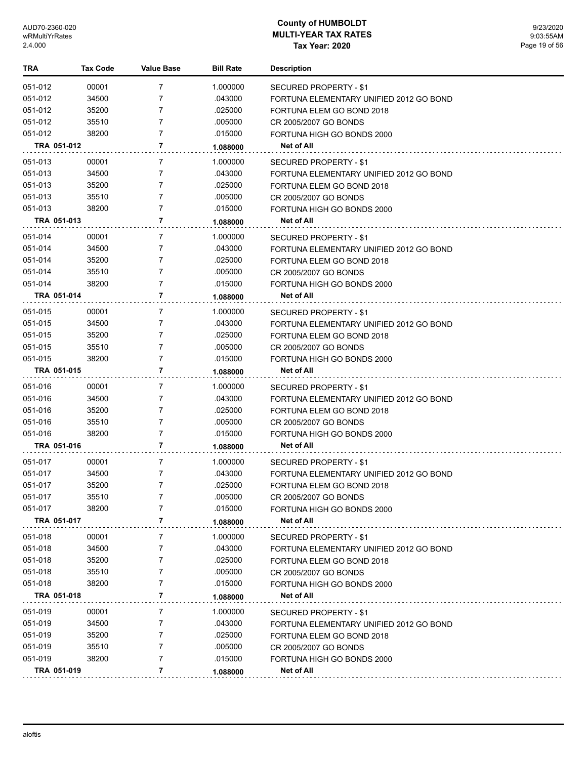# County of HUMBOLDT
## MULTI-YEAR TAX RATES
### Tax Year: 2020

| TRA | Tax Code | Value Base | Bill Rate | Description |
|---|---|---|---|---|
| 051-012 | 00001 | 7 | 1.000000 | SECURED PROPERTY - $1 |
| 051-012 | 34500 | 7 | .043000 | FORTUNA ELEMENTARY UNIFIED 2012 GO BOND |
| 051-012 | 35200 | 7 | .025000 | FORTUNA ELEM GO BOND 2018 |
| 051-012 | 35510 | 7 | .005000 | CR 2005/2007 GO BONDS |
| 051-012 | 38200 | 7 | .015000 | FORTUNA HIGH GO BONDS 2000 |
| **TRA 051-012** | | **7** | **1.088000** | **Net of All** |
| 051-013 | 00001 | 7 | 1.000000 | SECURED PROPERTY - $1 |
| 051-013 | 34500 | 7 | .043000 | FORTUNA ELEMENTARY UNIFIED 2012 GO BOND |
| 051-013 | 35200 | 7 | .025000 | FORTUNA ELEM GO BOND 2018 |
| 051-013 | 35510 | 7 | .005000 | CR 2005/2007 GO BONDS |
| 051-013 | 38200 | 7 | .015000 | FORTUNA HIGH GO BONDS 2000 |
| **TRA 051-013** | | **7** | **1.088000** | **Net of All** |
| 051-014 | 00001 | 7 | 1.000000 | SECURED PROPERTY - $1 |
| 051-014 | 34500 | 7 | .043000 | FORTUNA ELEMENTARY UNIFIED 2012 GO BOND |
| 051-014 | 35200 | 7 | .025000 | FORTUNA ELEM GO BOND 2018 |
| 051-014 | 35510 | 7 | .005000 | CR 2005/2007 GO BONDS |
| 051-014 | 38200 | 7 | .015000 | FORTUNA HIGH GO BONDS 2000 |
| **TRA 051-014** | | **7** | **1.088000** | **Net of All** |
| 051-015 | 00001 | 7 | 1.000000 | SECURED PROPERTY - $1 |
| 051-015 | 34500 | 7 | .043000 | FORTUNA ELEMENTARY UNIFIED 2012 GO BOND |
| 051-015 | 35200 | 7 | .025000 | FORTUNA ELEM GO BOND 2018 |
| 051-015 | 35510 | 7 | .005000 | CR 2005/2007 GO BONDS |
| 051-015 | 38200 | 7 | .015000 | FORTUNA HIGH GO BONDS 2000 |
| **TRA 051-015** | | **7** | **1.088000** | **Net of All** |
| 051-016 | 00001 | 7 | 1.000000 | SECURED PROPERTY - $1 |
| 051-016 | 34500 | 7 | .043000 | FORTUNA ELEMENTARY UNIFIED 2012 GO BOND |
| 051-016 | 35200 | 7 | .025000 | FORTUNA ELEM GO BOND 2018 |
| 051-016 | 35510 | 7 | .005000 | CR 2005/2007 GO BONDS |
| 051-016 | 38200 | 7 | .015000 | FORTUNA HIGH GO BONDS 2000 |
| **TRA 051-016** | | **7** | **1.088000** | **Net of All** |
| 051-017 | 00001 | 7 | 1.000000 | SECURED PROPERTY - $1 |
| 051-017 | 34500 | 7 | .043000 | FORTUNA ELEMENTARY UNIFIED 2012 GO BOND |
| 051-017 | 35200 | 7 | .025000 | FORTUNA ELEM GO BOND 2018 |
| 051-017 | 35510 | 7 | .005000 | CR 2005/2007 GO BONDS |
| 051-017 | 38200 | 7 | .015000 | FORTUNA HIGH GO BONDS 2000 |
| **TRA 051-017** | | **7** | **1.088000** | **Net of All** |
| 051-018 | 00001 | 7 | 1.000000 | SECURED PROPERTY - $1 |
| 051-018 | 34500 | 7 | .043000 | FORTUNA ELEMENTARY UNIFIED 2012 GO BOND |
| 051-018 | 35200 | 7 | .025000 | FORTUNA ELEM GO BOND 2018 |
| 051-018 | 35510 | 7 | .005000 | CR 2005/2007 GO BONDS |
| 051-018 | 38200 | 7 | .015000 | FORTUNA HIGH GO BONDS 2000 |
| **TRA 051-018** | | **7** | **1.088000** | **Net of All** |
| 051-019 | 00001 | 7 | 1.000000 | SECURED PROPERTY - $1 |
| 051-019 | 34500 | 7 | .043000 | FORTUNA ELEMENTARY UNIFIED 2012 GO BOND |
| 051-019 | 35200 | 7 | .025000 | FORTUNA ELEM GO BOND 2018 |
| 051-019 | 35510 | 7 | .005000 | CR 2005/2007 GO BONDS |
| 051-019 | 38200 | 7 | .015000 | FORTUNA HIGH GO BONDS 2000 |
| **TRA 051-019** | | **7** | **1.088000** | **Net of All** |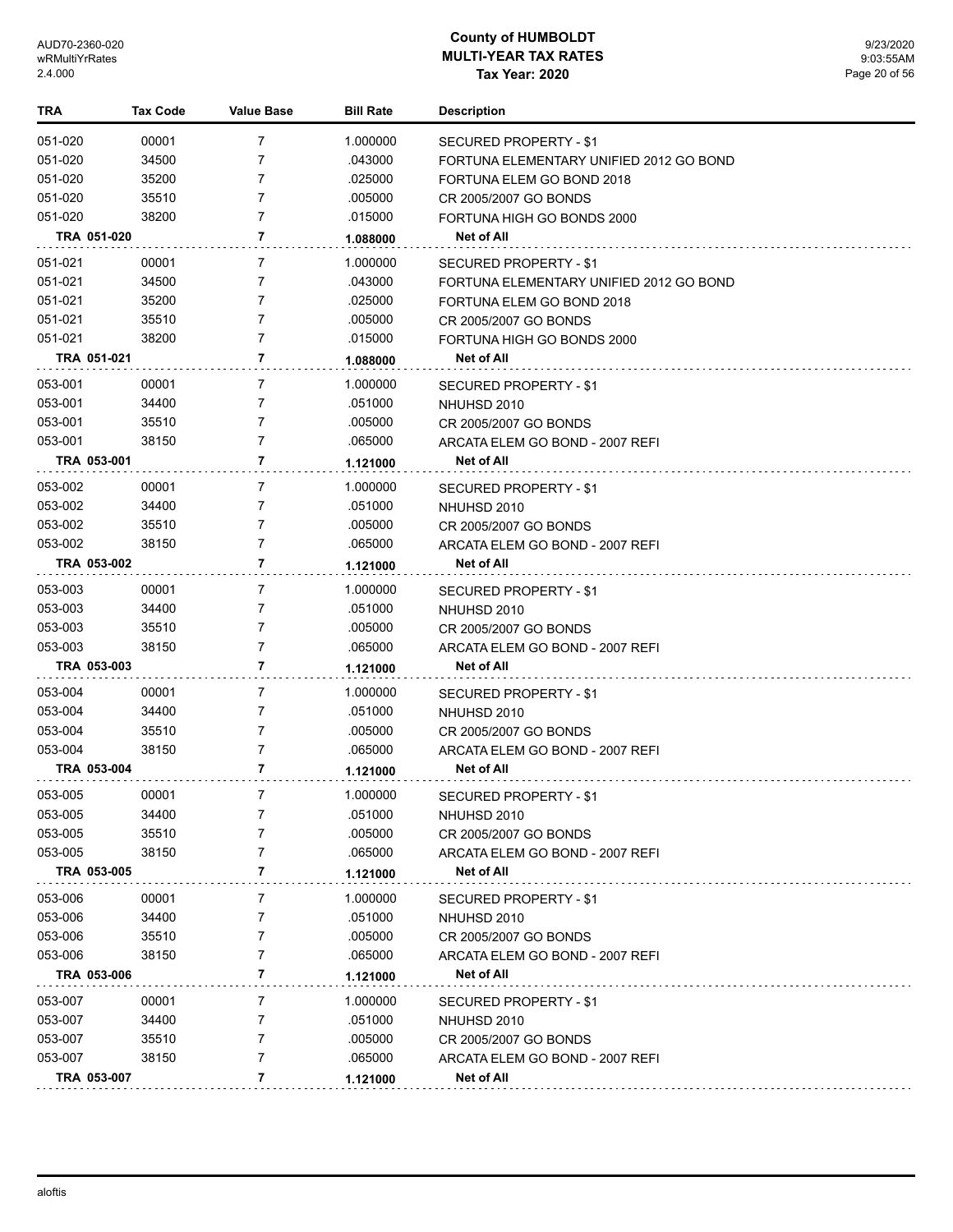# County of HUMBOLDT
## MULTI-YEAR TAX RATES
### Tax Year: 2020

| TRA | Tax Code | Value Base | Bill Rate | Description |
|---|---|---|---|---|
| 051-020 | 00001 | 7 | 1.000000 | SECURED PROPERTY - $1 |
| 051-020 | 34500 | 7 | .043000 | FORTUNA ELEMENTARY UNIFIED 2012 GO BOND |
| 051-020 | 35200 | 7 | .025000 | FORTUNA ELEM GO BOND 2018 |
| 051-020 | 35510 | 7 | .005000 | CR 2005/2007 GO BONDS |
| 051-020 | 38200 | 7 | .015000 | FORTUNA HIGH GO BONDS 2000 |
| **TRA 051-020** | | **7** | **1.088000** | **Net of All** |
| 051-021 | 00001 | 7 | 1.000000 | SECURED PROPERTY - $1 |
| 051-021 | 34500 | 7 | .043000 | FORTUNA ELEMENTARY UNIFIED 2012 GO BOND |
| 051-021 | 35200 | 7 | .025000 | FORTUNA ELEM GO BOND 2018 |
| 051-021 | 35510 | 7 | .005000 | CR 2005/2007 GO BONDS |
| 051-021 | 38200 | 7 | .015000 | FORTUNA HIGH GO BONDS 2000 |
| **TRA 051-021** | | **7** | **1.088000** | **Net of All** |
| 053-001 | 00001 | 7 | 1.000000 | SECURED PROPERTY - $1 |
| 053-001 | 34400 | 7 | .051000 | NHUHSD 2010 |
| 053-001 | 35510 | 7 | .005000 | CR 2005/2007 GO BONDS |
| 053-001 | 38150 | 7 | .065000 | ARCATA ELEM GO BOND - 2007 REFI |
| **TRA 053-001** | | **7** | **1.121000** | **Net of All** |
| 053-002 | 00001 | 7 | 1.000000 | SECURED PROPERTY - $1 |
| 053-002 | 34400 | 7 | .051000 | NHUHSD 2010 |
| 053-002 | 35510 | 7 | .005000 | CR 2005/2007 GO BONDS |
| 053-002 | 38150 | 7 | .065000 | ARCATA ELEM GO BOND - 2007 REFI |
| **TRA 053-002** | | **7** | **1.121000** | **Net of All** |
| 053-003 | 00001 | 7 | 1.000000 | SECURED PROPERTY - $1 |
| 053-003 | 34400 | 7 | .051000 | NHUHSD 2010 |
| 053-003 | 35510 | 7 | .005000 | CR 2005/2007 GO BONDS |
| 053-003 | 38150 | 7 | .065000 | ARCATA ELEM GO BOND - 2007 REFI |
| **TRA 053-003** | | **7** | **1.121000** | **Net of All** |
| 053-004 | 00001 | 7 | 1.000000 | SECURED PROPERTY - $1 |
| 053-004 | 34400 | 7 | .051000 | NHUHSD 2010 |
| 053-004 | 35510 | 7 | .005000 | CR 2005/2007 GO BONDS |
| 053-004 | 38150 | 7 | .065000 | ARCATA ELEM GO BOND - 2007 REFI |
| **TRA 053-004** | | **7** | **1.121000** | **Net of All** |
| 053-005 | 00001 | 7 | 1.000000 | SECURED PROPERTY - $1 |
| 053-005 | 34400 | 7 | .051000 | NHUHSD 2010 |
| 053-005 | 35510 | 7 | .005000 | CR 2005/2007 GO BONDS |
| 053-005 | 38150 | 7 | .065000 | ARCATA ELEM GO BOND - 2007 REFI |
| **TRA 053-005** | | **7** | **1.121000** | **Net of All** |
| 053-006 | 00001 | 7 | 1.000000 | SECURED PROPERTY - $1 |
| 053-006 | 34400 | 7 | .051000 | NHUHSD 2010 |
| 053-006 | 35510 | 7 | .005000 | CR 2005/2007 GO BONDS |
| 053-006 | 38150 | 7 | .065000 | ARCATA ELEM GO BOND - 2007 REFI |
| **TRA 053-006** | | **7** | **1.121000** | **Net of All** |
| 053-007 | 00001 | 7 | 1.000000 | SECURED PROPERTY - $1 |
| 053-007 | 34400 | 7 | .051000 | NHUHSD 2010 |
| 053-007 | 35510 | 7 | .005000 | CR 2005/2007 GO BONDS |
| 053-007 | 38150 | 7 | .065000 | ARCATA ELEM GO BOND - 2007 REFI |
| **TRA 053-007** | | **7** | **1.121000** | **Net of All** |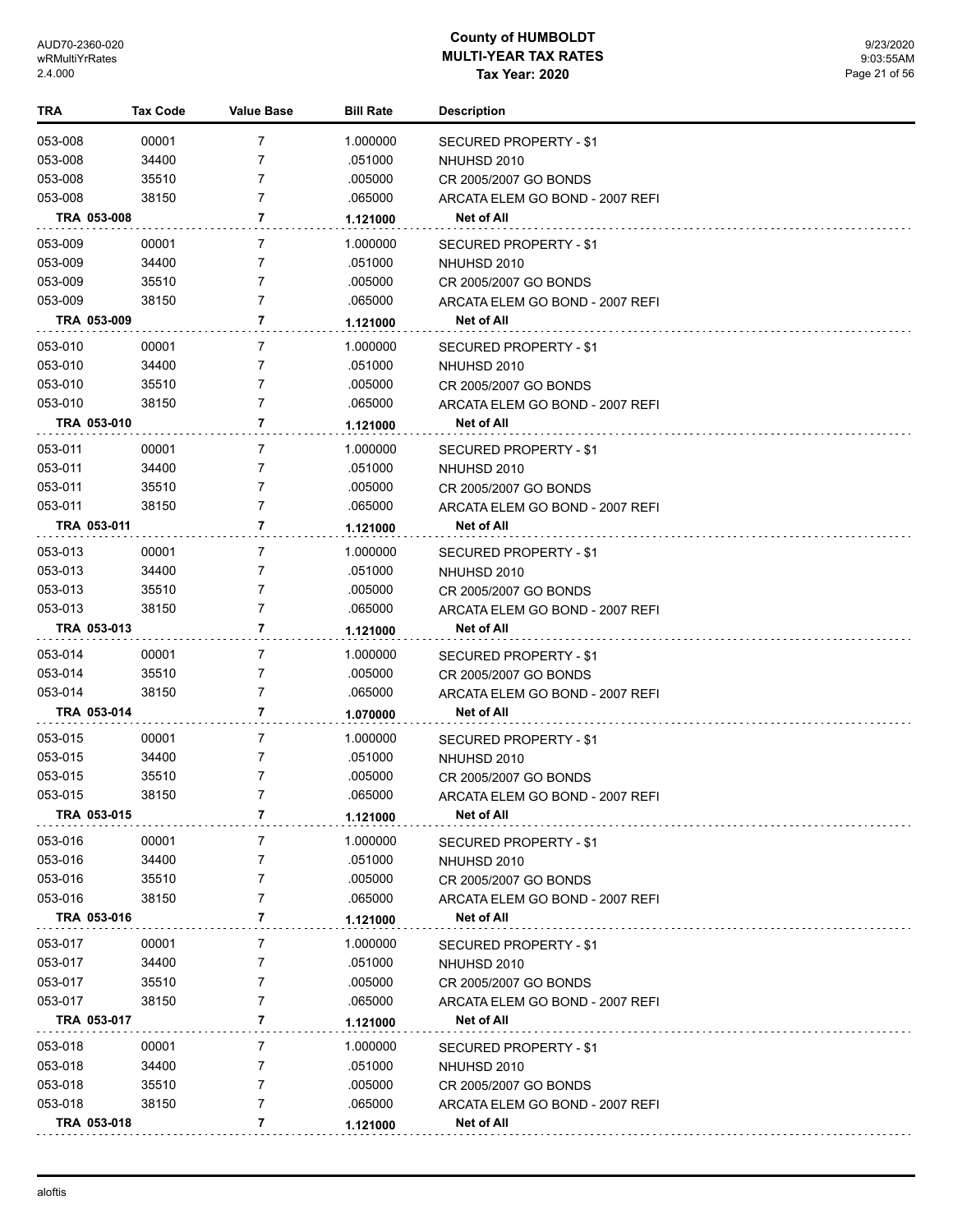# County of HUMBOLDT
## MULTI-YEAR TAX RATES
### Tax Year: 2020

AUD70-2360-020
wRMultiYrRates
2.4.000

9/23/2020
9:03:55AM

| TRA | Tax Code | Value Base | Bill Rate | Description |
|---|---|---|---|---|
| 053-008 | 00001 | 7 | 1.000000 | SECURED PROPERTY - $1 |
| 053-008 | 34400 | 7 | .051000 | NHUHSD 2010 |
| 053-008 | 35510 | 7 | .005000 | CR 2005/2007 GO BONDS |
| 053-008 | 38150 | 7 | .065000 | ARCATA ELEM GO BOND - 2007 REFI |
| **TRA 053-008** | | **7** | **1.121000** | **Net of All** |
| 053-009 | 00001 | 7 | 1.000000 | SECURED PROPERTY - $1 |
| 053-009 | 34400 | 7 | .051000 | NHUHSD 2010 |
| 053-009 | 35510 | 7 | .005000 | CR 2005/2007 GO BONDS |
| 053-009 | 38150 | 7 | .065000 | ARCATA ELEM GO BOND - 2007 REFI |
| **TRA 053-009** | | **7** | **1.121000** | **Net of All** |
| 053-010 | 00001 | 7 | 1.000000 | SECURED PROPERTY - $1 |
| 053-010 | 34400 | 7 | .051000 | NHUHSD 2010 |
| 053-010 | 35510 | 7 | .005000 | CR 2005/2007 GO BONDS |
| 053-010 | 38150 | 7 | .065000 | ARCATA ELEM GO BOND - 2007 REFI |
| **TRA 053-010** | | **7** | **1.121000** | **Net of All** |
| 053-011 | 00001 | 7 | 1.000000 | SECURED PROPERTY - $1 |
| 053-011 | 34400 | 7 | .051000 | NHUHSD 2010 |
| 053-011 | 35510 | 7 | .005000 | CR 2005/2007 GO BONDS |
| 053-011 | 38150 | 7 | .065000 | ARCATA ELEM GO BOND - 2007 REFI |
| **TRA 053-011** | | **7** | **1.121000** | **Net of All** |
| 053-013 | 00001 | 7 | 1.000000 | SECURED PROPERTY - $1 |
| 053-013 | 34400 | 7 | .051000 | NHUHSD 2010 |
| 053-013 | 35510 | 7 | .005000 | CR 2005/2007 GO BONDS |
| 053-013 | 38150 | 7 | .065000 | ARCATA ELEM GO BOND - 2007 REFI |
| **TRA 053-013** | | **7** | **1.121000** | **Net of All** |
| 053-014 | 00001 | 7 | 1.000000 | SECURED PROPERTY - $1 |
| 053-014 | 35510 | 7 | .005000 | CR 2005/2007 GO BONDS |
| 053-014 | 38150 | 7 | .065000 | ARCATA ELEM GO BOND - 2007 REFI |
| **TRA 053-014** | | **7** | **1.070000** | **Net of All** |
| 053-015 | 00001 | 7 | 1.000000 | SECURED PROPERTY - $1 |
| 053-015 | 34400 | 7 | .051000 | NHUHSD 2010 |
| 053-015 | 35510 | 7 | .005000 | CR 2005/2007 GO BONDS |
| 053-015 | 38150 | 7 | .065000 | ARCATA ELEM GO BOND - 2007 REFI |
| **TRA 053-015** | | **7** | **1.121000** | **Net of All** |
| 053-016 | 00001 | 7 | 1.000000 | SECURED PROPERTY - $1 |
| 053-016 | 34400 | 7 | .051000 | NHUHSD 2010 |
| 053-016 | 35510 | 7 | .005000 | CR 2005/2007 GO BONDS |
| 053-016 | 38150 | 7 | .065000 | ARCATA ELEM GO BOND - 2007 REFI |
| **TRA 053-016** | | **7** | **1.121000** | **Net of All** |
| 053-017 | 00001 | 7 | 1.000000 | SECURED PROPERTY - $1 |
| 053-017 | 34400 | 7 | .051000 | NHUHSD 2010 |
| 053-017 | 35510 | 7 | .005000 | CR 2005/2007 GO BONDS |
| 053-017 | 38150 | 7 | .065000 | ARCATA ELEM GO BOND - 2007 REFI |
| **TRA 053-017** | | **7** | **1.121000** | **Net of All** |
| 053-018 | 00001 | 7 | 1.000000 | SECURED PROPERTY - $1 |
| 053-018 | 34400 | 7 | .051000 | NHUHSD 2010 |
| 053-018 | 35510 | 7 | .005000 | CR 2005/2007 GO BONDS |
| 053-018 | 38150 | 7 | .065000 | ARCATA ELEM GO BOND - 2007 REFI |
| **TRA 053-018** | | **7** | **1.121000** | **Net of All** |

aloftis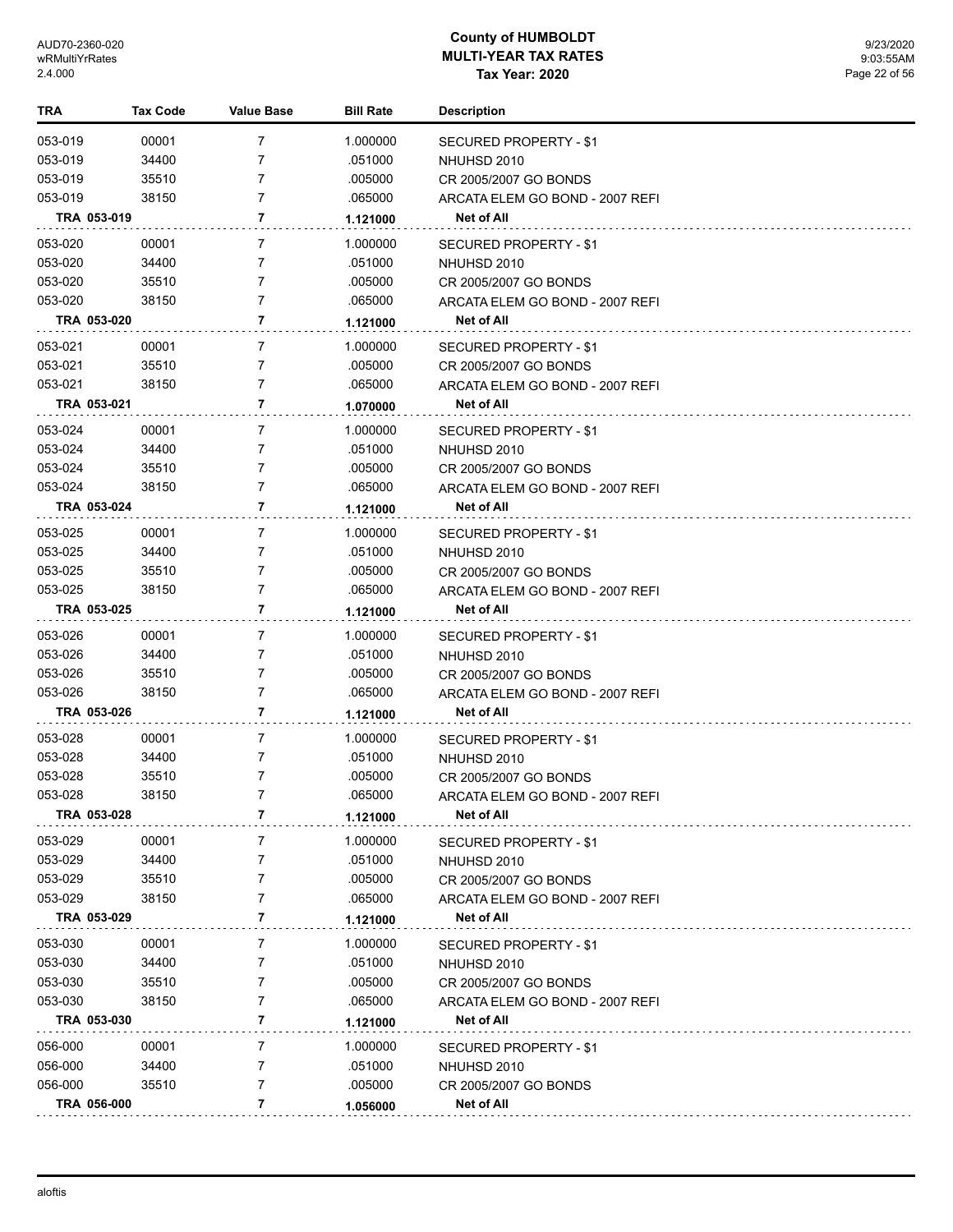| TRA | Tax Code | Value Base | Bill Rate | Description |
|---|---|---|---|---|
| 053-019 | 00001 | 7 | 1.000000 | SECURED PROPERTY - $1 |
| 053-019 | 34400 | 7 | .051000 | NHUHSD 2010 |
| 053-019 | 35510 | 7 | .005000 | CR 2005/2007 GO BONDS |
| 053-019 | 38150 | 7 | .065000 | ARCATA ELEM GO BOND - 2007 REFI |
| **TRA 053-019** | | **7** | **1.121000** | **Net of All** |
| 053-020 | 00001 | 7 | 1.000000 | SECURED PROPERTY - $1 |
| 053-020 | 34400 | 7 | .051000 | NHUHSD 2010 |
| 053-020 | 35510 | 7 | .005000 | CR 2005/2007 GO BONDS |
| 053-020 | 38150 | 7 | .065000 | ARCATA ELEM GO BOND - 2007 REFI |
| **TRA 053-020** | | **7** | **1.121000** | **Net of All** |
| 053-021 | 00001 | 7 | 1.000000 | SECURED PROPERTY - $1 |
| 053-021 | 35510 | 7 | .005000 | CR 2005/2007 GO BONDS |
| 053-021 | 38150 | 7 | .065000 | ARCATA ELEM GO BOND - 2007 REFI |
| **TRA 053-021** | | **7** | **1.070000** | **Net of All** |
| 053-024 | 00001 | 7 | 1.000000 | SECURED PROPERTY - $1 |
| 053-024 | 34400 | 7 | .051000 | NHUHSD 2010 |
| 053-024 | 35510 | 7 | .005000 | CR 2005/2007 GO BONDS |
| 053-024 | 38150 | 7 | .065000 | ARCATA ELEM GO BOND - 2007 REFI |
| **TRA 053-024** | | **7** | **1.121000** | **Net of All** |
| 053-025 | 00001 | 7 | 1.000000 | SECURED PROPERTY - $1 |
| 053-025 | 34400 | 7 | .051000 | NHUHSD 2010 |
| 053-025 | 35510 | 7 | .005000 | CR 2005/2007 GO BONDS |
| 053-025 | 38150 | 7 | .065000 | ARCATA ELEM GO BOND - 2007 REFI |
| **TRA 053-025** | | **7** | **1.121000** | **Net of All** |
| 053-026 | 00001 | 7 | 1.000000 | SECURED PROPERTY - $1 |
| 053-026 | 34400 | 7 | .051000 | NHUHSD 2010 |
| 053-026 | 35510 | 7 | .005000 | CR 2005/2007 GO BONDS |
| 053-026 | 38150 | 7 | .065000 | ARCATA ELEM GO BOND - 2007 REFI |
| **TRA 053-026** | | **7** | **1.121000** | **Net of All** |
| 053-028 | 00001 | 7 | 1.000000 | SECURED PROPERTY - $1 |
| 053-028 | 34400 | 7 | .051000 | NHUHSD 2010 |
| 053-028 | 35510 | 7 | .005000 | CR 2005/2007 GO BONDS |
| 053-028 | 38150 | 7 | .065000 | ARCATA ELEM GO BOND - 2007 REFI |
| **TRA 053-028** | | **7** | **1.121000** | **Net of All** |
| 053-029 | 00001 | 7 | 1.000000 | SECURED PROPERTY - $1 |
| 053-029 | 34400 | 7 | .051000 | NHUHSD 2010 |
| 053-029 | 35510 | 7 | .005000 | CR 2005/2007 GO BONDS |
| 053-029 | 38150 | 7 | .065000 | ARCATA ELEM GO BOND - 2007 REFI |
| **TRA 053-029** | | **7** | **1.121000** | **Net of All** |
| 053-030 | 00001 | 7 | 1.000000 | SECURED PROPERTY - $1 |
| 053-030 | 34400 | 7 | .051000 | NHUHSD 2010 |
| 053-030 | 35510 | 7 | .005000 | CR 2005/2007 GO BONDS |
| 053-030 | 38150 | 7 | .065000 | ARCATA ELEM GO BOND - 2007 REFI |
| **TRA 053-030** | | **7** | **1.121000** | **Net of All** |
| 056-000 | 00001 | 7 | 1.000000 | SECURED PROPERTY - $1 |
| 056-000 | 34400 | 7 | .051000 | NHUHSD 2010 |
| 056-000 | 35510 | 7 | .005000 | CR 2005/2007 GO BONDS |
| **TRA 056-000** | | **7** | **1.056000** | **Net of All** |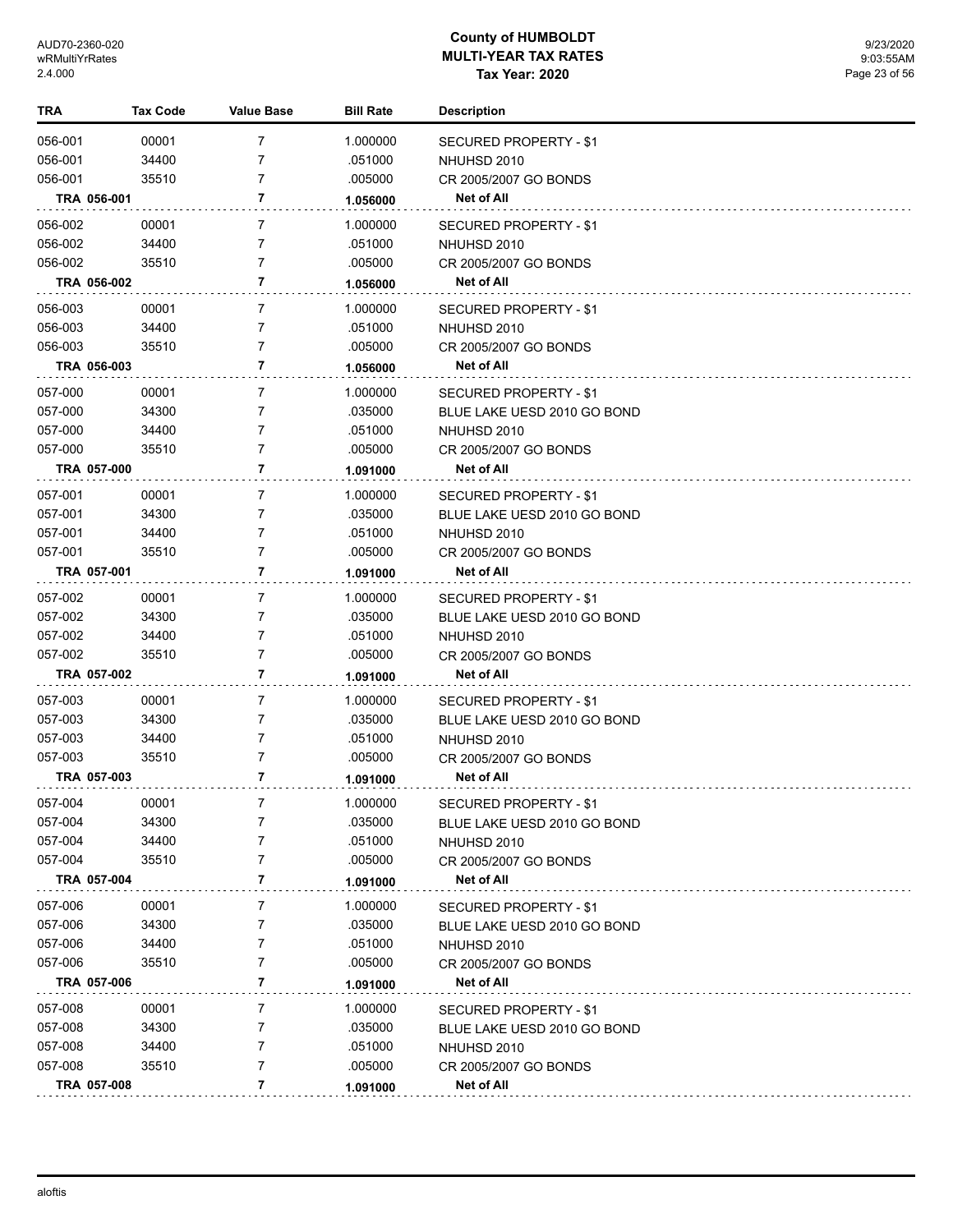# County of HUMBOLDT
## MULTI-YEAR TAX RATES
### Tax Year: 2020

| TRA | Tax Code | Value Base | Bill Rate | Description |
|---|---|---|---|---|
| 056-001 | 00001 | 7 | 1.000000 | SECURED PROPERTY - $1 |
| 056-001 | 34400 | 7 | .051000 | NHUHSD 2010 |
| 056-001 | 35510 | 7 | .005000 | CR 2005/2007 GO BONDS |
| **TRA 056-001** | | **7** | **1.056000** | **Net of All** |
| 056-002 | 00001 | 7 | 1.000000 | SECURED PROPERTY - $1 |
| 056-002 | 34400 | 7 | .051000 | NHUHSD 2010 |
| 056-002 | 35510 | 7 | .005000 | CR 2005/2007 GO BONDS |
| **TRA 056-002** | | **7** | **1.056000** | **Net of All** |
| 056-003 | 00001 | 7 | 1.000000 | SECURED PROPERTY - $1 |
| 056-003 | 34400 | 7 | .051000 | NHUHSD 2010 |
| 056-003 | 35510 | 7 | .005000 | CR 2005/2007 GO BONDS |
| **TRA 056-003** | | **7** | **1.056000** | **Net of All** |
| 057-000 | 00001 | 7 | 1.000000 | SECURED PROPERTY - $1 |
| 057-000 | 34300 | 7 | .035000 | BLUE LAKE UESD 2010 GO BOND |
| 057-000 | 34400 | 7 | .051000 | NHUHSD 2010 |
| 057-000 | 35510 | 7 | .005000 | CR 2005/2007 GO BONDS |
| **TRA 057-000** | | **7** | **1.091000** | **Net of All** |
| 057-001 | 00001 | 7 | 1.000000 | SECURED PROPERTY - $1 |
| 057-001 | 34300 | 7 | .035000 | BLUE LAKE UESD 2010 GO BOND |
| 057-001 | 34400 | 7 | .051000 | NHUHSD 2010 |
| 057-001 | 35510 | 7 | .005000 | CR 2005/2007 GO BONDS |
| **TRA 057-001** | | **7** | **1.091000** | **Net of All** |
| 057-002 | 00001 | 7 | 1.000000 | SECURED PROPERTY - $1 |
| 057-002 | 34300 | 7 | .035000 | BLUE LAKE UESD 2010 GO BOND |
| 057-002 | 34400 | 7 | .051000 | NHUHSD 2010 |
| 057-002 | 35510 | 7 | .005000 | CR 2005/2007 GO BONDS |
| **TRA 057-002** | | **7** | **1.091000** | **Net of All** |
| 057-003 | 00001 | 7 | 1.000000 | SECURED PROPERTY - $1 |
| 057-003 | 34300 | 7 | .035000 | BLUE LAKE UESD 2010 GO BOND |
| 057-003 | 34400 | 7 | .051000 | NHUHSD 2010 |
| 057-003 | 35510 | 7 | .005000 | CR 2005/2007 GO BONDS |
| **TRA 057-003** | | **7** | **1.091000** | **Net of All** |
| 057-004 | 00001 | 7 | 1.000000 | SECURED PROPERTY - $1 |
| 057-004 | 34300 | 7 | .035000 | BLUE LAKE UESD 2010 GO BOND |
| 057-004 | 34400 | 7 | .051000 | NHUHSD 2010 |
| 057-004 | 35510 | 7 | .005000 | CR 2005/2007 GO BONDS |
| **TRA 057-004** | | **7** | **1.091000** | **Net of All** |
| 057-006 | 00001 | 7 | 1.000000 | SECURED PROPERTY - $1 |
| 057-006 | 34300 | 7 | .035000 | BLUE LAKE UESD 2010 GO BOND |
| 057-006 | 34400 | 7 | .051000 | NHUHSD 2010 |
| 057-006 | 35510 | 7 | .005000 | CR 2005/2007 GO BONDS |
| **TRA 057-006** | | **7** | **1.091000** | **Net of All** |
| 057-008 | 00001 | 7 | 1.000000 | SECURED PROPERTY - $1 |
| 057-008 | 34300 | 7 | .035000 | BLUE LAKE UESD 2010 GO BOND |
| 057-008 | 34400 | 7 | .051000 | NHUHSD 2010 |
| 057-008 | 35510 | 7 | .005000 | CR 2005/2007 GO BONDS |
| **TRA 057-008** | | **7** | **1.091000** | **Net of All** |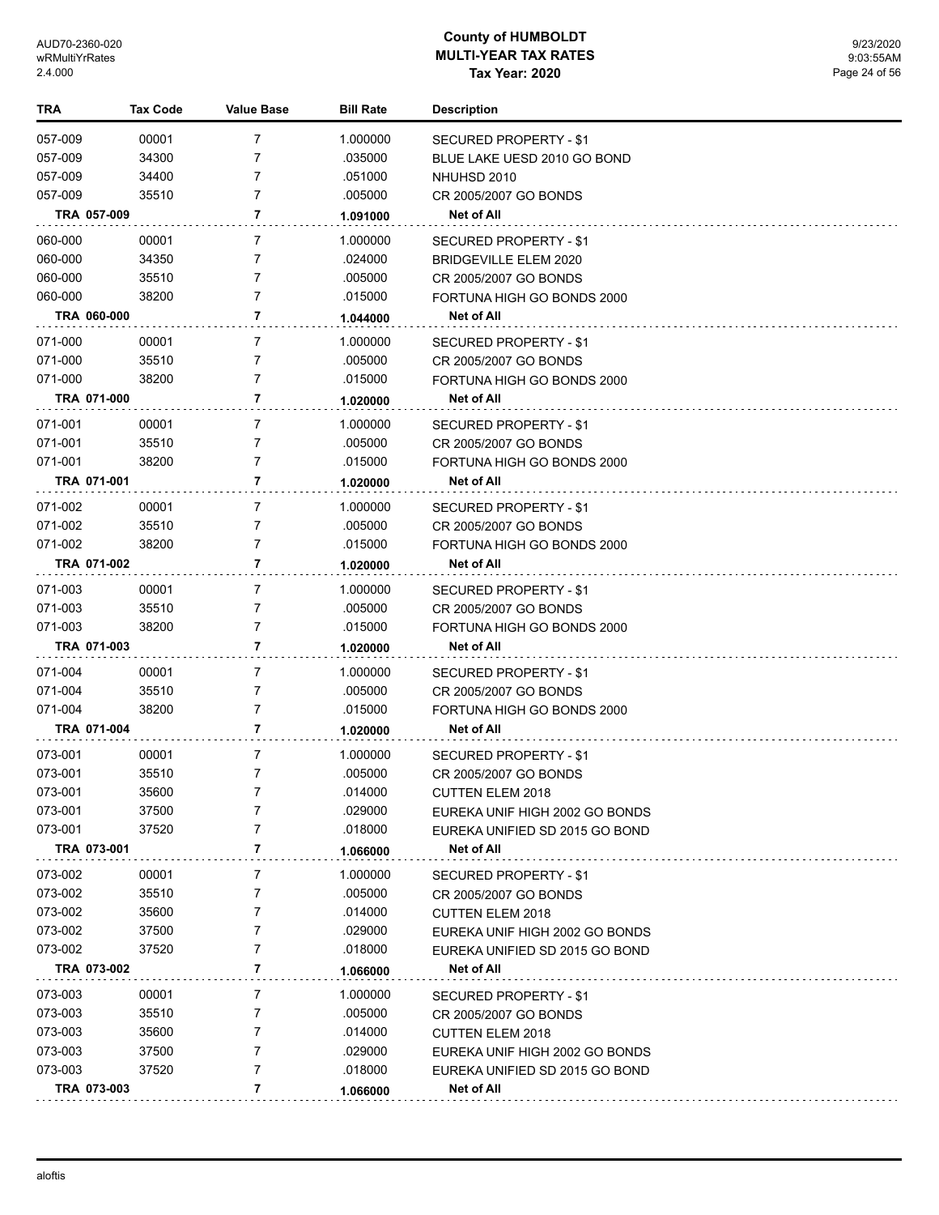# County of HUMBOLDT
## MULTI-YEAR TAX RATES
### Tax Year: 2020

| TRA | Tax Code | Value Base | Bill Rate | Description |
|---|---|---|---|---|
| 057-009 | 00001 | 7 | 1.000000 | SECURED PROPERTY - $1 |
| 057-009 | 34300 | 7 | .035000 | BLUE LAKE UESD 2010 GO BOND |
| 057-009 | 34400 | 7 | .051000 | NHUHSD 2010 |
| 057-009 | 35510 | 7 | .005000 | CR 2005/2007 GO BONDS |
| **TRA 057-009** | | **7** | **1.091000** | **Net of All** |
| 060-000 | 00001 | 7 | 1.000000 | SECURED PROPERTY - $1 |
| 060-000 | 34350 | 7 | .024000 | BRIDGEVILLE ELEM 2020 |
| 060-000 | 35510 | 7 | .005000 | CR 2005/2007 GO BONDS |
| 060-000 | 38200 | 7 | .015000 | FORTUNA HIGH GO BONDS 2000 |
| **TRA 060-000** | | **7** | **1.044000** | **Net of All** |
| 071-000 | 00001 | 7 | 1.000000 | SECURED PROPERTY - $1 |
| 071-000 | 35510 | 7 | .005000 | CR 2005/2007 GO BONDS |
| 071-000 | 38200 | 7 | .015000 | FORTUNA HIGH GO BONDS 2000 |
| **TRA 071-000** | | **7** | **1.020000** | **Net of All** |
| 071-001 | 00001 | 7 | 1.000000 | SECURED PROPERTY - $1 |
| 071-001 | 35510 | 7 | .005000 | CR 2005/2007 GO BONDS |
| 071-001 | 38200 | 7 | .015000 | FORTUNA HIGH GO BONDS 2000 |
| **TRA 071-001** | | **7** | **1.020000** | **Net of All** |
| 071-002 | 00001 | 7 | 1.000000 | SECURED PROPERTY - $1 |
| 071-002 | 35510 | 7 | .005000 | CR 2005/2007 GO BONDS |
| 071-002 | 38200 | 7 | .015000 | FORTUNA HIGH GO BONDS 2000 |
| **TRA 071-002** | | **7** | **1.020000** | **Net of All** |
| 071-003 | 00001 | 7 | 1.000000 | SECURED PROPERTY - $1 |
| 071-003 | 35510 | 7 | .005000 | CR 2005/2007 GO BONDS |
| 071-003 | 38200 | 7 | .015000 | FORTUNA HIGH GO BONDS 2000 |
| **TRA 071-003** | | **7** | **1.020000** | **Net of All** |
| 071-004 | 00001 | 7 | 1.000000 | SECURED PROPERTY - $1 |
| 071-004 | 35510 | 7 | .005000 | CR 2005/2007 GO BONDS |
| 071-004 | 38200 | 7 | .015000 | FORTUNA HIGH GO BONDS 2000 |
| **TRA 071-004** | | **7** | **1.020000** | **Net of All** |
| 073-001 | 00001 | 7 | 1.000000 | SECURED PROPERTY - $1 |
| 073-001 | 35510 | 7 | .005000 | CR 2005/2007 GO BONDS |
| 073-001 | 35600 | 7 | .014000 | CUTTEN ELEM 2018 |
| 073-001 | 37500 | 7 | .029000 | EUREKA UNIF HIGH 2002 GO BONDS |
| 073-001 | 37520 | 7 | .018000 | EUREKA UNIFIED SD 2015 GO BOND |
| **TRA 073-001** | | **7** | **1.066000** | **Net of All** |
| 073-002 | 00001 | 7 | 1.000000 | SECURED PROPERTY - $1 |
| 073-002 | 35510 | 7 | .005000 | CR 2005/2007 GO BONDS |
| 073-002 | 35600 | 7 | .014000 | CUTTEN ELEM 2018 |
| 073-002 | 37500 | 7 | .029000 | EUREKA UNIF HIGH 2002 GO BONDS |
| 073-002 | 37520 | 7 | .018000 | EUREKA UNIFIED SD 2015 GO BOND |
| **TRA 073-002** | | **7** | **1.066000** | **Net of All** |
| 073-003 | 00001 | 7 | 1.000000 | SECURED PROPERTY - $1 |
| 073-003 | 35510 | 7 | .005000 | CR 2005/2007 GO BONDS |
| 073-003 | 35600 | 7 | .014000 | CUTTEN ELEM 2018 |
| 073-003 | 37500 | 7 | .029000 | EUREKA UNIF HIGH 2002 GO BONDS |
| 073-003 | 37520 | 7 | .018000 | EUREKA UNIFIED SD 2015 GO BOND |
| **TRA 073-003** | | **7** | **1.066000** | **Net of All** |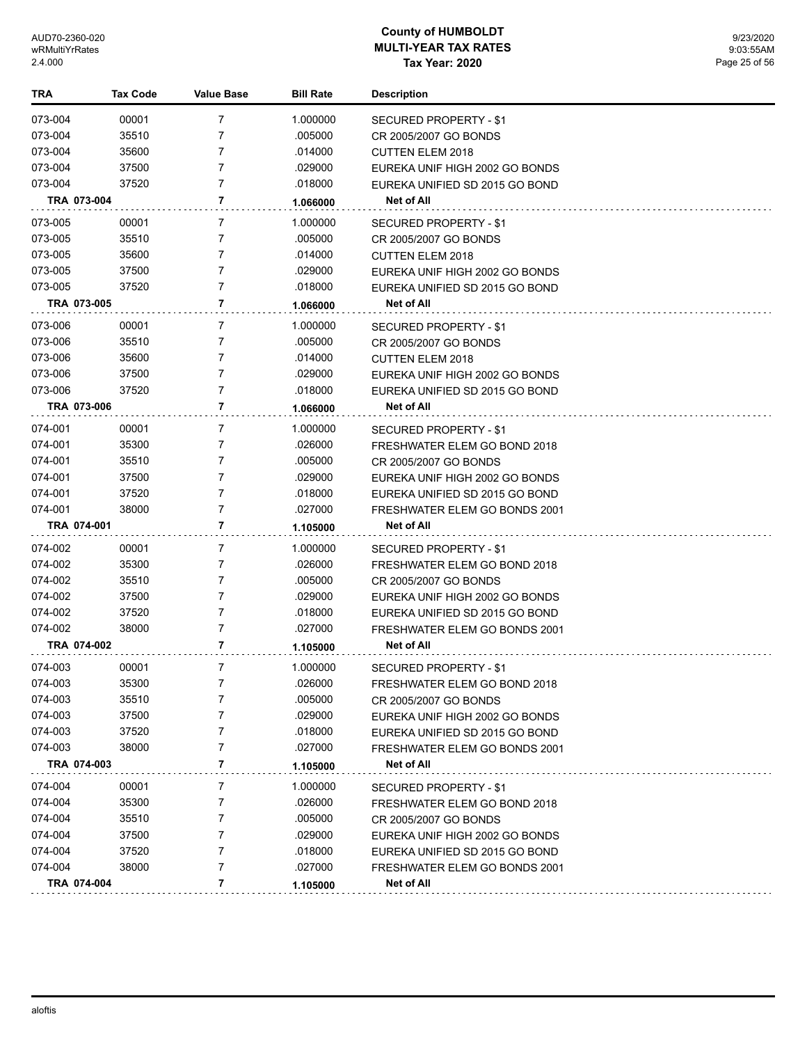| TRA | Tax Code | Value Base | Bill Rate | Description |
|---|---|---|---|---|
| 073-004 | 00001 | 7 | 1.000000 | SECURED PROPERTY - $1 |
| 073-004 | 35510 | 7 | .005000 | CR 2005/2007 GO BONDS |
| 073-004 | 35600 | 7 | .014000 | CUTTEN ELEM 2018 |
| 073-004 | 37500 | 7 | .029000 | EUREKA UNIF HIGH 2002 GO BONDS |
| 073-004 | 37520 | 7 | .018000 | EUREKA UNIFIED SD 2015 GO BOND |
| **TRA 073-004** | | **7** | **1.066000** | **Net of All** |
| 073-005 | 00001 | 7 | 1.000000 | SECURED PROPERTY - $1 |
| 073-005 | 35510 | 7 | .005000 | CR 2005/2007 GO BONDS |
| 073-005 | 35600 | 7 | .014000 | CUTTEN ELEM 2018 |
| 073-005 | 37500 | 7 | .029000 | EUREKA UNIF HIGH 2002 GO BONDS |
| 073-005 | 37520 | 7 | .018000 | EUREKA UNIFIED SD 2015 GO BOND |
| **TRA 073-005** | | **7** | **1.066000** | **Net of All** |
| 073-006 | 00001 | 7 | 1.000000 | SECURED PROPERTY - $1 |
| 073-006 | 35510 | 7 | .005000 | CR 2005/2007 GO BONDS |
| 073-006 | 35600 | 7 | .014000 | CUTTEN ELEM 2018 |
| 073-006 | 37500 | 7 | .029000 | EUREKA UNIF HIGH 2002 GO BONDS |
| 073-006 | 37520 | 7 | .018000 | EUREKA UNIFIED SD 2015 GO BOND |
| **TRA 073-006** | | **7** | **1.066000** | **Net of All** |
| 074-001 | 00001 | 7 | 1.000000 | SECURED PROPERTY - $1 |
| 074-001 | 35300 | 7 | .026000 | FRESHWATER ELEM GO BOND 2018 |
| 074-001 | 35510 | 7 | .005000 | CR 2005/2007 GO BONDS |
| 074-001 | 37500 | 7 | .029000 | EUREKA UNIF HIGH 2002 GO BONDS |
| 074-001 | 37520 | 7 | .018000 | EUREKA UNIFIED SD 2015 GO BOND |
| 074-001 | 38000 | 7 | .027000 | FRESHWATER ELEM GO BONDS 2001 |
| **TRA 074-001** | | **7** | **1.105000** | **Net of All** |
| 074-002 | 00001 | 7 | 1.000000 | SECURED PROPERTY - $1 |
| 074-002 | 35300 | 7 | .026000 | FRESHWATER ELEM GO BOND 2018 |
| 074-002 | 35510 | 7 | .005000 | CR 2005/2007 GO BONDS |
| 074-002 | 37500 | 7 | .029000 | EUREKA UNIF HIGH 2002 GO BONDS |
| 074-002 | 37520 | 7 | .018000 | EUREKA UNIFIED SD 2015 GO BOND |
| 074-002 | 38000 | 7 | .027000 | FRESHWATER ELEM GO BONDS 2001 |
| **TRA 074-002** | | **7** | **1.105000** | **Net of All** |
| 074-003 | 00001 | 7 | 1.000000 | SECURED PROPERTY - $1 |
| 074-003 | 35300 | 7 | .026000 | FRESHWATER ELEM GO BOND 2018 |
| 074-003 | 35510 | 7 | .005000 | CR 2005/2007 GO BONDS |
| 074-003 | 37500 | 7 | .029000 | EUREKA UNIF HIGH 2002 GO BONDS |
| 074-003 | 37520 | 7 | .018000 | EUREKA UNIFIED SD 2015 GO BOND |
| 074-003 | 38000 | 7 | .027000 | FRESHWATER ELEM GO BONDS 2001 |
| **TRA 074-003** | | **7** | **1.105000** | **Net of All** |
| 074-004 | 00001 | 7 | 1.000000 | SECURED PROPERTY - $1 |
| 074-004 | 35300 | 7 | .026000 | FRESHWATER ELEM GO BOND 2018 |
| 074-004 | 35510 | 7 | .005000 | CR 2005/2007 GO BONDS |
| 074-004 | 37500 | 7 | .029000 | EUREKA UNIF HIGH 2002 GO BONDS |
| 074-004 | 37520 | 7 | .018000 | EUREKA UNIFIED SD 2015 GO BOND |
| 074-004 | 38000 | 7 | .027000 | FRESHWATER ELEM GO BONDS 2001 |
| **TRA 074-004** | | **7** | **1.105000** | **Net of All** |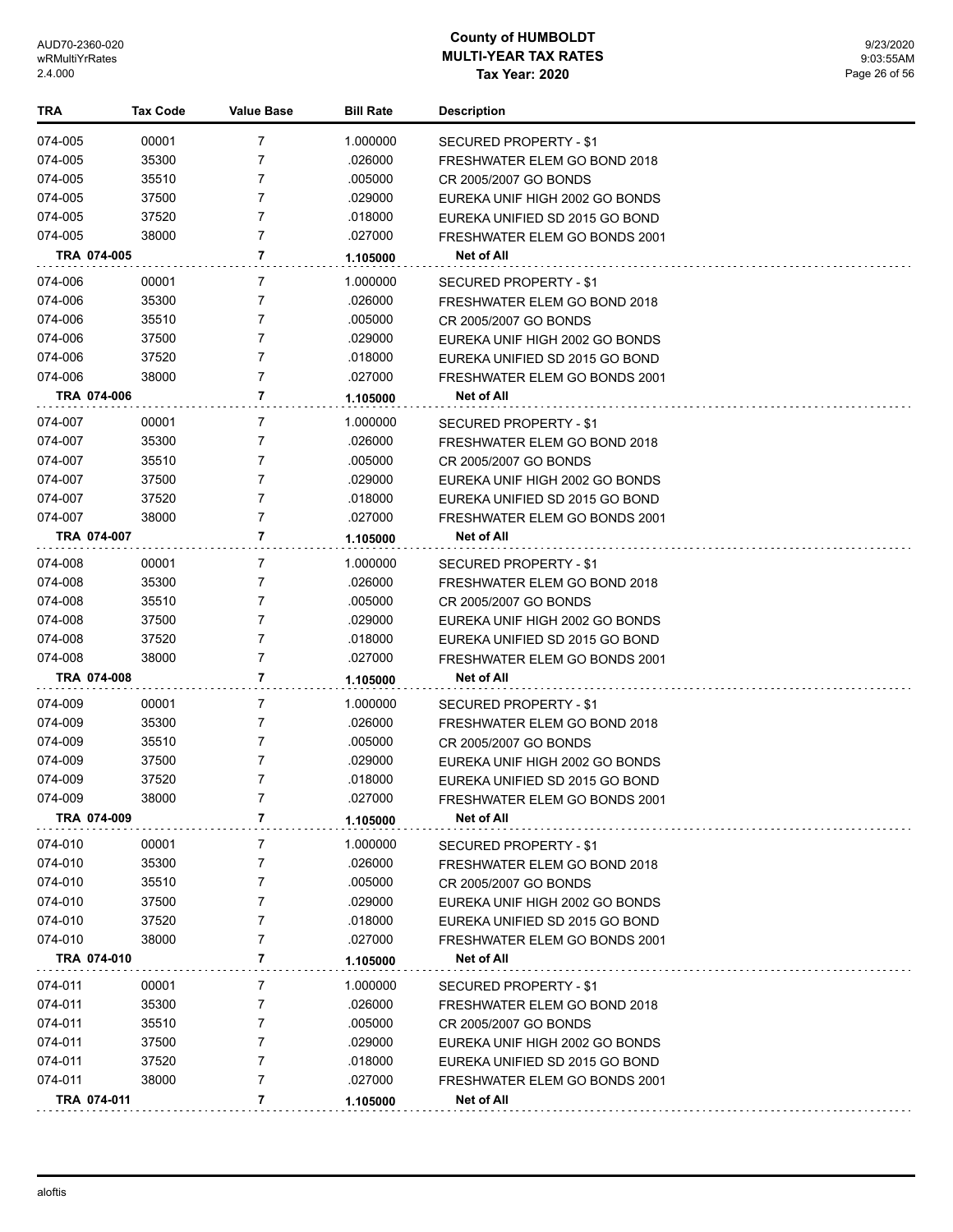# County of HUMBOLDT
## MULTI-YEAR TAX RATES
### Tax Year: 2020

| TRA | Tax Code | Value Base | Bill Rate | Description |
|---|---|---|---|---|
| 074-005 | 00001 | 7 | 1.000000 | SECURED PROPERTY - $1 |
| 074-005 | 35300 | 7 | .026000 | FRESHWATER ELEM GO BOND 2018 |
| 074-005 | 35510 | 7 | .005000 | CR 2005/2007 GO BONDS |
| 074-005 | 37500 | 7 | .029000 | EUREKA UNIF HIGH 2002 GO BONDS |
| 074-005 | 37520 | 7 | .018000 | EUREKA UNIFIED SD 2015 GO BOND |
| 074-005 | 38000 | 7 | .027000 | FRESHWATER ELEM GO BONDS 2001 |
| **TRA 074-005** | | **7** | **1.105000** | **Net of All** |
| 074-006 | 00001 | 7 | 1.000000 | SECURED PROPERTY - $1 |
| 074-006 | 35300 | 7 | .026000 | FRESHWATER ELEM GO BOND 2018 |
| 074-006 | 35510 | 7 | .005000 | CR 2005/2007 GO BONDS |
| 074-006 | 37500 | 7 | .029000 | EUREKA UNIF HIGH 2002 GO BONDS |
| 074-006 | 37520 | 7 | .018000 | EUREKA UNIFIED SD 2015 GO BOND |
| 074-006 | 38000 | 7 | .027000 | FRESHWATER ELEM GO BONDS 2001 |
| **TRA 074-006** | | **7** | **1.105000** | **Net of All** |
| 074-007 | 00001 | 7 | 1.000000 | SECURED PROPERTY - $1 |
| 074-007 | 35300 | 7 | .026000 | FRESHWATER ELEM GO BOND 2018 |
| 074-007 | 35510 | 7 | .005000 | CR 2005/2007 GO BONDS |
| 074-007 | 37500 | 7 | .029000 | EUREKA UNIF HIGH 2002 GO BONDS |
| 074-007 | 37520 | 7 | .018000 | EUREKA UNIFIED SD 2015 GO BOND |
| 074-007 | 38000 | 7 | .027000 | FRESHWATER ELEM GO BONDS 2001 |
| **TRA 074-007** | | **7** | **1.105000** | **Net of All** |
| 074-008 | 00001 | 7 | 1.000000 | SECURED PROPERTY - $1 |
| 074-008 | 35300 | 7 | .026000 | FRESHWATER ELEM GO BOND 2018 |
| 074-008 | 35510 | 7 | .005000 | CR 2005/2007 GO BONDS |
| 074-008 | 37500 | 7 | .029000 | EUREKA UNIF HIGH 2002 GO BONDS |
| 074-008 | 37520 | 7 | .018000 | EUREKA UNIFIED SD 2015 GO BOND |
| 074-008 | 38000 | 7 | .027000 | FRESHWATER ELEM GO BONDS 2001 |
| **TRA 074-008** | | **7** | **1.105000** | **Net of All** |
| 074-009 | 00001 | 7 | 1.000000 | SECURED PROPERTY - $1 |
| 074-009 | 35300 | 7 | .026000 | FRESHWATER ELEM GO BOND 2018 |
| 074-009 | 35510 | 7 | .005000 | CR 2005/2007 GO BONDS |
| 074-009 | 37500 | 7 | .029000 | EUREKA UNIF HIGH 2002 GO BONDS |
| 074-009 | 37520 | 7 | .018000 | EUREKA UNIFIED SD 2015 GO BOND |
| 074-009 | 38000 | 7 | .027000 | FRESHWATER ELEM GO BONDS 2001 |
| **TRA 074-009** | | **7** | **1.105000** | **Net of All** |
| 074-010 | 00001 | 7 | 1.000000 | SECURED PROPERTY - $1 |
| 074-010 | 35300 | 7 | .026000 | FRESHWATER ELEM GO BOND 2018 |
| 074-010 | 35510 | 7 | .005000 | CR 2005/2007 GO BONDS |
| 074-010 | 37500 | 7 | .029000 | EUREKA UNIF HIGH 2002 GO BONDS |
| 074-010 | 37520 | 7 | .018000 | EUREKA UNIFIED SD 2015 GO BOND |
| 074-010 | 38000 | 7 | .027000 | FRESHWATER ELEM GO BONDS 2001 |
| **TRA 074-010** | | **7** | **1.105000** | **Net of All** |
| 074-011 | 00001 | 7 | 1.000000 | SECURED PROPERTY - $1 |
| 074-011 | 35300 | 7 | .026000 | FRESHWATER ELEM GO BOND 2018 |
| 074-011 | 35510 | 7 | .005000 | CR 2005/2007 GO BONDS |
| 074-011 | 37500 | 7 | .029000 | EUREKA UNIF HIGH 2002 GO BONDS |
| 074-011 | 37520 | 7 | .018000 | EUREKA UNIFIED SD 2015 GO BOND |
| 074-011 | 38000 | 7 | .027000 | FRESHWATER ELEM GO BONDS 2001 |
| **TRA 074-011** | | **7** | **1.105000** | **Net of All** |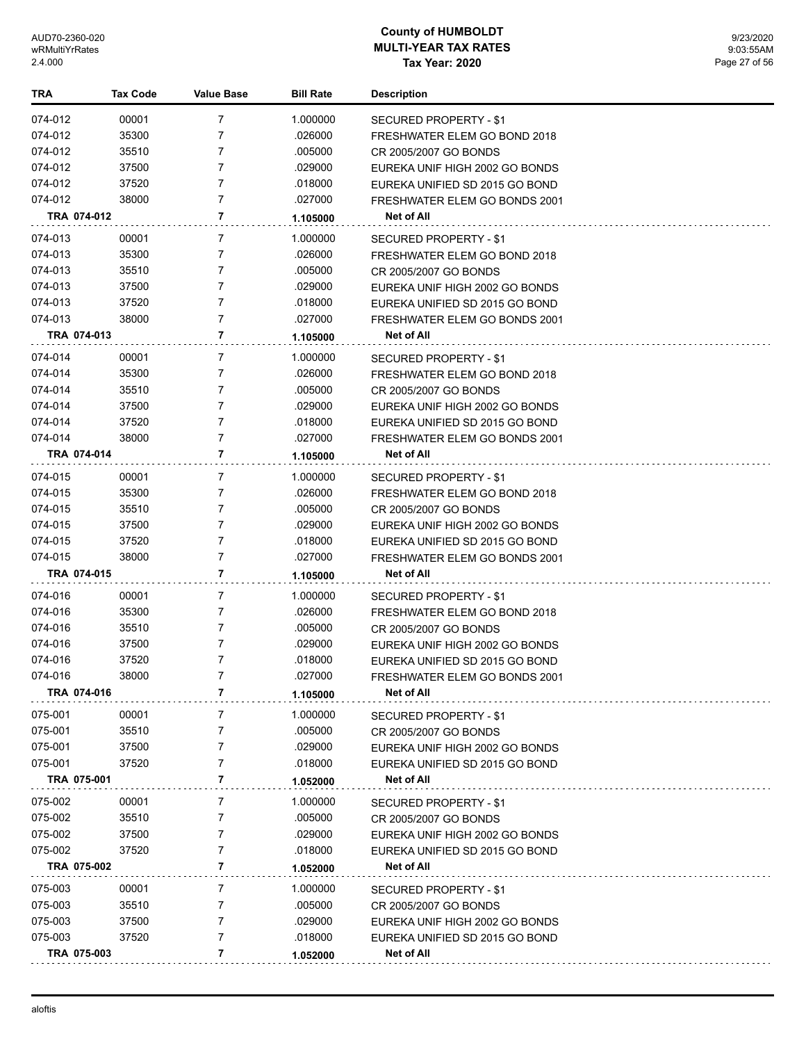# County of HUMBOLDT
## MULTI-YEAR TAX RATES
### Tax Year: 2020

| TRA | Tax Code | Value Base | Bill Rate | Description |
|---|---|---|---|---|
| 074-012 | 00001 | 7 | 1.000000 | SECURED PROPERTY - $1 |
| 074-012 | 35300 | 7 | .026000 | FRESHWATER ELEM GO BOND 2018 |
| 074-012 | 35510 | 7 | .005000 | CR 2005/2007 GO BONDS |
| 074-012 | 37500 | 7 | .029000 | EUREKA UNIF HIGH 2002 GO BONDS |
| 074-012 | 37520 | 7 | .018000 | EUREKA UNIFIED SD 2015 GO BOND |
| 074-012 | 38000 | 7 | .027000 | FRESHWATER ELEM GO BONDS 2001 |
| **TRA 074-012** | | **7** | **1.105000** | **Net of All** |
| 074-013 | 00001 | 7 | 1.000000 | SECURED PROPERTY - $1 |
| 074-013 | 35300 | 7 | .026000 | FRESHWATER ELEM GO BOND 2018 |
| 074-013 | 35510 | 7 | .005000 | CR 2005/2007 GO BONDS |
| 074-013 | 37500 | 7 | .029000 | EUREKA UNIF HIGH 2002 GO BONDS |
| 074-013 | 37520 | 7 | .018000 | EUREKA UNIFIED SD 2015 GO BOND |
| 074-013 | 38000 | 7 | .027000 | FRESHWATER ELEM GO BONDS 2001 |
| **TRA 074-013** | | **7** | **1.105000** | **Net of All** |
| 074-014 | 00001 | 7 | 1.000000 | SECURED PROPERTY - $1 |
| 074-014 | 35300 | 7 | .026000 | FRESHWATER ELEM GO BOND 2018 |
| 074-014 | 35510 | 7 | .005000 | CR 2005/2007 GO BONDS |
| 074-014 | 37500 | 7 | .029000 | EUREKA UNIF HIGH 2002 GO BONDS |
| 074-014 | 37520 | 7 | .018000 | EUREKA UNIFIED SD 2015 GO BOND |
| 074-014 | 38000 | 7 | .027000 | FRESHWATER ELEM GO BONDS 2001 |
| **TRA 074-014** | | **7** | **1.105000** | **Net of All** |
| 074-015 | 00001 | 7 | 1.000000 | SECURED PROPERTY - $1 |
| 074-015 | 35300 | 7 | .026000 | FRESHWATER ELEM GO BOND 2018 |
| 074-015 | 35510 | 7 | .005000 | CR 2005/2007 GO BONDS |
| 074-015 | 37500 | 7 | .029000 | EUREKA UNIF HIGH 2002 GO BONDS |
| 074-015 | 37520 | 7 | .018000 | EUREKA UNIFIED SD 2015 GO BOND |
| 074-015 | 38000 | 7 | .027000 | FRESHWATER ELEM GO BONDS 2001 |
| **TRA 074-015** | | **7** | **1.105000** | **Net of All** |
| 074-016 | 00001 | 7 | 1.000000 | SECURED PROPERTY - $1 |
| 074-016 | 35300 | 7 | .026000 | FRESHWATER ELEM GO BOND 2018 |
| 074-016 | 35510 | 7 | .005000 | CR 2005/2007 GO BONDS |
| 074-016 | 37500 | 7 | .029000 | EUREKA UNIF HIGH 2002 GO BONDS |
| 074-016 | 37520 | 7 | .018000 | EUREKA UNIFIED SD 2015 GO BOND |
| 074-016 | 38000 | 7 | .027000 | FRESHWATER ELEM GO BONDS 2001 |
| **TRA 074-016** | | **7** | **1.105000** | **Net of All** |
| 075-001 | 00001 | 7 | 1.000000 | SECURED PROPERTY - $1 |
| 075-001 | 35510 | 7 | .005000 | CR 2005/2007 GO BONDS |
| 075-001 | 37500 | 7 | .029000 | EUREKA UNIF HIGH 2002 GO BONDS |
| 075-001 | 37520 | 7 | .018000 | EUREKA UNIFIED SD 2015 GO BOND |
| **TRA 075-001** | | **7** | **1.052000** | **Net of All** |
| 075-002 | 00001 | 7 | 1.000000 | SECURED PROPERTY - $1 |
| 075-002 | 35510 | 7 | .005000 | CR 2005/2007 GO BONDS |
| 075-002 | 37500 | 7 | .029000 | EUREKA UNIF HIGH 2002 GO BONDS |
| 075-002 | 37520 | 7 | .018000 | EUREKA UNIFIED SD 2015 GO BOND |
| **TRA 075-002** | | **7** | **1.052000** | **Net of All** |
| 075-003 | 00001 | 7 | 1.000000 | SECURED PROPERTY - $1 |
| 075-003 | 35510 | 7 | .005000 | CR 2005/2007 GO BONDS |
| 075-003 | 37500 | 7 | .029000 | EUREKA UNIF HIGH 2002 GO BONDS |
| 075-003 | 37520 | 7 | .018000 | EUREKA UNIFIED SD 2015 GO BOND |
| **TRA 075-003** | | **7** | **1.052000** | **Net of All** |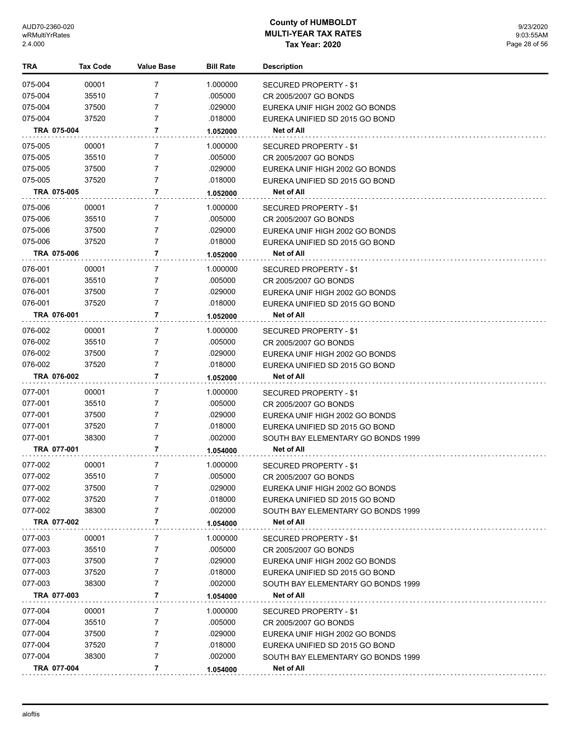# County of HUMBOLDT
## MULTI-YEAR TAX RATES
### Tax Year: 2020

| TRA | Tax Code | Value Base | Bill Rate | Description |
|---|---|---|---|---|
| 075-004 | 00001 | 7 | 1.000000 | SECURED PROPERTY - $1 |
| 075-004 | 35510 | 7 | .005000 | CR 2005/2007 GO BONDS |
| 075-004 | 37500 | 7 | .029000 | EUREKA UNIF HIGH 2002 GO BONDS |
| 075-004 | 37520 | 7 | .018000 | EUREKA UNIFIED SD 2015 GO BOND |
| **TRA 075-004** | | **7** | **1.052000** | **Net of All** |
| 075-005 | 00001 | 7 | 1.000000 | SECURED PROPERTY - $1 |
| 075-005 | 35510 | 7 | .005000 | CR 2005/2007 GO BONDS |
| 075-005 | 37500 | 7 | .029000 | EUREKA UNIF HIGH 2002 GO BONDS |
| 075-005 | 37520 | 7 | .018000 | EUREKA UNIFIED SD 2015 GO BOND |
| **TRA 075-005** | | **7** | **1.052000** | **Net of All** |
| 075-006 | 00001 | 7 | 1.000000 | SECURED PROPERTY - $1 |
| 075-006 | 35510 | 7 | .005000 | CR 2005/2007 GO BONDS |
| 075-006 | 37500 | 7 | .029000 | EUREKA UNIF HIGH 2002 GO BONDS |
| 075-006 | 37520 | 7 | .018000 | EUREKA UNIFIED SD 2015 GO BOND |
| **TRA 075-006** | | **7** | **1.052000** | **Net of All** |
| 076-001 | 00001 | 7 | 1.000000 | SECURED PROPERTY - $1 |
| 076-001 | 35510 | 7 | .005000 | CR 2005/2007 GO BONDS |
| 076-001 | 37500 | 7 | .029000 | EUREKA UNIF HIGH 2002 GO BONDS |
| 076-001 | 37520 | 7 | .018000 | EUREKA UNIFIED SD 2015 GO BOND |
| **TRA 076-001** | | **7** | **1.052000** | **Net of All** |
| 076-002 | 00001 | 7 | 1.000000 | SECURED PROPERTY - $1 |
| 076-002 | 35510 | 7 | .005000 | CR 2005/2007 GO BONDS |
| 076-002 | 37500 | 7 | .029000 | EUREKA UNIF HIGH 2002 GO BONDS |
| 076-002 | 37520 | 7 | .018000 | EUREKA UNIFIED SD 2015 GO BOND |
| **TRA 076-002** | | **7** | **1.052000** | **Net of All** |
| 077-001 | 00001 | 7 | 1.000000 | SECURED PROPERTY - $1 |
| 077-001 | 35510 | 7 | .005000 | CR 2005/2007 GO BONDS |
| 077-001 | 37500 | 7 | .029000 | EUREKA UNIF HIGH 2002 GO BONDS |
| 077-001 | 37520 | 7 | .018000 | EUREKA UNIFIED SD 2015 GO BOND |
| 077-001 | 38300 | 7 | .002000 | SOUTH BAY ELEMENTARY GO BONDS 1999 |
| **TRA 077-001** | | **7** | **1.054000** | **Net of All** |
| 077-002 | 00001 | 7 | 1.000000 | SECURED PROPERTY - $1 |
| 077-002 | 35510 | 7 | .005000 | CR 2005/2007 GO BONDS |
| 077-002 | 37500 | 7 | .029000 | EUREKA UNIF HIGH 2002 GO BONDS |
| 077-002 | 37520 | 7 | .018000 | EUREKA UNIFIED SD 2015 GO BOND |
| 077-002 | 38300 | 7 | .002000 | SOUTH BAY ELEMENTARY GO BONDS 1999 |
| **TRA 077-002** | | **7** | **1.054000** | **Net of All** |
| 077-003 | 00001 | 7 | 1.000000 | SECURED PROPERTY - $1 |
| 077-003 | 35510 | 7 | .005000 | CR 2005/2007 GO BONDS |
| 077-003 | 37500 | 7 | .029000 | EUREKA UNIF HIGH 2002 GO BONDS |
| 077-003 | 37520 | 7 | .018000 | EUREKA UNIFIED SD 2015 GO BOND |
| 077-003 | 38300 | 7 | .002000 | SOUTH BAY ELEMENTARY GO BONDS 1999 |
| **TRA 077-003** | | **7** | **1.054000** | **Net of All** |
| 077-004 | 00001 | 7 | 1.000000 | SECURED PROPERTY - $1 |
| 077-004 | 35510 | 7 | .005000 | CR 2005/2007 GO BONDS |
| 077-004 | 37500 | 7 | .029000 | EUREKA UNIF HIGH 2002 GO BONDS |
| 077-004 | 37520 | 7 | .018000 | EUREKA UNIFIED SD 2015 GO BOND |
| 077-004 | 38300 | 7 | .002000 | SOUTH BAY ELEMENTARY GO BONDS 1999 |
| **TRA 077-004** | | **7** | **1.054000** | **Net of All** |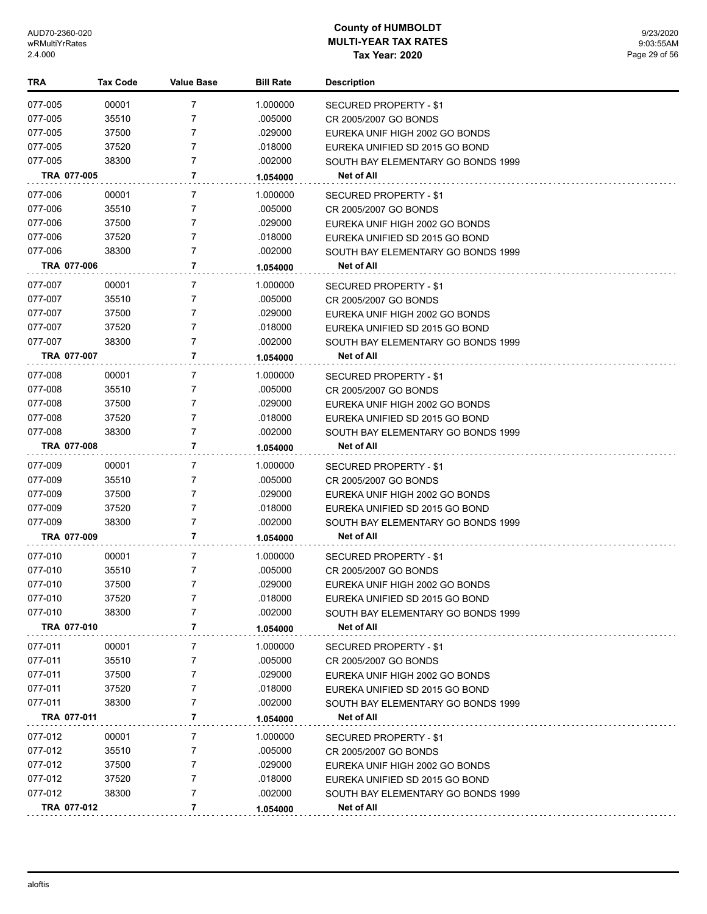| TRA | Tax Code | Value Base | Bill Rate | Description |
|---|---|---|---|---|
| 077-005 | 00001 | 7 | 1.000000 | SECURED PROPERTY - $1 |
| 077-005 | 35510 | 7 | .005000 | CR 2005/2007 GO BONDS |
| 077-005 | 37500 | 7 | .029000 | EUREKA UNIF HIGH 2002 GO BONDS |
| 077-005 | 37520 | 7 | .018000 | EUREKA UNIFIED SD 2015 GO BOND |
| 077-005 | 38300 | 7 | .002000 | SOUTH BAY ELEMENTARY GO BONDS 1999 |
| **TRA 077-005** | | **7** | **1.054000** | **Net of All** |
| 077-006 | 00001 | 7 | 1.000000 | SECURED PROPERTY - $1 |
| 077-006 | 35510 | 7 | .005000 | CR 2005/2007 GO BONDS |
| 077-006 | 37500 | 7 | .029000 | EUREKA UNIF HIGH 2002 GO BONDS |
| 077-006 | 37520 | 7 | .018000 | EUREKA UNIFIED SD 2015 GO BOND |
| 077-006 | 38300 | 7 | .002000 | SOUTH BAY ELEMENTARY GO BONDS 1999 |
| **TRA 077-006** | | **7** | **1.054000** | **Net of All** |
| 077-007 | 00001 | 7 | 1.000000 | SECURED PROPERTY - $1 |
| 077-007 | 35510 | 7 | .005000 | CR 2005/2007 GO BONDS |
| 077-007 | 37500 | 7 | .029000 | EUREKA UNIF HIGH 2002 GO BONDS |
| 077-007 | 37520 | 7 | .018000 | EUREKA UNIFIED SD 2015 GO BOND |
| 077-007 | 38300 | 7 | .002000 | SOUTH BAY ELEMENTARY GO BONDS 1999 |
| **TRA 077-007** | | **7** | **1.054000** | **Net of All** |
| 077-008 | 00001 | 7 | 1.000000 | SECURED PROPERTY - $1 |
| 077-008 | 35510 | 7 | .005000 | CR 2005/2007 GO BONDS |
| 077-008 | 37500 | 7 | .029000 | EUREKA UNIF HIGH 2002 GO BONDS |
| 077-008 | 37520 | 7 | .018000 | EUREKA UNIFIED SD 2015 GO BOND |
| 077-008 | 38300 | 7 | .002000 | SOUTH BAY ELEMENTARY GO BONDS 1999 |
| **TRA 077-008** | | **7** | **1.054000** | **Net of All** |
| 077-009 | 00001 | 7 | 1.000000 | SECURED PROPERTY - $1 |
| 077-009 | 35510 | 7 | .005000 | CR 2005/2007 GO BONDS |
| 077-009 | 37500 | 7 | .029000 | EUREKA UNIF HIGH 2002 GO BONDS |
| 077-009 | 37520 | 7 | .018000 | EUREKA UNIFIED SD 2015 GO BOND |
| 077-009 | 38300 | 7 | .002000 | SOUTH BAY ELEMENTARY GO BONDS 1999 |
| **TRA 077-009** | | **7** | **1.054000** | **Net of All** |
| 077-010 | 00001 | 7 | 1.000000 | SECURED PROPERTY - $1 |
| 077-010 | 35510 | 7 | .005000 | CR 2005/2007 GO BONDS |
| 077-010 | 37500 | 7 | .029000 | EUREKA UNIF HIGH 2002 GO BONDS |
| 077-010 | 37520 | 7 | .018000 | EUREKA UNIFIED SD 2015 GO BOND |
| 077-010 | 38300 | 7 | .002000 | SOUTH BAY ELEMENTARY GO BONDS 1999 |
| **TRA 077-010** | | **7** | **1.054000** | **Net of All** |
| 077-011 | 00001 | 7 | 1.000000 | SECURED PROPERTY - $1 |
| 077-011 | 35510 | 7 | .005000 | CR 2005/2007 GO BONDS |
| 077-011 | 37500 | 7 | .029000 | EUREKA UNIF HIGH 2002 GO BONDS |
| 077-011 | 37520 | 7 | .018000 | EUREKA UNIFIED SD 2015 GO BOND |
| 077-011 | 38300 | 7 | .002000 | SOUTH BAY ELEMENTARY GO BONDS 1999 |
| **TRA 077-011** | | **7** | **1.054000** | **Net of All** |
| 077-012 | 00001 | 7 | 1.000000 | SECURED PROPERTY - $1 |
| 077-012 | 35510 | 7 | .005000 | CR 2005/2007 GO BONDS |
| 077-012 | 37500 | 7 | .029000 | EUREKA UNIF HIGH 2002 GO BONDS |
| 077-012 | 37520 | 7 | .018000 | EUREKA UNIFIED SD 2015 GO BOND |
| 077-012 | 38300 | 7 | .002000 | SOUTH BAY ELEMENTARY GO BONDS 1999 |
| **TRA 077-012** | | **7** | **1.054000** | **Net of All** |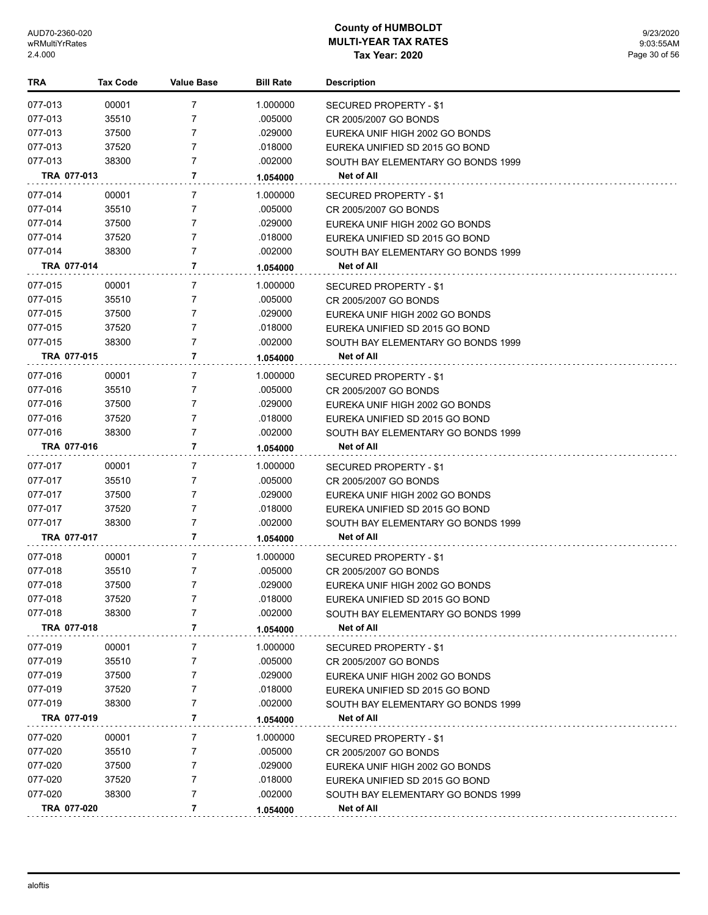# County of HUMBOLDT
## MULTI-YEAR TAX RATES
### Tax Year: 2020

| TRA | Tax Code | Value Base | Bill Rate | Description |
|---|---|---|---|---|
| 077-013 | 00001 | 7 | 1.000000 | SECURED PROPERTY - $1 |
| 077-013 | 35510 | 7 | .005000 | CR 2005/2007 GO BONDS |
| 077-013 | 37500 | 7 | .029000 | EUREKA UNIF HIGH 2002 GO BONDS |
| 077-013 | 37520 | 7 | .018000 | EUREKA UNIFIED SD 2015 GO BOND |
| 077-013 | 38300 | 7 | .002000 | SOUTH BAY ELEMENTARY GO BONDS 1999 |
| **TRA 077-013** | | **7** | **1.054000** | **Net of All** |
| 077-014 | 00001 | 7 | 1.000000 | SECURED PROPERTY - $1 |
| 077-014 | 35510 | 7 | .005000 | CR 2005/2007 GO BONDS |
| 077-014 | 37500 | 7 | .029000 | EUREKA UNIF HIGH 2002 GO BONDS |
| 077-014 | 37520 | 7 | .018000 | EUREKA UNIFIED SD 2015 GO BOND |
| 077-014 | 38300 | 7 | .002000 | SOUTH BAY ELEMENTARY GO BONDS 1999 |
| **TRA 077-014** | | **7** | **1.054000** | **Net of All** |
| 077-015 | 00001 | 7 | 1.000000 | SECURED PROPERTY - $1 |
| 077-015 | 35510 | 7 | .005000 | CR 2005/2007 GO BONDS |
| 077-015 | 37500 | 7 | .029000 | EUREKA UNIF HIGH 2002 GO BONDS |
| 077-015 | 37520 | 7 | .018000 | EUREKA UNIFIED SD 2015 GO BOND |
| 077-015 | 38300 | 7 | .002000 | SOUTH BAY ELEMENTARY GO BONDS 1999 |
| **TRA 077-015** | | **7** | **1.054000** | **Net of All** |
| 077-016 | 00001 | 7 | 1.000000 | SECURED PROPERTY - $1 |
| 077-016 | 35510 | 7 | .005000 | CR 2005/2007 GO BONDS |
| 077-016 | 37500 | 7 | .029000 | EUREKA UNIF HIGH 2002 GO BONDS |
| 077-016 | 37520 | 7 | .018000 | EUREKA UNIFIED SD 2015 GO BOND |
| 077-016 | 38300 | 7 | .002000 | SOUTH BAY ELEMENTARY GO BONDS 1999 |
| **TRA 077-016** | | **7** | **1.054000** | **Net of All** |
| 077-017 | 00001 | 7 | 1.000000 | SECURED PROPERTY - $1 |
| 077-017 | 35510 | 7 | .005000 | CR 2005/2007 GO BONDS |
| 077-017 | 37500 | 7 | .029000 | EUREKA UNIF HIGH 2002 GO BONDS |
| 077-017 | 37520 | 7 | .018000 | EUREKA UNIFIED SD 2015 GO BOND |
| 077-017 | 38300 | 7 | .002000 | SOUTH BAY ELEMENTARY GO BONDS 1999 |
| **TRA 077-017** | | **7** | **1.054000** | **Net of All** |
| 077-018 | 00001 | 7 | 1.000000 | SECURED PROPERTY - $1 |
| 077-018 | 35510 | 7 | .005000 | CR 2005/2007 GO BONDS |
| 077-018 | 37500 | 7 | .029000 | EUREKA UNIF HIGH 2002 GO BONDS |
| 077-018 | 37520 | 7 | .018000 | EUREKA UNIFIED SD 2015 GO BOND |
| 077-018 | 38300 | 7 | .002000 | SOUTH BAY ELEMENTARY GO BONDS 1999 |
| **TRA 077-018** | | **7** | **1.054000** | **Net of All** |
| 077-019 | 00001 | 7 | 1.000000 | SECURED PROPERTY - $1 |
| 077-019 | 35510 | 7 | .005000 | CR 2005/2007 GO BONDS |
| 077-019 | 37500 | 7 | .029000 | EUREKA UNIF HIGH 2002 GO BONDS |
| 077-019 | 37520 | 7 | .018000 | EUREKA UNIFIED SD 2015 GO BOND |
| 077-019 | 38300 | 7 | .002000 | SOUTH BAY ELEMENTARY GO BONDS 1999 |
| **TRA 077-019** | | **7** | **1.054000** | **Net of All** |
| 077-020 | 00001 | 7 | 1.000000 | SECURED PROPERTY - $1 |
| 077-020 | 35510 | 7 | .005000 | CR 2005/2007 GO BONDS |
| 077-020 | 37500 | 7 | .029000 | EUREKA UNIF HIGH 2002 GO BONDS |
| 077-020 | 37520 | 7 | .018000 | EUREKA UNIFIED SD 2015 GO BOND |
| 077-020 | 38300 | 7 | .002000 | SOUTH BAY ELEMENTARY GO BONDS 1999 |
| **TRA 077-020** | | **7** | **1.054000** | **Net of All** |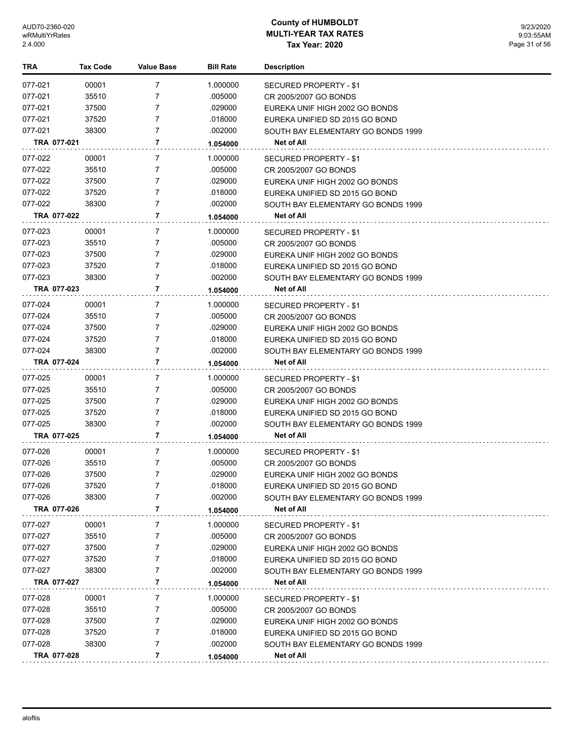# County of HUMBOLDT
## MULTI-YEAR TAX RATES
### Tax Year: 2020

| TRA | Tax Code | Value Base | Bill Rate | Description |
|---|---|---|---|---|
| 077-021 | 00001 | 7 | 1.000000 | SECURED PROPERTY - $1 |
| 077-021 | 35510 | 7 | .005000 | CR 2005/2007 GO BONDS |
| 077-021 | 37500 | 7 | .029000 | EUREKA UNIF HIGH 2002 GO BONDS |
| 077-021 | 37520 | 7 | .018000 | EUREKA UNIFIED SD 2015 GO BOND |
| 077-021 | 38300 | 7 | .002000 | SOUTH BAY ELEMENTARY GO BONDS 1999 |
| **TRA 077-021** | | **7** | **1.054000** | **Net of All** |
| 077-022 | 00001 | 7 | 1.000000 | SECURED PROPERTY - $1 |
| 077-022 | 35510 | 7 | .005000 | CR 2005/2007 GO BONDS |
| 077-022 | 37500 | 7 | .029000 | EUREKA UNIF HIGH 2002 GO BONDS |
| 077-022 | 37520 | 7 | .018000 | EUREKA UNIFIED SD 2015 GO BOND |
| 077-022 | 38300 | 7 | .002000 | SOUTH BAY ELEMENTARY GO BONDS 1999 |
| **TRA 077-022** | | **7** | **1.054000** | **Net of All** |
| 077-023 | 00001 | 7 | 1.000000 | SECURED PROPERTY - $1 |
| 077-023 | 35510 | 7 | .005000 | CR 2005/2007 GO BONDS |
| 077-023 | 37500 | 7 | .029000 | EUREKA UNIF HIGH 2002 GO BONDS |
| 077-023 | 37520 | 7 | .018000 | EUREKA UNIFIED SD 2015 GO BOND |
| 077-023 | 38300 | 7 | .002000 | SOUTH BAY ELEMENTARY GO BONDS 1999 |
| **TRA 077-023** | | **7** | **1.054000** | **Net of All** |
| 077-024 | 00001 | 7 | 1.000000 | SECURED PROPERTY - $1 |
| 077-024 | 35510 | 7 | .005000 | CR 2005/2007 GO BONDS |
| 077-024 | 37500 | 7 | .029000 | EUREKA UNIF HIGH 2002 GO BONDS |
| 077-024 | 37520 | 7 | .018000 | EUREKA UNIFIED SD 2015 GO BOND |
| 077-024 | 38300 | 7 | .002000 | SOUTH BAY ELEMENTARY GO BONDS 1999 |
| **TRA 077-024** | | **7** | **1.054000** | **Net of All** |
| 077-025 | 00001 | 7 | 1.000000 | SECURED PROPERTY - $1 |
| 077-025 | 35510 | 7 | .005000 | CR 2005/2007 GO BONDS |
| 077-025 | 37500 | 7 | .029000 | EUREKA UNIF HIGH 2002 GO BONDS |
| 077-025 | 37520 | 7 | .018000 | EUREKA UNIFIED SD 2015 GO BOND |
| 077-025 | 38300 | 7 | .002000 | SOUTH BAY ELEMENTARY GO BONDS 1999 |
| **TRA 077-025** | | **7** | **1.054000** | **Net of All** |
| 077-026 | 00001 | 7 | 1.000000 | SECURED PROPERTY - $1 |
| 077-026 | 35510 | 7 | .005000 | CR 2005/2007 GO BONDS |
| 077-026 | 37500 | 7 | .029000 | EUREKA UNIF HIGH 2002 GO BONDS |
| 077-026 | 37520 | 7 | .018000 | EUREKA UNIFIED SD 2015 GO BOND |
| 077-026 | 38300 | 7 | .002000 | SOUTH BAY ELEMENTARY GO BONDS 1999 |
| **TRA 077-026** | | **7** | **1.054000** | **Net of All** |
| 077-027 | 00001 | 7 | 1.000000 | SECURED PROPERTY - $1 |
| 077-027 | 35510 | 7 | .005000 | CR 2005/2007 GO BONDS |
| 077-027 | 37500 | 7 | .029000 | EUREKA UNIF HIGH 2002 GO BONDS |
| 077-027 | 37520 | 7 | .018000 | EUREKA UNIFIED SD 2015 GO BOND |
| 077-027 | 38300 | 7 | .002000 | SOUTH BAY ELEMENTARY GO BONDS 1999 |
| **TRA 077-027** | | **7** | **1.054000** | **Net of All** |
| 077-028 | 00001 | 7 | 1.000000 | SECURED PROPERTY - $1 |
| 077-028 | 35510 | 7 | .005000 | CR 2005/2007 GO BONDS |
| 077-028 | 37500 | 7 | .029000 | EUREKA UNIF HIGH 2002 GO BONDS |
| 077-028 | 37520 | 7 | .018000 | EUREKA UNIFIED SD 2015 GO BOND |
| 077-028 | 38300 | 7 | .002000 | SOUTH BAY ELEMENTARY GO BONDS 1999 |
| **TRA 077-028** | | **7** | **1.054000** | **Net of All** |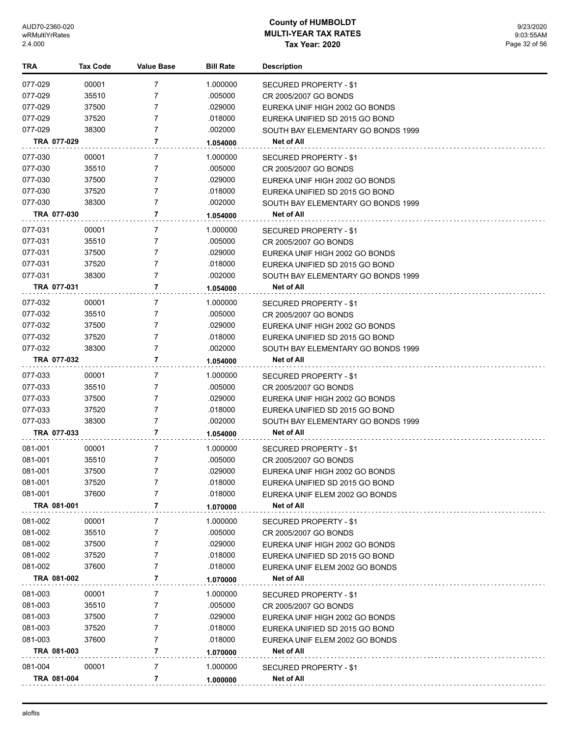| TRA | Tax Code | Value Base | Bill Rate | Description |
|---|---|---|---|---|
| 077-029 | 00001 | 7 | 1.000000 | SECURED PROPERTY - $1 |
| 077-029 | 35510 | 7 | .005000 | CR 2005/2007 GO BONDS |
| 077-029 | 37500 | 7 | .029000 | EUREKA UNIF HIGH 2002 GO BONDS |
| 077-029 | 37520 | 7 | .018000 | EUREKA UNIFIED SD 2015 GO BOND |
| 077-029 | 38300 | 7 | .002000 | SOUTH BAY ELEMENTARY GO BONDS 1999 |
| **TRA 077-029** | | **7** | **1.054000** | **Net of All** |
| 077-030 | 00001 | 7 | 1.000000 | SECURED PROPERTY - $1 |
| 077-030 | 35510 | 7 | .005000 | CR 2005/2007 GO BONDS |
| 077-030 | 37500 | 7 | .029000 | EUREKA UNIF HIGH 2002 GO BONDS |
| 077-030 | 37520 | 7 | .018000 | EUREKA UNIFIED SD 2015 GO BOND |
| 077-030 | 38300 | 7 | .002000 | SOUTH BAY ELEMENTARY GO BONDS 1999 |
| **TRA 077-030** | | **7** | **1.054000** | **Net of All** |
| 077-031 | 00001 | 7 | 1.000000 | SECURED PROPERTY - $1 |
| 077-031 | 35510 | 7 | .005000 | CR 2005/2007 GO BONDS |
| 077-031 | 37500 | 7 | .029000 | EUREKA UNIF HIGH 2002 GO BONDS |
| 077-031 | 37520 | 7 | .018000 | EUREKA UNIFIED SD 2015 GO BOND |
| 077-031 | 38300 | 7 | .002000 | SOUTH BAY ELEMENTARY GO BONDS 1999 |
| **TRA 077-031** | | **7** | **1.054000** | **Net of All** |
| 077-032 | 00001 | 7 | 1.000000 | SECURED PROPERTY - $1 |
| 077-032 | 35510 | 7 | .005000 | CR 2005/2007 GO BONDS |
| 077-032 | 37500 | 7 | .029000 | EUREKA UNIF HIGH 2002 GO BONDS |
| 077-032 | 37520 | 7 | .018000 | EUREKA UNIFIED SD 2015 GO BOND |
| 077-032 | 38300 | 7 | .002000 | SOUTH BAY ELEMENTARY GO BONDS 1999 |
| **TRA 077-032** | | **7** | **1.054000** | **Net of All** |
| 077-033 | 00001 | 7 | 1.000000 | SECURED PROPERTY - $1 |
| 077-033 | 35510 | 7 | .005000 | CR 2005/2007 GO BONDS |
| 077-033 | 37500 | 7 | .029000 | EUREKA UNIF HIGH 2002 GO BONDS |
| 077-033 | 37520 | 7 | .018000 | EUREKA UNIFIED SD 2015 GO BOND |
| 077-033 | 38300 | 7 | .002000 | SOUTH BAY ELEMENTARY GO BONDS 1999 |
| **TRA 077-033** | | **7** | **1.054000** | **Net of All** |
| 081-001 | 00001 | 7 | 1.000000 | SECURED PROPERTY - $1 |
| 081-001 | 35510 | 7 | .005000 | CR 2005/2007 GO BONDS |
| 081-001 | 37500 | 7 | .029000 | EUREKA UNIF HIGH 2002 GO BONDS |
| 081-001 | 37520 | 7 | .018000 | EUREKA UNIFIED SD 2015 GO BOND |
| 081-001 | 37600 | 7 | .018000 | EUREKA UNIF ELEM 2002 GO BONDS |
| **TRA 081-001** | | **7** | **1.070000** | **Net of All** |
| 081-002 | 00001 | 7 | 1.000000 | SECURED PROPERTY - $1 |
| 081-002 | 35510 | 7 | .005000 | CR 2005/2007 GO BONDS |
| 081-002 | 37500 | 7 | .029000 | EUREKA UNIF HIGH 2002 GO BONDS |
| 081-002 | 37520 | 7 | .018000 | EUREKA UNIFIED SD 2015 GO BOND |
| 081-002 | 37600 | 7 | .018000 | EUREKA UNIF ELEM 2002 GO BONDS |
| **TRA 081-002** | | **7** | **1.070000** | **Net of All** |
| 081-003 | 00001 | 7 | 1.000000 | SECURED PROPERTY - $1 |
| 081-003 | 35510 | 7 | .005000 | CR 2005/2007 GO BONDS |
| 081-003 | 37500 | 7 | .029000 | EUREKA UNIF HIGH 2002 GO BONDS |
| 081-003 | 37520 | 7 | .018000 | EUREKA UNIFIED SD 2015 GO BOND |
| 081-003 | 37600 | 7 | .018000 | EUREKA UNIF ELEM 2002 GO BONDS |
| **TRA 081-003** | | **7** | **1.070000** | **Net of All** |
| 081-004 | 00001 | 7 | 1.000000 | SECURED PROPERTY - $1 |
| **TRA 081-004** | | **7** | **1.000000** | **Net of All** |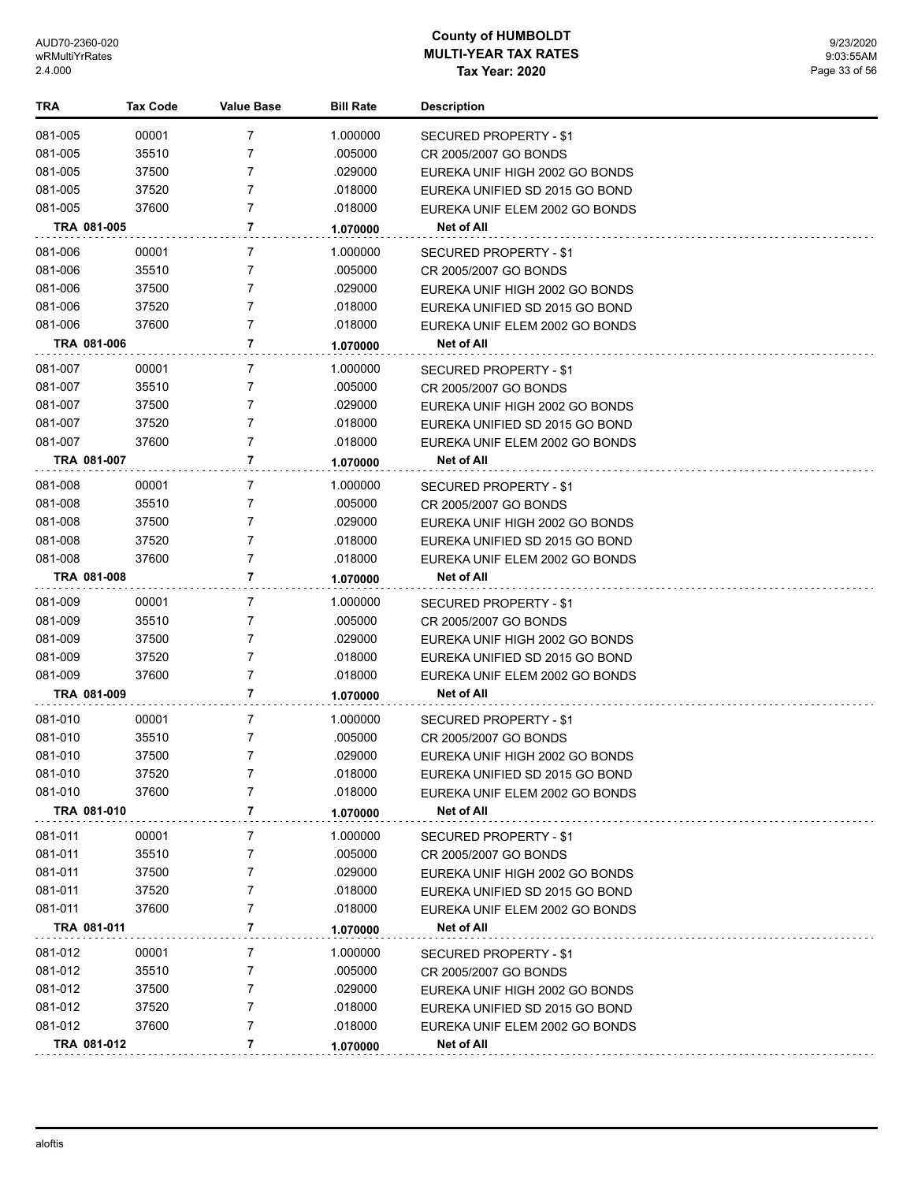| TRA | Tax Code | Value Base | Bill Rate | Description |
|---|---|---|---|---|
| 081-005 | 00001 | 7 | 1.000000 | SECURED PROPERTY - $1 |
| 081-005 | 35510 | 7 | .005000 | CR 2005/2007 GO BONDS |
| 081-005 | 37500 | 7 | .029000 | EUREKA UNIF HIGH 2002 GO BONDS |
| 081-005 | 37520 | 7 | .018000 | EUREKA UNIFIED SD 2015 GO BOND |
| 081-005 | 37600 | 7 | .018000 | EUREKA UNIF ELEM 2002 GO BONDS |
| **TRA 081-005** | | **7** | **1.070000** | **Net of All** |
| 081-006 | 00001 | 7 | 1.000000 | SECURED PROPERTY - $1 |
| 081-006 | 35510 | 7 | .005000 | CR 2005/2007 GO BONDS |
| 081-006 | 37500 | 7 | .029000 | EUREKA UNIF HIGH 2002 GO BONDS |
| 081-006 | 37520 | 7 | .018000 | EUREKA UNIFIED SD 2015 GO BOND |
| 081-006 | 37600 | 7 | .018000 | EUREKA UNIF ELEM 2002 GO BONDS |
| **TRA 081-006** | | **7** | **1.070000** | **Net of All** |
| 081-007 | 00001 | 7 | 1.000000 | SECURED PROPERTY - $1 |
| 081-007 | 35510 | 7 | .005000 | CR 2005/2007 GO BONDS |
| 081-007 | 37500 | 7 | .029000 | EUREKA UNIF HIGH 2002 GO BONDS |
| 081-007 | 37520 | 7 | .018000 | EUREKA UNIFIED SD 2015 GO BOND |
| 081-007 | 37600 | 7 | .018000 | EUREKA UNIF ELEM 2002 GO BONDS |
| **TRA 081-007** | | **7** | **1.070000** | **Net of All** |
| 081-008 | 00001 | 7 | 1.000000 | SECURED PROPERTY - $1 |
| 081-008 | 35510 | 7 | .005000 | CR 2005/2007 GO BONDS |
| 081-008 | 37500 | 7 | .029000 | EUREKA UNIF HIGH 2002 GO BONDS |
| 081-008 | 37520 | 7 | .018000 | EUREKA UNIFIED SD 2015 GO BOND |
| 081-008 | 37600 | 7 | .018000 | EUREKA UNIF ELEM 2002 GO BONDS |
| **TRA 081-008** | | **7** | **1.070000** | **Net of All** |
| 081-009 | 00001 | 7 | 1.000000 | SECURED PROPERTY - $1 |
| 081-009 | 35510 | 7 | .005000 | CR 2005/2007 GO BONDS |
| 081-009 | 37500 | 7 | .029000 | EUREKA UNIF HIGH 2002 GO BONDS |
| 081-009 | 37520 | 7 | .018000 | EUREKA UNIFIED SD 2015 GO BOND |
| 081-009 | 37600 | 7 | .018000 | EUREKA UNIF ELEM 2002 GO BONDS |
| **TRA 081-009** | | **7** | **1.070000** | **Net of All** |
| 081-010 | 00001 | 7 | 1.000000 | SECURED PROPERTY - $1 |
| 081-010 | 35510 | 7 | .005000 | CR 2005/2007 GO BONDS |
| 081-010 | 37500 | 7 | .029000 | EUREKA UNIF HIGH 2002 GO BONDS |
| 081-010 | 37520 | 7 | .018000 | EUREKA UNIFIED SD 2015 GO BOND |
| 081-010 | 37600 | 7 | .018000 | EUREKA UNIF ELEM 2002 GO BONDS |
| **TRA 081-010** | | **7** | **1.070000** | **Net of All** |
| 081-011 | 00001 | 7 | 1.000000 | SECURED PROPERTY - $1 |
| 081-011 | 35510 | 7 | .005000 | CR 2005/2007 GO BONDS |
| 081-011 | 37500 | 7 | .029000 | EUREKA UNIF HIGH 2002 GO BONDS |
| 081-011 | 37520 | 7 | .018000 | EUREKA UNIFIED SD 2015 GO BOND |
| 081-011 | 37600 | 7 | .018000 | EUREKA UNIF ELEM 2002 GO BONDS |
| **TRA 081-011** | | **7** | **1.070000** | **Net of All** |
| 081-012 | 00001 | 7 | 1.000000 | SECURED PROPERTY - $1 |
| 081-012 | 35510 | 7 | .005000 | CR 2005/2007 GO BONDS |
| 081-012 | 37500 | 7 | .029000 | EUREKA UNIF HIGH 2002 GO BONDS |
| 081-012 | 37520 | 7 | .018000 | EUREKA UNIFIED SD 2015 GO BOND |
| 081-012 | 37600 | 7 | .018000 | EUREKA UNIF ELEM 2002 GO BONDS |
| **TRA 081-012** | | **7** | **1.070000** | **Net of All** |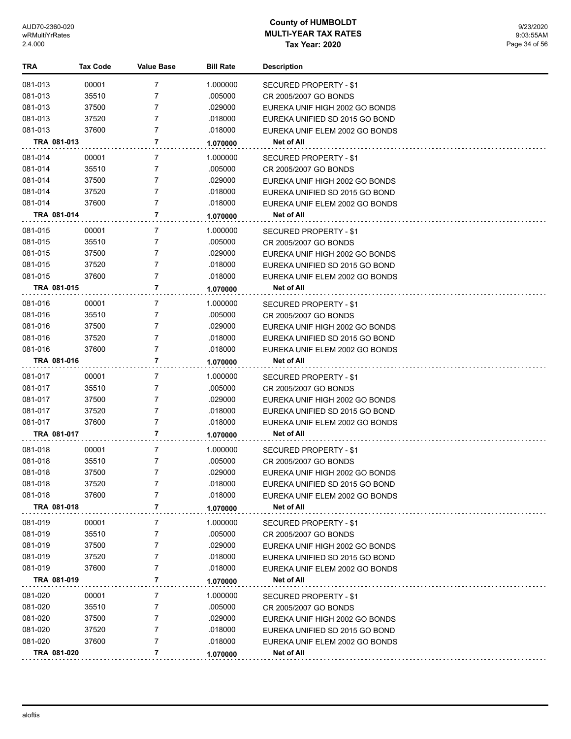| TRA | Tax Code | Value Base | Bill Rate | Description |
|---|---|---|---|---|
| 081-013 | 00001 | 7 | 1.000000 | SECURED PROPERTY - $1 |
| 081-013 | 35510 | 7 | .005000 | CR 2005/2007 GO BONDS |
| 081-013 | 37500 | 7 | .029000 | EUREKA UNIF HIGH 2002 GO BONDS |
| 081-013 | 37520 | 7 | .018000 | EUREKA UNIFIED SD 2015 GO BOND |
| 081-013 | 37600 | 7 | .018000 | EUREKA UNIF ELEM 2002 GO BONDS |
| **TRA 081-013** | | **7** | **1.070000** | **Net of All** |
| 081-014 | 00001 | 7 | 1.000000 | SECURED PROPERTY - $1 |
| 081-014 | 35510 | 7 | .005000 | CR 2005/2007 GO BONDS |
| 081-014 | 37500 | 7 | .029000 | EUREKA UNIF HIGH 2002 GO BONDS |
| 081-014 | 37520 | 7 | .018000 | EUREKA UNIFIED SD 2015 GO BOND |
| 081-014 | 37600 | 7 | .018000 | EUREKA UNIF ELEM 2002 GO BONDS |
| **TRA 081-014** | | **7** | **1.070000** | **Net of All** |
| 081-015 | 00001 | 7 | 1.000000 | SECURED PROPERTY - $1 |
| 081-015 | 35510 | 7 | .005000 | CR 2005/2007 GO BONDS |
| 081-015 | 37500 | 7 | .029000 | EUREKA UNIF HIGH 2002 GO BONDS |
| 081-015 | 37520 | 7 | .018000 | EUREKA UNIFIED SD 2015 GO BOND |
| 081-015 | 37600 | 7 | .018000 | EUREKA UNIF ELEM 2002 GO BONDS |
| **TRA 081-015** | | **7** | **1.070000** | **Net of All** |
| 081-016 | 00001 | 7 | 1.000000 | SECURED PROPERTY - $1 |
| 081-016 | 35510 | 7 | .005000 | CR 2005/2007 GO BONDS |
| 081-016 | 37500 | 7 | .029000 | EUREKA UNIF HIGH 2002 GO BONDS |
| 081-016 | 37520 | 7 | .018000 | EUREKA UNIFIED SD 2015 GO BOND |
| 081-016 | 37600 | 7 | .018000 | EUREKA UNIF ELEM 2002 GO BONDS |
| **TRA 081-016** | | **7** | **1.070000** | **Net of All** |
| 081-017 | 00001 | 7 | 1.000000 | SECURED PROPERTY - $1 |
| 081-017 | 35510 | 7 | .005000 | CR 2005/2007 GO BONDS |
| 081-017 | 37500 | 7 | .029000 | EUREKA UNIF HIGH 2002 GO BONDS |
| 081-017 | 37520 | 7 | .018000 | EUREKA UNIFIED SD 2015 GO BOND |
| 081-017 | 37600 | 7 | .018000 | EUREKA UNIF ELEM 2002 GO BONDS |
| **TRA 081-017** | | **7** | **1.070000** | **Net of All** |
| 081-018 | 00001 | 7 | 1.000000 | SECURED PROPERTY - $1 |
| 081-018 | 35510 | 7 | .005000 | CR 2005/2007 GO BONDS |
| 081-018 | 37500 | 7 | .029000 | EUREKA UNIF HIGH 2002 GO BONDS |
| 081-018 | 37520 | 7 | .018000 | EUREKA UNIFIED SD 2015 GO BOND |
| 081-018 | 37600 | 7 | .018000 | EUREKA UNIF ELEM 2002 GO BONDS |
| **TRA 081-018** | | **7** | **1.070000** | **Net of All** |
| 081-019 | 00001 | 7 | 1.000000 | SECURED PROPERTY - $1 |
| 081-019 | 35510 | 7 | .005000 | CR 2005/2007 GO BONDS |
| 081-019 | 37500 | 7 | .029000 | EUREKA UNIF HIGH 2002 GO BONDS |
| 081-019 | 37520 | 7 | .018000 | EUREKA UNIFIED SD 2015 GO BOND |
| 081-019 | 37600 | 7 | .018000 | EUREKA UNIF ELEM 2002 GO BONDS |
| **TRA 081-019** | | **7** | **1.070000** | **Net of All** |
| 081-020 | 00001 | 7 | 1.000000 | SECURED PROPERTY - $1 |
| 081-020 | 35510 | 7 | .005000 | CR 2005/2007 GO BONDS |
| 081-020 | 37500 | 7 | .029000 | EUREKA UNIF HIGH 2002 GO BONDS |
| 081-020 | 37520 | 7 | .018000 | EUREKA UNIFIED SD 2015 GO BOND |
| 081-020 | 37600 | 7 | .018000 | EUREKA UNIF ELEM 2002 GO BONDS |
| **TRA 081-020** | | **7** | **1.070000** | **Net of All** |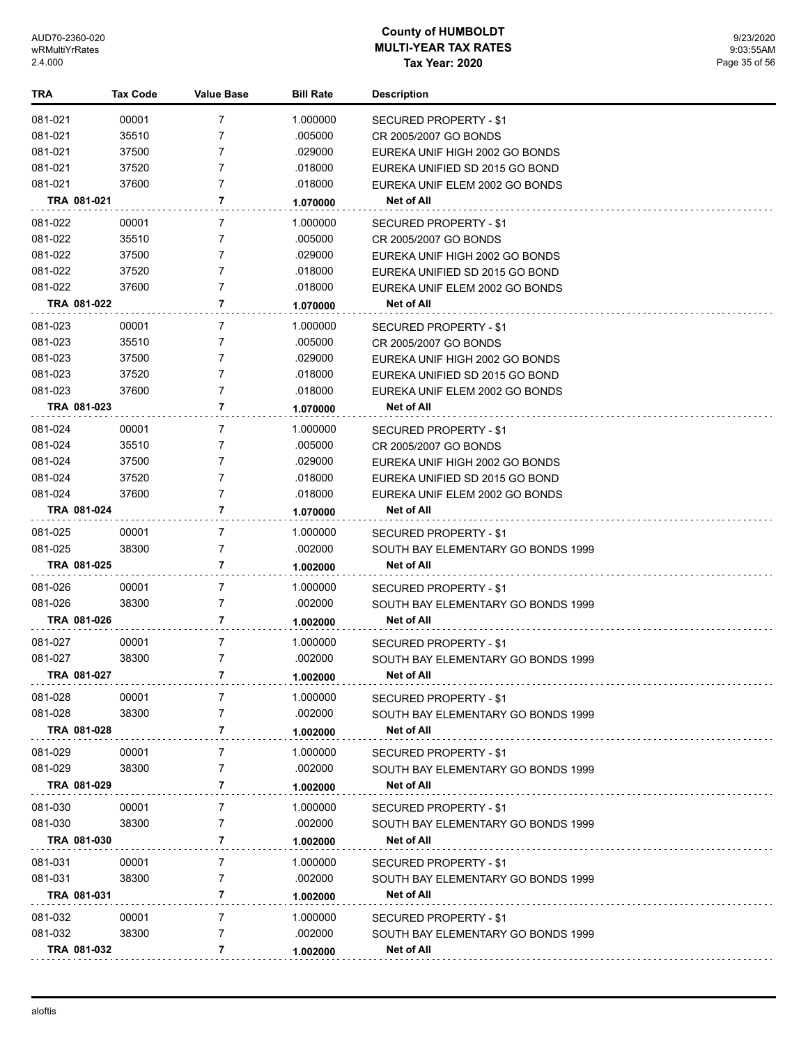| TRA | Tax Code | Value Base | Bill Rate | Description |
|---|---|---|---|---|
| 081-021 | 00001 | 7 | 1.000000 | SECURED PROPERTY - $1 |
| 081-021 | 35510 | 7 | .005000 | CR 2005/2007 GO BONDS |
| 081-021 | 37500 | 7 | .029000 | EUREKA UNIF HIGH 2002 GO BONDS |
| 081-021 | 37520 | 7 | .018000 | EUREKA UNIFIED SD 2015 GO BOND |
| 081-021 | 37600 | 7 | .018000 | EUREKA UNIF ELEM 2002 GO BONDS |
| **TRA 081-021** | | **7** | **1.070000** | **Net of All** |
| 081-022 | 00001 | 7 | 1.000000 | SECURED PROPERTY - $1 |
| 081-022 | 35510 | 7 | .005000 | CR 2005/2007 GO BONDS |
| 081-022 | 37500 | 7 | .029000 | EUREKA UNIF HIGH 2002 GO BONDS |
| 081-022 | 37520 | 7 | .018000 | EUREKA UNIFIED SD 2015 GO BOND |
| 081-022 | 37600 | 7 | .018000 | EUREKA UNIF ELEM 2002 GO BONDS |
| **TRA 081-022** | | **7** | **1.070000** | **Net of All** |
| 081-023 | 00001 | 7 | 1.000000 | SECURED PROPERTY - $1 |
| 081-023 | 35510 | 7 | .005000 | CR 2005/2007 GO BONDS |
| 081-023 | 37500 | 7 | .029000 | EUREKA UNIF HIGH 2002 GO BONDS |
| 081-023 | 37520 | 7 | .018000 | EUREKA UNIFIED SD 2015 GO BOND |
| 081-023 | 37600 | 7 | .018000 | EUREKA UNIF ELEM 2002 GO BONDS |
| **TRA 081-023** | | **7** | **1.070000** | **Net of All** |
| 081-024 | 00001 | 7 | 1.000000 | SECURED PROPERTY - $1 |
| 081-024 | 35510 | 7 | .005000 | CR 2005/2007 GO BONDS |
| 081-024 | 37500 | 7 | .029000 | EUREKA UNIF HIGH 2002 GO BONDS |
| 081-024 | 37520 | 7 | .018000 | EUREKA UNIFIED SD 2015 GO BOND |
| 081-024 | 37600 | 7 | .018000 | EUREKA UNIF ELEM 2002 GO BONDS |
| **TRA 081-024** | | **7** | **1.070000** | **Net of All** |
| 081-025 | 00001 | 7 | 1.000000 | SECURED PROPERTY - $1 |
| 081-025 | 38300 | 7 | .002000 | SOUTH BAY ELEMENTARY GO BONDS 1999 |
| **TRA 081-025** | | **7** | **1.002000** | **Net of All** |
| 081-026 | 00001 | 7 | 1.000000 | SECURED PROPERTY - $1 |
| 081-026 | 38300 | 7 | .002000 | SOUTH BAY ELEMENTARY GO BONDS 1999 |
| **TRA 081-026** | | **7** | **1.002000** | **Net of All** |
| 081-027 | 00001 | 7 | 1.000000 | SECURED PROPERTY - $1 |
| 081-027 | 38300 | 7 | .002000 | SOUTH BAY ELEMENTARY GO BONDS 1999 |
| **TRA 081-027** | | **7** | **1.002000** | **Net of All** |
| 081-028 | 00001 | 7 | 1.000000 | SECURED PROPERTY - $1 |
| 081-028 | 38300 | 7 | .002000 | SOUTH BAY ELEMENTARY GO BONDS 1999 |
| **TRA 081-028** | | **7** | **1.002000** | **Net of All** |
| 081-029 | 00001 | 7 | 1.000000 | SECURED PROPERTY - $1 |
| 081-029 | 38300 | 7 | .002000 | SOUTH BAY ELEMENTARY GO BONDS 1999 |
| **TRA 081-029** | | **7** | **1.002000** | **Net of All** |
| 081-030 | 00001 | 7 | 1.000000 | SECURED PROPERTY - $1 |
| 081-030 | 38300 | 7 | .002000 | SOUTH BAY ELEMENTARY GO BONDS 1999 |
| **TRA 081-030** | | **7** | **1.002000** | **Net of All** |
| 081-031 | 00001 | 7 | 1.000000 | SECURED PROPERTY - $1 |
| 081-031 | 38300 | 7 | .002000 | SOUTH BAY ELEMENTARY GO BONDS 1999 |
| **TRA 081-031** | | **7** | **1.002000** | **Net of All** |
| 081-032 | 00001 | 7 | 1.000000 | SECURED PROPERTY - $1 |
| 081-032 | 38300 | 7 | .002000 | SOUTH BAY ELEMENTARY GO BONDS 1999 |
| **TRA 081-032** | | **7** | **1.002000** | **Net of All** |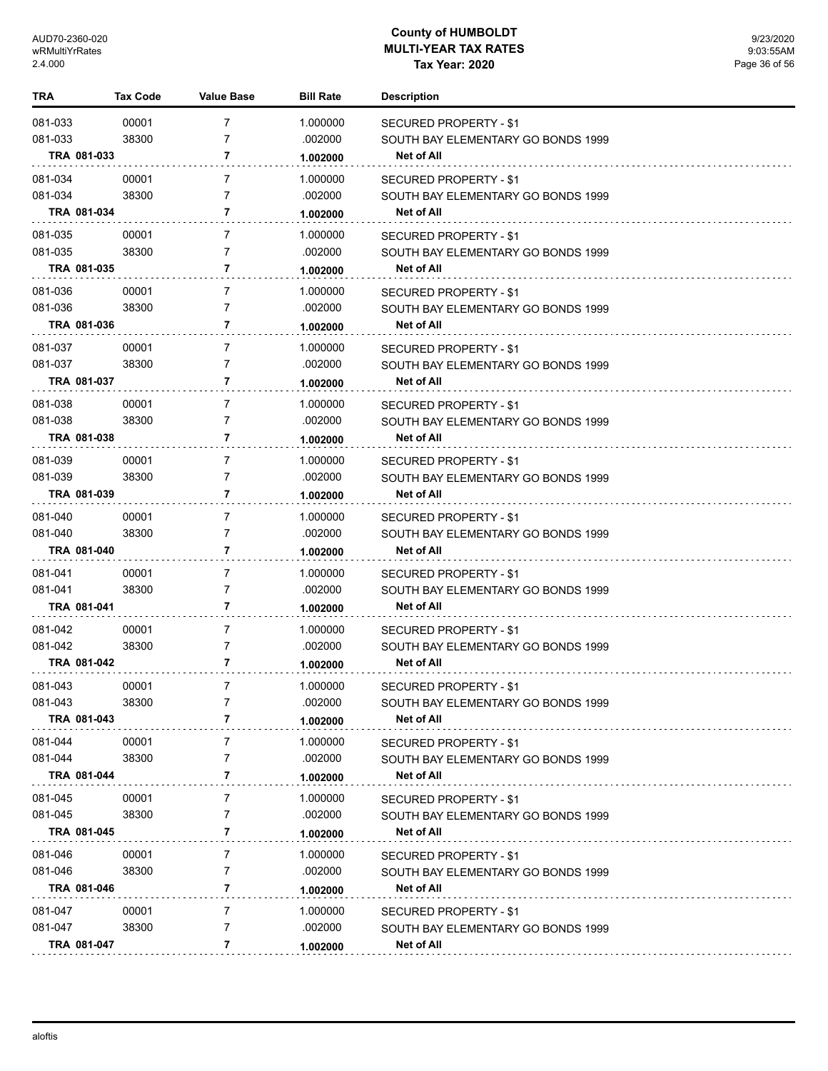| TRA | Tax Code | Value Base | Bill Rate | Description |
|---|---|---|---|---|
| 081-033 | 00001 | 7 | 1.000000 | SECURED PROPERTY - $1 |
| 081-033 | 38300 | 7 | .002000 | SOUTH BAY ELEMENTARY GO BONDS 1999 |
| **TRA 081-033** | | **7** | **1.002000** | **Net of All** |
| 081-034 | 00001 | 7 | 1.000000 | SECURED PROPERTY - $1 |
| 081-034 | 38300 | 7 | .002000 | SOUTH BAY ELEMENTARY GO BONDS 1999 |
| **TRA 081-034** | | **7** | **1.002000** | **Net of All** |
| 081-035 | 00001 | 7 | 1.000000 | SECURED PROPERTY - $1 |
| 081-035 | 38300 | 7 | .002000 | SOUTH BAY ELEMENTARY GO BONDS 1999 |
| **TRA 081-035** | | **7** | **1.002000** | **Net of All** |
| 081-036 | 00001 | 7 | 1.000000 | SECURED PROPERTY - $1 |
| 081-036 | 38300 | 7 | .002000 | SOUTH BAY ELEMENTARY GO BONDS 1999 |
| **TRA 081-036** | | **7** | **1.002000** | **Net of All** |
| 081-037 | 00001 | 7 | 1.000000 | SECURED PROPERTY - $1 |
| 081-037 | 38300 | 7 | .002000 | SOUTH BAY ELEMENTARY GO BONDS 1999 |
| **TRA 081-037** | | **7** | **1.002000** | **Net of All** |
| 081-038 | 00001 | 7 | 1.000000 | SECURED PROPERTY - $1 |
| 081-038 | 38300 | 7 | .002000 | SOUTH BAY ELEMENTARY GO BONDS 1999 |
| **TRA 081-038** | | **7** | **1.002000** | **Net of All** |
| 081-039 | 00001 | 7 | 1.000000 | SECURED PROPERTY - $1 |
| 081-039 | 38300 | 7 | .002000 | SOUTH BAY ELEMENTARY GO BONDS 1999 |
| **TRA 081-039** | | **7** | **1.002000** | **Net of All** |
| 081-040 | 00001 | 7 | 1.000000 | SECURED PROPERTY - $1 |
| 081-040 | 38300 | 7 | .002000 | SOUTH BAY ELEMENTARY GO BONDS 1999 |
| **TRA 081-040** | | **7** | **1.002000** | **Net of All** |
| 081-041 | 00001 | 7 | 1.000000 | SECURED PROPERTY - $1 |
| 081-041 | 38300 | 7 | .002000 | SOUTH BAY ELEMENTARY GO BONDS 1999 |
| **TRA 081-041** | | **7** | **1.002000** | **Net of All** |
| 081-042 | 00001 | 7 | 1.000000 | SECURED PROPERTY - $1 |
| 081-042 | 38300 | 7 | .002000 | SOUTH BAY ELEMENTARY GO BONDS 1999 |
| **TRA 081-042** | | **7** | **1.002000** | **Net of All** |
| 081-043 | 00001 | 7 | 1.000000 | SECURED PROPERTY - $1 |
| 081-043 | 38300 | 7 | .002000 | SOUTH BAY ELEMENTARY GO BONDS 1999 |
| **TRA 081-043** | | **7** | **1.002000** | **Net of All** |
| 081-044 | 00001 | 7 | 1.000000 | SECURED PROPERTY - $1 |
| 081-044 | 38300 | 7 | .002000 | SOUTH BAY ELEMENTARY GO BONDS 1999 |
| **TRA 081-044** | | **7** | **1.002000** | **Net of All** |
| 081-045 | 00001 | 7 | 1.000000 | SECURED PROPERTY - $1 |
| 081-045 | 38300 | 7 | .002000 | SOUTH BAY ELEMENTARY GO BONDS 1999 |
| **TRA 081-045** | | **7** | **1.002000** | **Net of All** |
| 081-046 | 00001 | 7 | 1.000000 | SECURED PROPERTY - $1 |
| 081-046 | 38300 | 7 | .002000 | SOUTH BAY ELEMENTARY GO BONDS 1999 |
| **TRA 081-046** | | **7** | **1.002000** | **Net of All** |
| 081-047 | 00001 | 7 | 1.000000 | SECURED PROPERTY - $1 |
| 081-047 | 38300 | 7 | .002000 | SOUTH BAY ELEMENTARY GO BONDS 1999 |
| **TRA 081-047** | | **7** | **1.002000** | **Net of All** |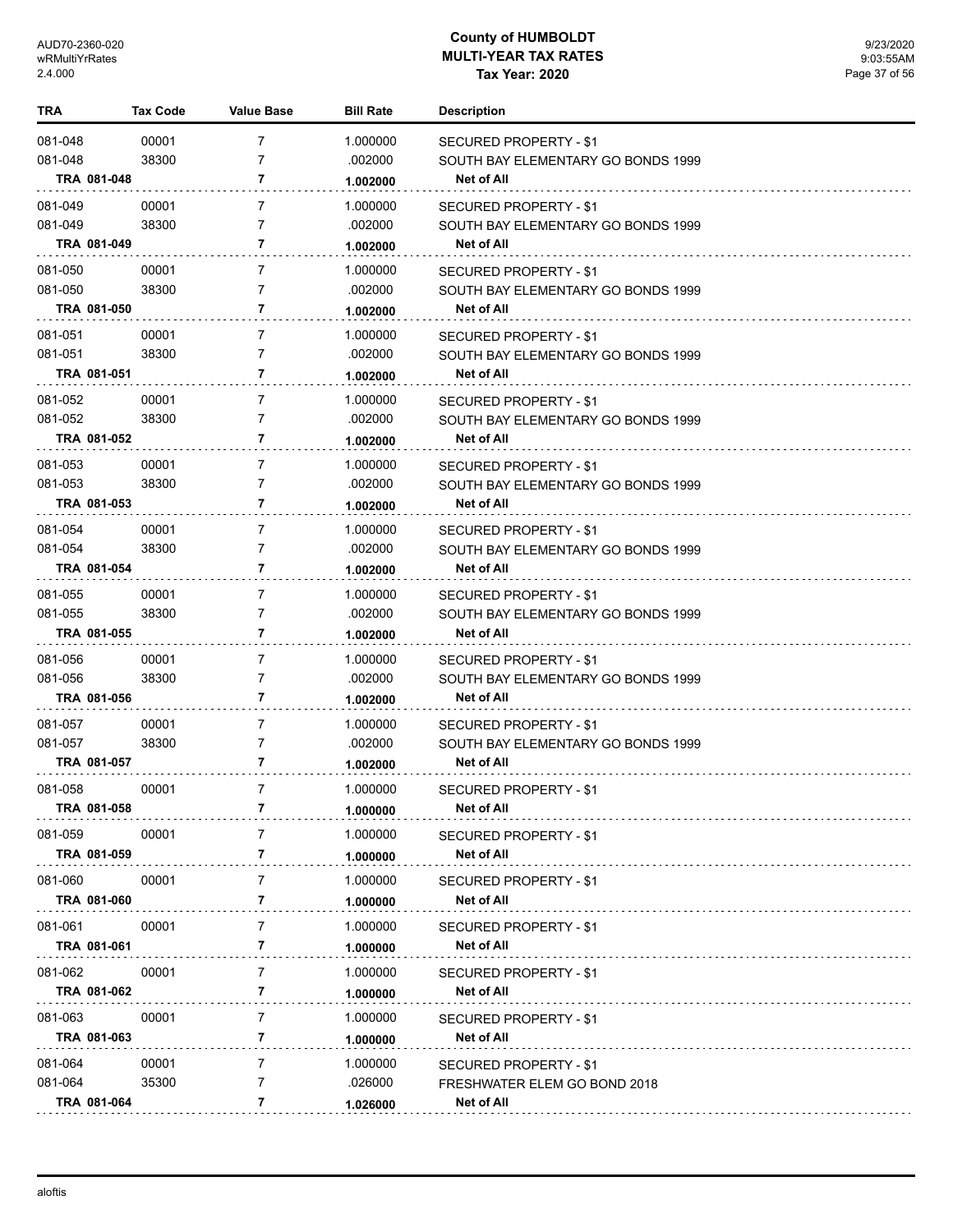# County of HUMBOLDT
## MULTI-YEAR TAX RATES
### Tax Year: 2020

| TRA | Tax Code | Value Base | Bill Rate | Description |
|---|---|---|---|---|
| 081-048 | 00001 | 7 | 1.000000 | SECURED PROPERTY - $1 |
| 081-048 | 38300 | 7 | .002000 | SOUTH BAY ELEMENTARY GO BONDS 1999 |
| **TRA 081-048** | | **7** | **1.002000** | **Net of All** |
| 081-049 | 00001 | 7 | 1.000000 | SECURED PROPERTY - $1 |
| 081-049 | 38300 | 7 | .002000 | SOUTH BAY ELEMENTARY GO BONDS 1999 |
| **TRA 081-049** | | **7** | **1.002000** | **Net of All** |
| 081-050 | 00001 | 7 | 1.000000 | SECURED PROPERTY - $1 |
| 081-050 | 38300 | 7 | .002000 | SOUTH BAY ELEMENTARY GO BONDS 1999 |
| **TRA 081-050** | | **7** | **1.002000** | **Net of All** |
| 081-051 | 00001 | 7 | 1.000000 | SECURED PROPERTY - $1 |
| 081-051 | 38300 | 7 | .002000 | SOUTH BAY ELEMENTARY GO BONDS 1999 |
| **TRA 081-051** | | **7** | **1.002000** | **Net of All** |
| 081-052 | 00001 | 7 | 1.000000 | SECURED PROPERTY - $1 |
| 081-052 | 38300 | 7 | .002000 | SOUTH BAY ELEMENTARY GO BONDS 1999 |
| **TRA 081-052** | | **7** | **1.002000** | **Net of All** |
| 081-053 | 00001 | 7 | 1.000000 | SECURED PROPERTY - $1 |
| 081-053 | 38300 | 7 | .002000 | SOUTH BAY ELEMENTARY GO BONDS 1999 |
| **TRA 081-053** | | **7** | **1.002000** | **Net of All** |
| 081-054 | 00001 | 7 | 1.000000 | SECURED PROPERTY - $1 |
| 081-054 | 38300 | 7 | .002000 | SOUTH BAY ELEMENTARY GO BONDS 1999 |
| **TRA 081-054** | | **7** | **1.002000** | **Net of All** |
| 081-055 | 00001 | 7 | 1.000000 | SECURED PROPERTY - $1 |
| 081-055 | 38300 | 7 | .002000 | SOUTH BAY ELEMENTARY GO BONDS 1999 |
| **TRA 081-055** | | **7** | **1.002000** | **Net of All** |
| 081-056 | 00001 | 7 | 1.000000 | SECURED PROPERTY - $1 |
| 081-056 | 38300 | 7 | .002000 | SOUTH BAY ELEMENTARY GO BONDS 1999 |
| **TRA 081-056** | | **7** | **1.002000** | **Net of All** |
| 081-057 | 00001 | 7 | 1.000000 | SECURED PROPERTY - $1 |
| 081-057 | 38300 | 7 | .002000 | SOUTH BAY ELEMENTARY GO BONDS 1999 |
| **TRA 081-057** | | **7** | **1.002000** | **Net of All** |
| 081-058 | 00001 | 7 | 1.000000 | SECURED PROPERTY - $1 |
| **TRA 081-058** | | **7** | **1.000000** | **Net of All** |
| 081-059 | 00001 | 7 | 1.000000 | SECURED PROPERTY - $1 |
| **TRA 081-059** | | **7** | **1.000000** | **Net of All** |
| 081-060 | 00001 | 7 | 1.000000 | SECURED PROPERTY - $1 |
| **TRA 081-060** | | **7** | **1.000000** | **Net of All** |
| 081-061 | 00001 | 7 | 1.000000 | SECURED PROPERTY - $1 |
| **TRA 081-061** | | **7** | **1.000000** | **Net of All** |
| 081-062 | 00001 | 7 | 1.000000 | SECURED PROPERTY - $1 |
| **TRA 081-062** | | **7** | **1.000000** | **Net of All** |
| 081-063 | 00001 | 7 | 1.000000 | SECURED PROPERTY - $1 |
| **TRA 081-063** | | **7** | **1.000000** | **Net of All** |
| 081-064 | 00001 | 7 | 1.000000 | SECURED PROPERTY - $1 |
| 081-064 | 35300 | 7 | .026000 | FRESHWATER ELEM GO BOND 2018 |
| **TRA 081-064** | | **7** | **1.026000** | **Net of All** |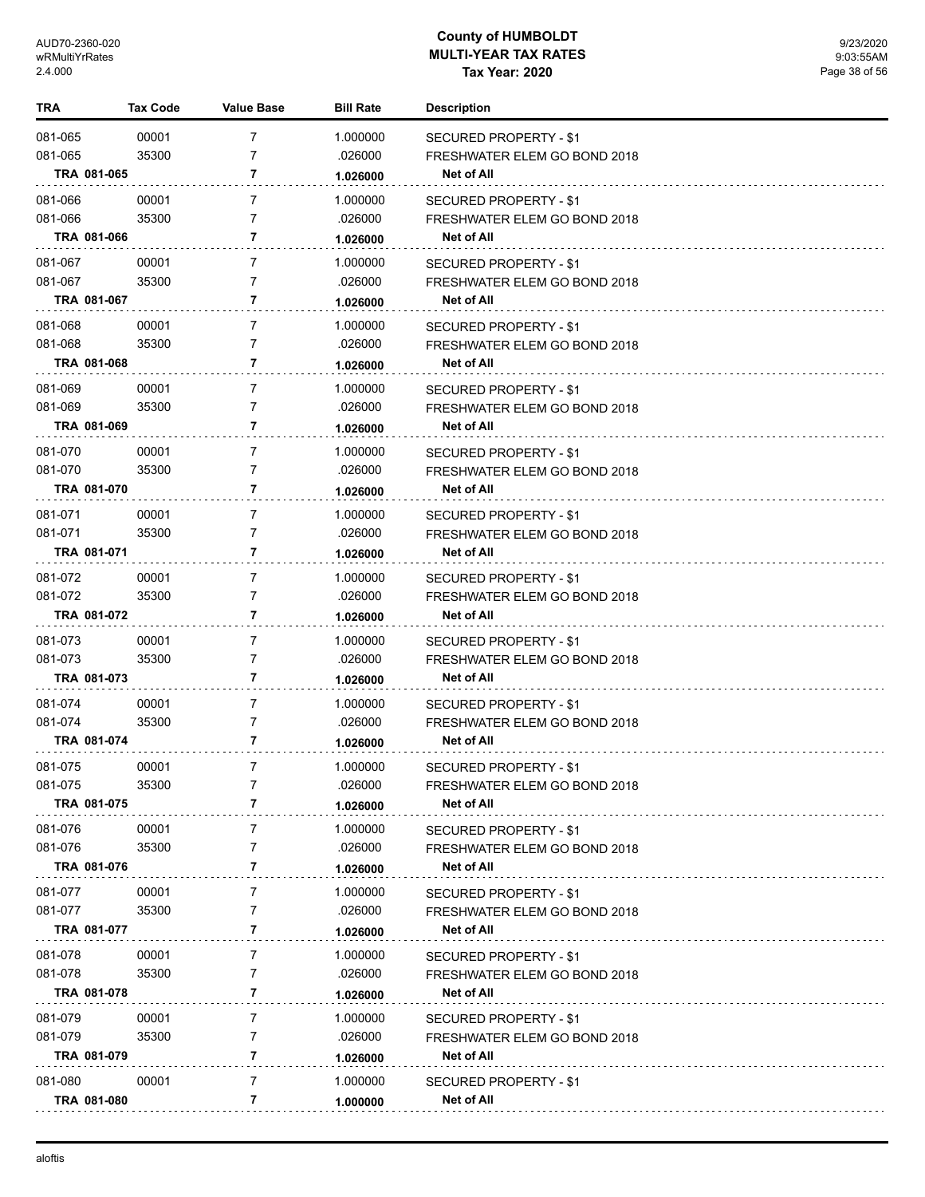| TRA | Tax Code | Value Base | Bill Rate | Description |
|---|---|---|---|---|
| 081-065 | 00001 | 7 | 1.000000 | SECURED PROPERTY - $1 |
| 081-065 | 35300 | 7 | .026000 | FRESHWATER ELEM GO BOND 2018 |
| **TRA 081-065** | | **7** | **1.026000** | **Net of All** |
| 081-066 | 00001 | 7 | 1.000000 | SECURED PROPERTY - $1 |
| 081-066 | 35300 | 7 | .026000 | FRESHWATER ELEM GO BOND 2018 |
| **TRA 081-066** | | **7** | **1.026000** | **Net of All** |
| 081-067 | 00001 | 7 | 1.000000 | SECURED PROPERTY - $1 |
| 081-067 | 35300 | 7 | .026000 | FRESHWATER ELEM GO BOND 2018 |
| **TRA 081-067** | | **7** | **1.026000** | **Net of All** |
| 081-068 | 00001 | 7 | 1.000000 | SECURED PROPERTY - $1 |
| 081-068 | 35300 | 7 | .026000 | FRESHWATER ELEM GO BOND 2018 |
| **TRA 081-068** | | **7** | **1.026000** | **Net of All** |
| 081-069 | 00001 | 7 | 1.000000 | SECURED PROPERTY - $1 |
| 081-069 | 35300 | 7 | .026000 | FRESHWATER ELEM GO BOND 2018 |
| **TRA 081-069** | | **7** | **1.026000** | **Net of All** |
| 081-070 | 00001 | 7 | 1.000000 | SECURED PROPERTY - $1 |
| 081-070 | 35300 | 7 | .026000 | FRESHWATER ELEM GO BOND 2018 |
| **TRA 081-070** | | **7** | **1.026000** | **Net of All** |
| 081-071 | 00001 | 7 | 1.000000 | SECURED PROPERTY - $1 |
| 081-071 | 35300 | 7 | .026000 | FRESHWATER ELEM GO BOND 2018 |
| **TRA 081-071** | | **7** | **1.026000** | **Net of All** |
| 081-072 | 00001 | 7 | 1.000000 | SECURED PROPERTY - $1 |
| 081-072 | 35300 | 7 | .026000 | FRESHWATER ELEM GO BOND 2018 |
| **TRA 081-072** | | **7** | **1.026000** | **Net of All** |
| 081-073 | 00001 | 7 | 1.000000 | SECURED PROPERTY - $1 |
| 081-073 | 35300 | 7 | .026000 | FRESHWATER ELEM GO BOND 2018 |
| **TRA 081-073** | | **7** | **1.026000** | **Net of All** |
| 081-074 | 00001 | 7 | 1.000000 | SECURED PROPERTY - $1 |
| 081-074 | 35300 | 7 | .026000 | FRESHWATER ELEM GO BOND 2018 |
| **TRA 081-074** | | **7** | **1.026000** | **Net of All** |
| 081-075 | 00001 | 7 | 1.000000 | SECURED PROPERTY - $1 |
| 081-075 | 35300 | 7 | .026000 | FRESHWATER ELEM GO BOND 2018 |
| **TRA 081-075** | | **7** | **1.026000** | **Net of All** |
| 081-076 | 00001 | 7 | 1.000000 | SECURED PROPERTY - $1 |
| 081-076 | 35300 | 7 | .026000 | FRESHWATER ELEM GO BOND 2018 |
| **TRA 081-076** | | **7** | **1.026000** | **Net of All** |
| 081-077 | 00001 | 7 | 1.000000 | SECURED PROPERTY - $1 |
| 081-077 | 35300 | 7 | .026000 | FRESHWATER ELEM GO BOND 2018 |
| **TRA 081-077** | | **7** | **1.026000** | **Net of All** |
| 081-078 | 00001 | 7 | 1.000000 | SECURED PROPERTY - $1 |
| 081-078 | 35300 | 7 | .026000 | FRESHWATER ELEM GO BOND 2018 |
| **TRA 081-078** | | **7** | **1.026000** | **Net of All** |
| 081-079 | 00001 | 7 | 1.000000 | SECURED PROPERTY - $1 |
| 081-079 | 35300 | 7 | .026000 | FRESHWATER ELEM GO BOND 2018 |
| **TRA 081-079** | | **7** | **1.026000** | **Net of All** |
| 081-080 | 00001 | 7 | 1.000000 | SECURED PROPERTY - $1 |
| **TRA 081-080** | | **7** | **1.000000** | **Net of All** |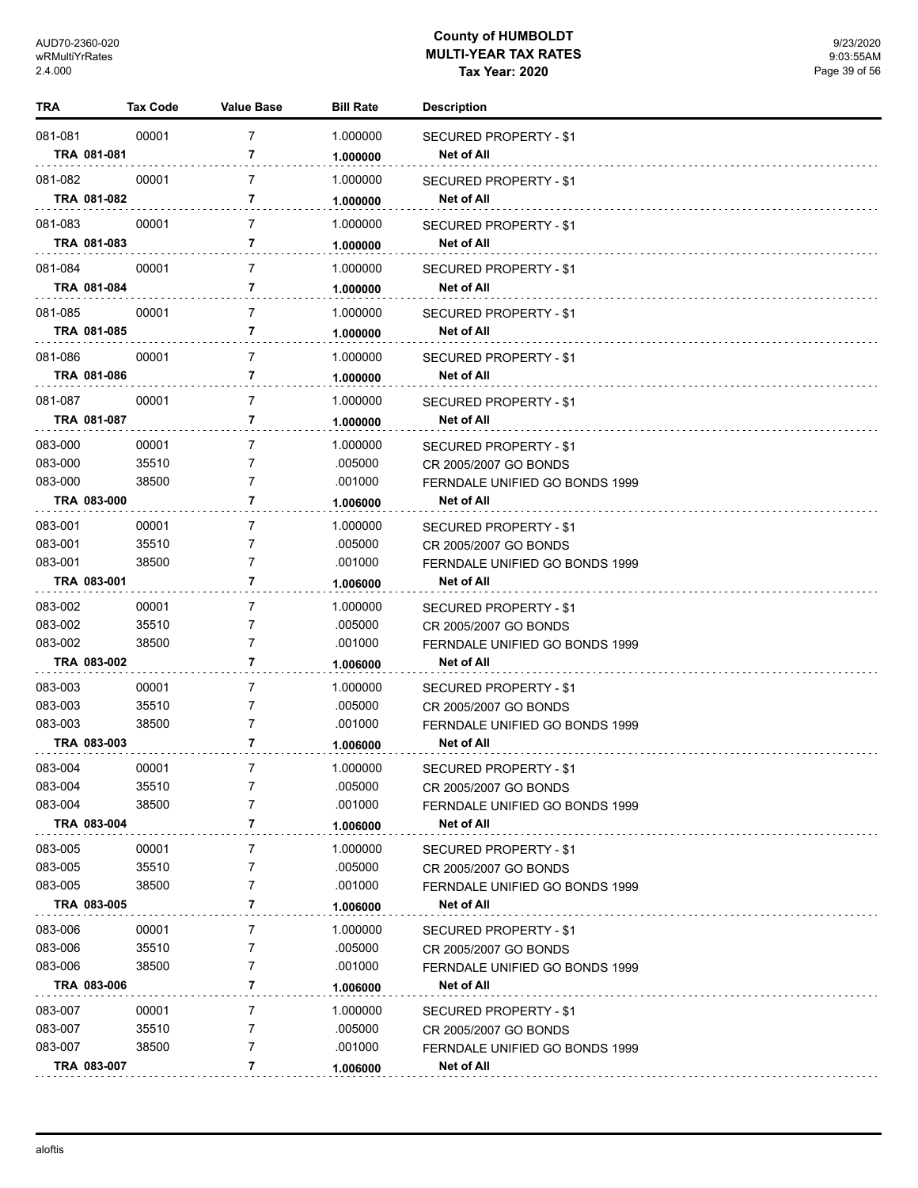| TRA | Tax Code | Value Base | Bill Rate | Description |
|---|---|---|---|---|
| 081-081 | 00001 | 7 | 1.000000 | SECURED PROPERTY - $1 |
| **TRA 081-081** | | **7** | **1.000000** | **Net of All** |
| 081-082 | 00001 | 7 | 1.000000 | SECURED PROPERTY - $1 |
| **TRA 081-082** | | **7** | **1.000000** | **Net of All** |
| 081-083 | 00001 | 7 | 1.000000 | SECURED PROPERTY - $1 |
| **TRA 081-083** | | **7** | **1.000000** | **Net of All** |
| 081-084 | 00001 | 7 | 1.000000 | SECURED PROPERTY - $1 |
| **TRA 081-084** | | **7** | **1.000000** | **Net of All** |
| 081-085 | 00001 | 7 | 1.000000 | SECURED PROPERTY - $1 |
| **TRA 081-085** | | **7** | **1.000000** | **Net of All** |
| 081-086 | 00001 | 7 | 1.000000 | SECURED PROPERTY - $1 |
| **TRA 081-086** | | **7** | **1.000000** | **Net of All** |
| 081-087 | 00001 | 7 | 1.000000 | SECURED PROPERTY - $1 |
| **TRA 081-087** | | **7** | **1.000000** | **Net of All** |
| 083-000 | 00001 | 7 | 1.000000 | SECURED PROPERTY - $1 |
| 083-000 | 35510 | 7 | .005000 | CR 2005/2007 GO BONDS |
| 083-000 | 38500 | 7 | .001000 | FERNDALE UNIFIED GO BONDS 1999 |
| **TRA 083-000** | | **7** | **1.006000** | **Net of All** |
| 083-001 | 00001 | 7 | 1.000000 | SECURED PROPERTY - $1 |
| 083-001 | 35510 | 7 | .005000 | CR 2005/2007 GO BONDS |
| 083-001 | 38500 | 7 | .001000 | FERNDALE UNIFIED GO BONDS 1999 |
| **TRA 083-001** | | **7** | **1.006000** | **Net of All** |
| 083-002 | 00001 | 7 | 1.000000 | SECURED PROPERTY - $1 |
| 083-002 | 35510 | 7 | .005000 | CR 2005/2007 GO BONDS |
| 083-002 | 38500 | 7 | .001000 | FERNDALE UNIFIED GO BONDS 1999 |
| **TRA 083-002** | | **7** | **1.006000** | **Net of All** |
| 083-003 | 00001 | 7 | 1.000000 | SECURED PROPERTY - $1 |
| 083-003 | 35510 | 7 | .005000 | CR 2005/2007 GO BONDS |
| 083-003 | 38500 | 7 | .001000 | FERNDALE UNIFIED GO BONDS 1999 |
| **TRA 083-003** | | **7** | **1.006000** | **Net of All** |
| 083-004 | 00001 | 7 | 1.000000 | SECURED PROPERTY - $1 |
| 083-004 | 35510 | 7 | .005000 | CR 2005/2007 GO BONDS |
| 083-004 | 38500 | 7 | .001000 | FERNDALE UNIFIED GO BONDS 1999 |
| **TRA 083-004** | | **7** | **1.006000** | **Net of All** |
| 083-005 | 00001 | 7 | 1.000000 | SECURED PROPERTY - $1 |
| 083-005 | 35510 | 7 | .005000 | CR 2005/2007 GO BONDS |
| 083-005 | 38500 | 7 | .001000 | FERNDALE UNIFIED GO BONDS 1999 |
| **TRA 083-005** | | **7** | **1.006000** | **Net of All** |
| 083-006 | 00001 | 7 | 1.000000 | SECURED PROPERTY - $1 |
| 083-006 | 35510 | 7 | .005000 | CR 2005/2007 GO BONDS |
| 083-006 | 38500 | 7 | .001000 | FERNDALE UNIFIED GO BONDS 1999 |
| **TRA 083-006** | | **7** | **1.006000** | **Net of All** |
| 083-007 | 00001 | 7 | 1.000000 | SECURED PROPERTY - $1 |
| 083-007 | 35510 | 7 | .005000 | CR 2005/2007 GO BONDS |
| 083-007 | 38500 | 7 | .001000 | FERNDALE UNIFIED GO BONDS 1999 |
| **TRA 083-007** | | **7** | **1.006000** | **Net of All** |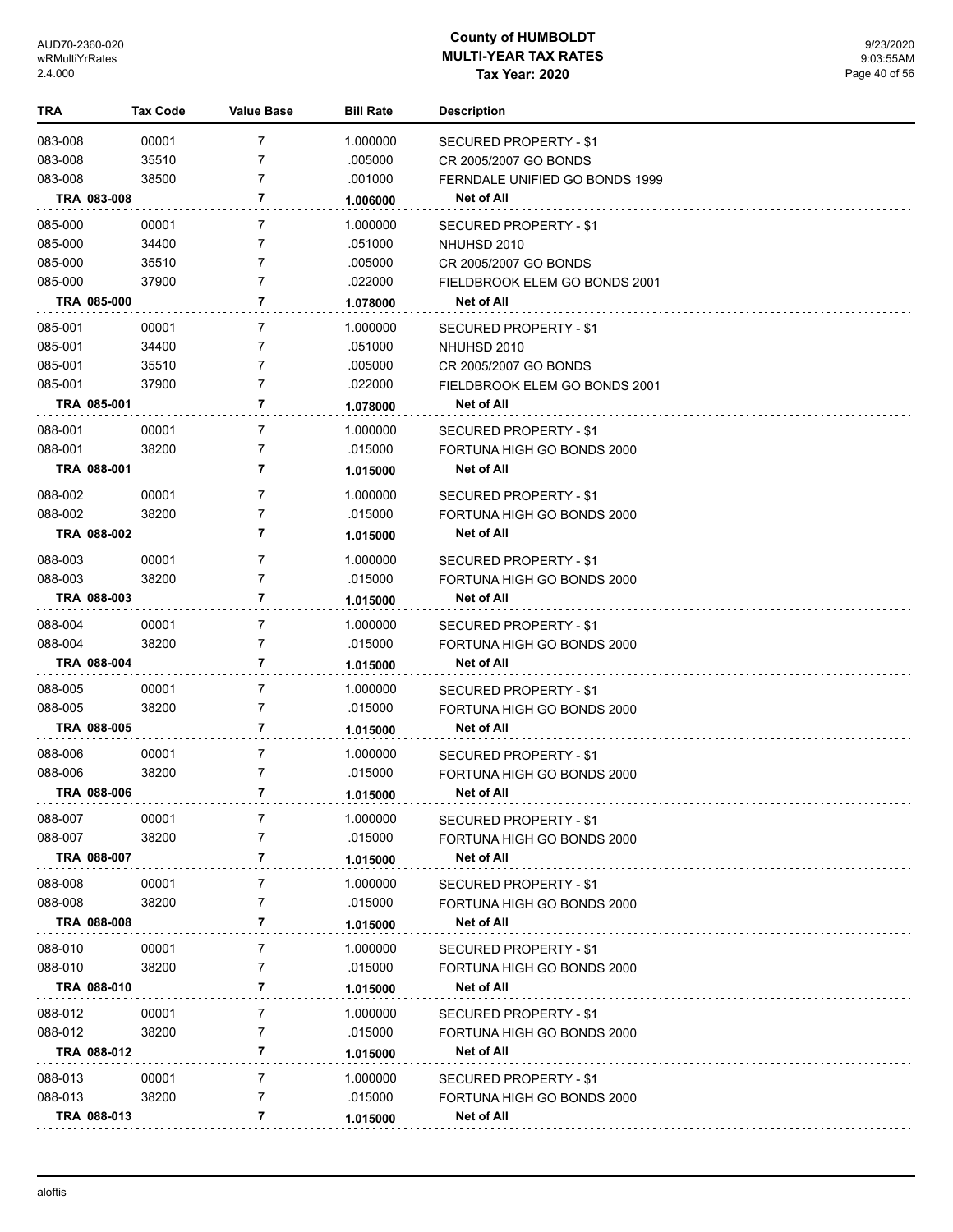# County of HUMBOLDT
## MULTI-YEAR TAX RATES
### Tax Year: 2020

| TRA | Tax Code | Value Base | Bill Rate | Description |
|---|---|---|---|---|
| 083-008 | 00001 | 7 | 1.000000 | SECURED PROPERTY - $1 |
| 083-008 | 35510 | 7 | .005000 | CR 2005/2007 GO BONDS |
| 083-008 | 38500 | 7 | .001000 | FERNDALE UNIFIED GO BONDS 1999 |
| **TRA 083-008** | | **7** | **1.006000** | **Net of All** |
| 085-000 | 00001 | 7 | 1.000000 | SECURED PROPERTY - $1 |
| 085-000 | 34400 | 7 | .051000 | NHUHSD 2010 |
| 085-000 | 35510 | 7 | .005000 | CR 2005/2007 GO BONDS |
| 085-000 | 37900 | 7 | .022000 | FIELDBROOK ELEM GO BONDS 2001 |
| **TRA 085-000** | | **7** | **1.078000** | **Net of All** |
| 085-001 | 00001 | 7 | 1.000000 | SECURED PROPERTY - $1 |
| 085-001 | 34400 | 7 | .051000 | NHUHSD 2010 |
| 085-001 | 35510 | 7 | .005000 | CR 2005/2007 GO BONDS |
| 085-001 | 37900 | 7 | .022000 | FIELDBROOK ELEM GO BONDS 2001 |
| **TRA 085-001** | | **7** | **1.078000** | **Net of All** |
| 088-001 | 00001 | 7 | 1.000000 | SECURED PROPERTY - $1 |
| 088-001 | 38200 | 7 | .015000 | FORTUNA HIGH GO BONDS 2000 |
| **TRA 088-001** | | **7** | **1.015000** | **Net of All** |
| 088-002 | 00001 | 7 | 1.000000 | SECURED PROPERTY - $1 |
| 088-002 | 38200 | 7 | .015000 | FORTUNA HIGH GO BONDS 2000 |
| **TRA 088-002** | | **7** | **1.015000** | **Net of All** |
| 088-003 | 00001 | 7 | 1.000000 | SECURED PROPERTY - $1 |
| 088-003 | 38200 | 7 | .015000 | FORTUNA HIGH GO BONDS 2000 |
| **TRA 088-003** | | **7** | **1.015000** | **Net of All** |
| 088-004 | 00001 | 7 | 1.000000 | SECURED PROPERTY - $1 |
| 088-004 | 38200 | 7 | .015000 | FORTUNA HIGH GO BONDS 2000 |
| **TRA 088-004** | | **7** | **1.015000** | **Net of All** |
| 088-005 | 00001 | 7 | 1.000000 | SECURED PROPERTY - $1 |
| 088-005 | 38200 | 7 | .015000 | FORTUNA HIGH GO BONDS 2000 |
| **TRA 088-005** | | **7** | **1.015000** | **Net of All** |
| 088-006 | 00001 | 7 | 1.000000 | SECURED PROPERTY - $1 |
| 088-006 | 38200 | 7 | .015000 | FORTUNA HIGH GO BONDS 2000 |
| **TRA 088-006** | | **7** | **1.015000** | **Net of All** |
| 088-007 | 00001 | 7 | 1.000000 | SECURED PROPERTY - $1 |
| 088-007 | 38200 | 7 | .015000 | FORTUNA HIGH GO BONDS 2000 |
| **TRA 088-007** | | **7** | **1.015000** | **Net of All** |
| 088-008 | 00001 | 7 | 1.000000 | SECURED PROPERTY - $1 |
| 088-008 | 38200 | 7 | .015000 | FORTUNA HIGH GO BONDS 2000 |
| **TRA 088-008** | | **7** | **1.015000** | **Net of All** |
| 088-010 | 00001 | 7 | 1.000000 | SECURED PROPERTY - $1 |
| 088-010 | 38200 | 7 | .015000 | FORTUNA HIGH GO BONDS 2000 |
| **TRA 088-010** | | **7** | **1.015000** | **Net of All** |
| 088-012 | 00001 | 7 | 1.000000 | SECURED PROPERTY - $1 |
| 088-012 | 38200 | 7 | .015000 | FORTUNA HIGH GO BONDS 2000 |
| **TRA 088-012** | | **7** | **1.015000** | **Net of All** |
| 088-013 | 00001 | 7 | 1.000000 | SECURED PROPERTY - $1 |
| 088-013 | 38200 | 7 | .015000 | FORTUNA HIGH GO BONDS 2000 |
| **TRA 088-013** | | **7** | **1.015000** | **Net of All** |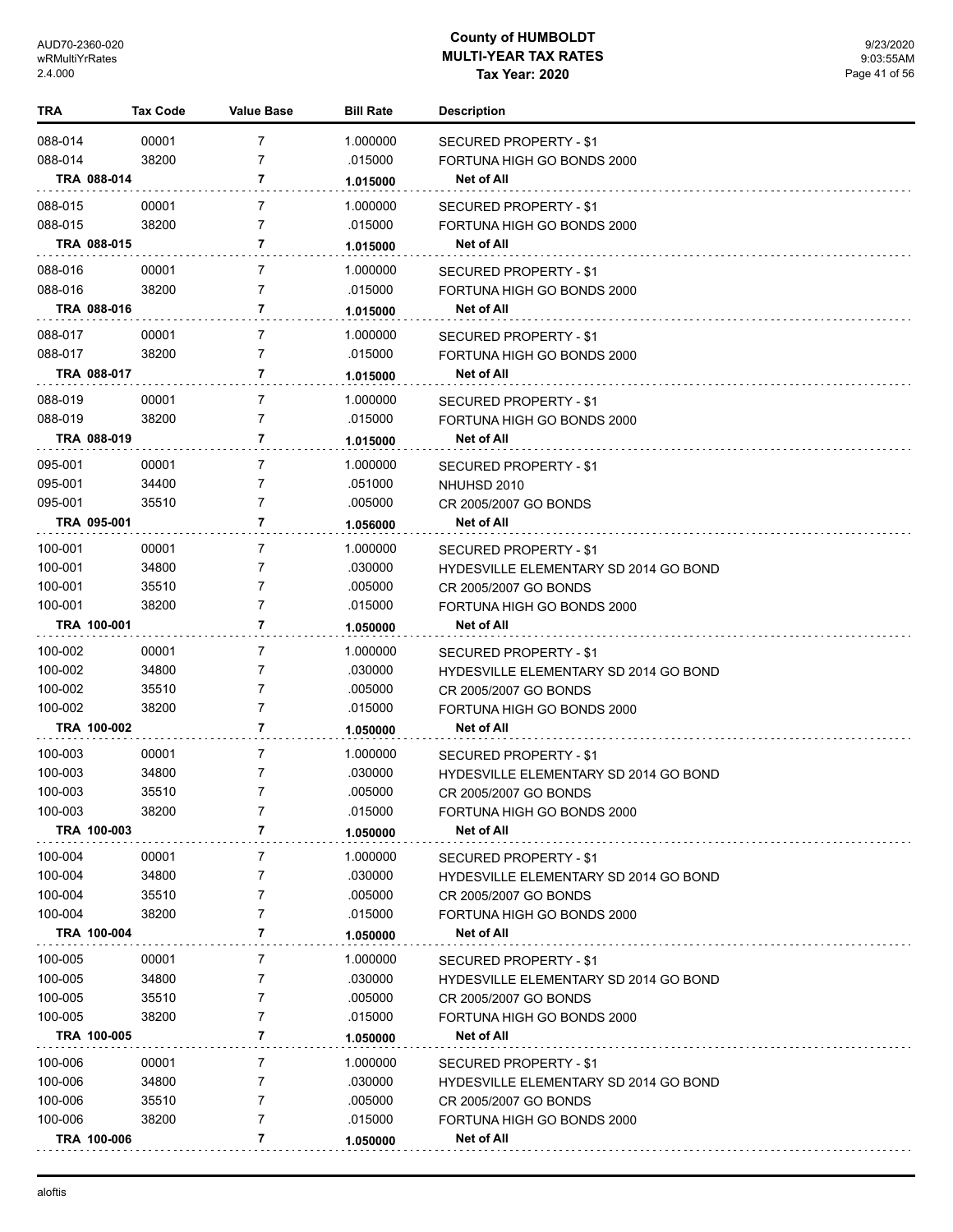# County of HUMBOLDT
## MULTI-YEAR TAX RATES
### Tax Year: 2020

| TRA | Tax Code | Value Base | Bill Rate | Description |
|---|---|---|---|---|
| 088-014 | 00001 | 7 | 1.000000 | SECURED PROPERTY - $1 |
| 088-014 | 38200 | 7 | .015000 | FORTUNA HIGH GO BONDS 2000 |
| **TRA 088-014** | | **7** | **1.015000** | **Net of All** |
| 088-015 | 00001 | 7 | 1.000000 | SECURED PROPERTY - $1 |
| 088-015 | 38200 | 7 | .015000 | FORTUNA HIGH GO BONDS 2000 |
| **TRA 088-015** | | **7** | **1.015000** | **Net of All** |
| 088-016 | 00001 | 7 | 1.000000 | SECURED PROPERTY - $1 |
| 088-016 | 38200 | 7 | .015000 | FORTUNA HIGH GO BONDS 2000 |
| **TRA 088-016** | | **7** | **1.015000** | **Net of All** |
| 088-017 | 00001 | 7 | 1.000000 | SECURED PROPERTY - $1 |
| 088-017 | 38200 | 7 | .015000 | FORTUNA HIGH GO BONDS 2000 |
| **TRA 088-017** | | **7** | **1.015000** | **Net of All** |
| 088-019 | 00001 | 7 | 1.000000 | SECURED PROPERTY - $1 |
| 088-019 | 38200 | 7 | .015000 | FORTUNA HIGH GO BONDS 2000 |
| **TRA 088-019** | | **7** | **1.015000** | **Net of All** |
| 095-001 | 00001 | 7 | 1.000000 | SECURED PROPERTY - $1 |
| 095-001 | 34400 | 7 | .051000 | NHUHSD 2010 |
| 095-001 | 35510 | 7 | .005000 | CR 2005/2007 GO BONDS |
| **TRA 095-001** | | **7** | **1.056000** | **Net of All** |
| 100-001 | 00001 | 7 | 1.000000 | SECURED PROPERTY - $1 |
| 100-001 | 34800 | 7 | .030000 | HYDESVILLE ELEMENTARY SD 2014 GO BOND |
| 100-001 | 35510 | 7 | .005000 | CR 2005/2007 GO BONDS |
| 100-001 | 38200 | 7 | .015000 | FORTUNA HIGH GO BONDS 2000 |
| **TRA 100-001** | | **7** | **1.050000** | **Net of All** |
| 100-002 | 00001 | 7 | 1.000000 | SECURED PROPERTY - $1 |
| 100-002 | 34800 | 7 | .030000 | HYDESVILLE ELEMENTARY SD 2014 GO BOND |
| 100-002 | 35510 | 7 | .005000 | CR 2005/2007 GO BONDS |
| 100-002 | 38200 | 7 | .015000 | FORTUNA HIGH GO BONDS 2000 |
| **TRA 100-002** | | **7** | **1.050000** | **Net of All** |
| 100-003 | 00001 | 7 | 1.000000 | SECURED PROPERTY - $1 |
| 100-003 | 34800 | 7 | .030000 | HYDESVILLE ELEMENTARY SD 2014 GO BOND |
| 100-003 | 35510 | 7 | .005000 | CR 2005/2007 GO BONDS |
| 100-003 | 38200 | 7 | .015000 | FORTUNA HIGH GO BONDS 2000 |
| **TRA 100-003** | | **7** | **1.050000** | **Net of All** |
| 100-004 | 00001 | 7 | 1.000000 | SECURED PROPERTY - $1 |
| 100-004 | 34800 | 7 | .030000 | HYDESVILLE ELEMENTARY SD 2014 GO BOND |
| 100-004 | 35510 | 7 | .005000 | CR 2005/2007 GO BONDS |
| 100-004 | 38200 | 7 | .015000 | FORTUNA HIGH GO BONDS 2000 |
| **TRA 100-004** | | **7** | **1.050000** | **Net of All** |
| 100-005 | 00001 | 7 | 1.000000 | SECURED PROPERTY - $1 |
| 100-005 | 34800 | 7 | .030000 | HYDESVILLE ELEMENTARY SD 2014 GO BOND |
| 100-005 | 35510 | 7 | .005000 | CR 2005/2007 GO BONDS |
| 100-005 | 38200 | 7 | .015000 | FORTUNA HIGH GO BONDS 2000 |
| **TRA 100-005** | | **7** | **1.050000** | **Net of All** |
| 100-006 | 00001 | 7 | 1.000000 | SECURED PROPERTY - $1 |
| 100-006 | 34800 | 7 | .030000 | HYDESVILLE ELEMENTARY SD 2014 GO BOND |
| 100-006 | 35510 | 7 | .005000 | CR 2005/2007 GO BONDS |
| 100-006 | 38200 | 7 | .015000 | FORTUNA HIGH GO BONDS 2000 |
| **TRA 100-006** | | **7** | **1.050000** | **Net of All** |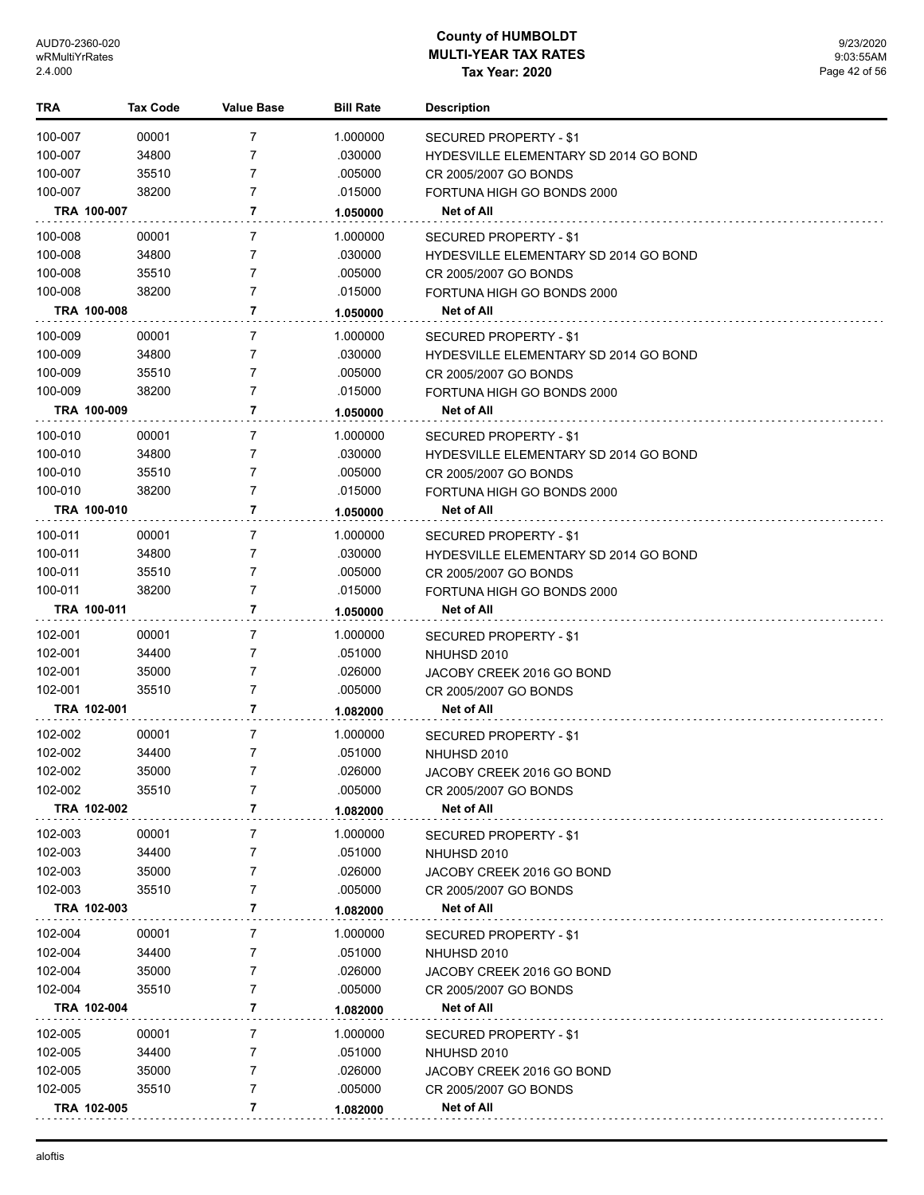# County of HUMBOLDT
## MULTI-YEAR TAX RATES
### Tax Year: 2020

| TRA | Tax Code | Value Base | Bill Rate | Description |
|---|---|---|---|---|
| 100-007 | 00001 | 7 | 1.000000 | SECURED PROPERTY - $1 |
| 100-007 | 34800 | 7 | .030000 | HYDESVILLE ELEMENTARY SD 2014 GO BOND |
| 100-007 | 35510 | 7 | .005000 | CR 2005/2007 GO BONDS |
| 100-007 | 38200 | 7 | .015000 | FORTUNA HIGH GO BONDS 2000 |
| **TRA 100-007** | | **7** | **1.050000** | **Net of All** |
| 100-008 | 00001 | 7 | 1.000000 | SECURED PROPERTY - $1 |
| 100-008 | 34800 | 7 | .030000 | HYDESVILLE ELEMENTARY SD 2014 GO BOND |
| 100-008 | 35510 | 7 | .005000 | CR 2005/2007 GO BONDS |
| 100-008 | 38200 | 7 | .015000 | FORTUNA HIGH GO BONDS 2000 |
| **TRA 100-008** | | **7** | **1.050000** | **Net of All** |
| 100-009 | 00001 | 7 | 1.000000 | SECURED PROPERTY - $1 |
| 100-009 | 34800 | 7 | .030000 | HYDESVILLE ELEMENTARY SD 2014 GO BOND |
| 100-009 | 35510 | 7 | .005000 | CR 2005/2007 GO BONDS |
| 100-009 | 38200 | 7 | .015000 | FORTUNA HIGH GO BONDS 2000 |
| **TRA 100-009** | | **7** | **1.050000** | **Net of All** |
| 100-010 | 00001 | 7 | 1.000000 | SECURED PROPERTY - $1 |
| 100-010 | 34800 | 7 | .030000 | HYDESVILLE ELEMENTARY SD 2014 GO BOND |
| 100-010 | 35510 | 7 | .005000 | CR 2005/2007 GO BONDS |
| 100-010 | 38200 | 7 | .015000 | FORTUNA HIGH GO BONDS 2000 |
| **TRA 100-010** | | **7** | **1.050000** | **Net of All** |
| 100-011 | 00001 | 7 | 1.000000 | SECURED PROPERTY - $1 |
| 100-011 | 34800 | 7 | .030000 | HYDESVILLE ELEMENTARY SD 2014 GO BOND |
| 100-011 | 35510 | 7 | .005000 | CR 2005/2007 GO BONDS |
| 100-011 | 38200 | 7 | .015000 | FORTUNA HIGH GO BONDS 2000 |
| **TRA 100-011** | | **7** | **1.050000** | **Net of All** |
| 102-001 | 00001 | 7 | 1.000000 | SECURED PROPERTY - $1 |
| 102-001 | 34400 | 7 | .051000 | NHUHSD 2010 |
| 102-001 | 35000 | 7 | .026000 | JACOBY CREEK 2016 GO BOND |
| 102-001 | 35510 | 7 | .005000 | CR 2005/2007 GO BONDS |
| **TRA 102-001** | | **7** | **1.082000** | **Net of All** |
| 102-002 | 00001 | 7 | 1.000000 | SECURED PROPERTY - $1 |
| 102-002 | 34400 | 7 | .051000 | NHUHSD 2010 |
| 102-002 | 35000 | 7 | .026000 | JACOBY CREEK 2016 GO BOND |
| 102-002 | 35510 | 7 | .005000 | CR 2005/2007 GO BONDS |
| **TRA 102-002** | | **7** | **1.082000** | **Net of All** |
| 102-003 | 00001 | 7 | 1.000000 | SECURED PROPERTY - $1 |
| 102-003 | 34400 | 7 | .051000 | NHUHSD 2010 |
| 102-003 | 35000 | 7 | .026000 | JACOBY CREEK 2016 GO BOND |
| 102-003 | 35510 | 7 | .005000 | CR 2005/2007 GO BONDS |
| **TRA 102-003** | | **7** | **1.082000** | **Net of All** |
| 102-004 | 00001 | 7 | 1.000000 | SECURED PROPERTY - $1 |
| 102-004 | 34400 | 7 | .051000 | NHUHSD 2010 |
| 102-004 | 35000 | 7 | .026000 | JACOBY CREEK 2016 GO BOND |
| 102-004 | 35510 | 7 | .005000 | CR 2005/2007 GO BONDS |
| **TRA 102-004** | | **7** | **1.082000** | **Net of All** |
| 102-005 | 00001 | 7 | 1.000000 | SECURED PROPERTY - $1 |
| 102-005 | 34400 | 7 | .051000 | NHUHSD 2010 |
| 102-005 | 35000 | 7 | .026000 | JACOBY CREEK 2016 GO BOND |
| 102-005 | 35510 | 7 | .005000 | CR 2005/2007 GO BONDS |
| **TRA 102-005** | | **7** | **1.082000** | **Net of All** |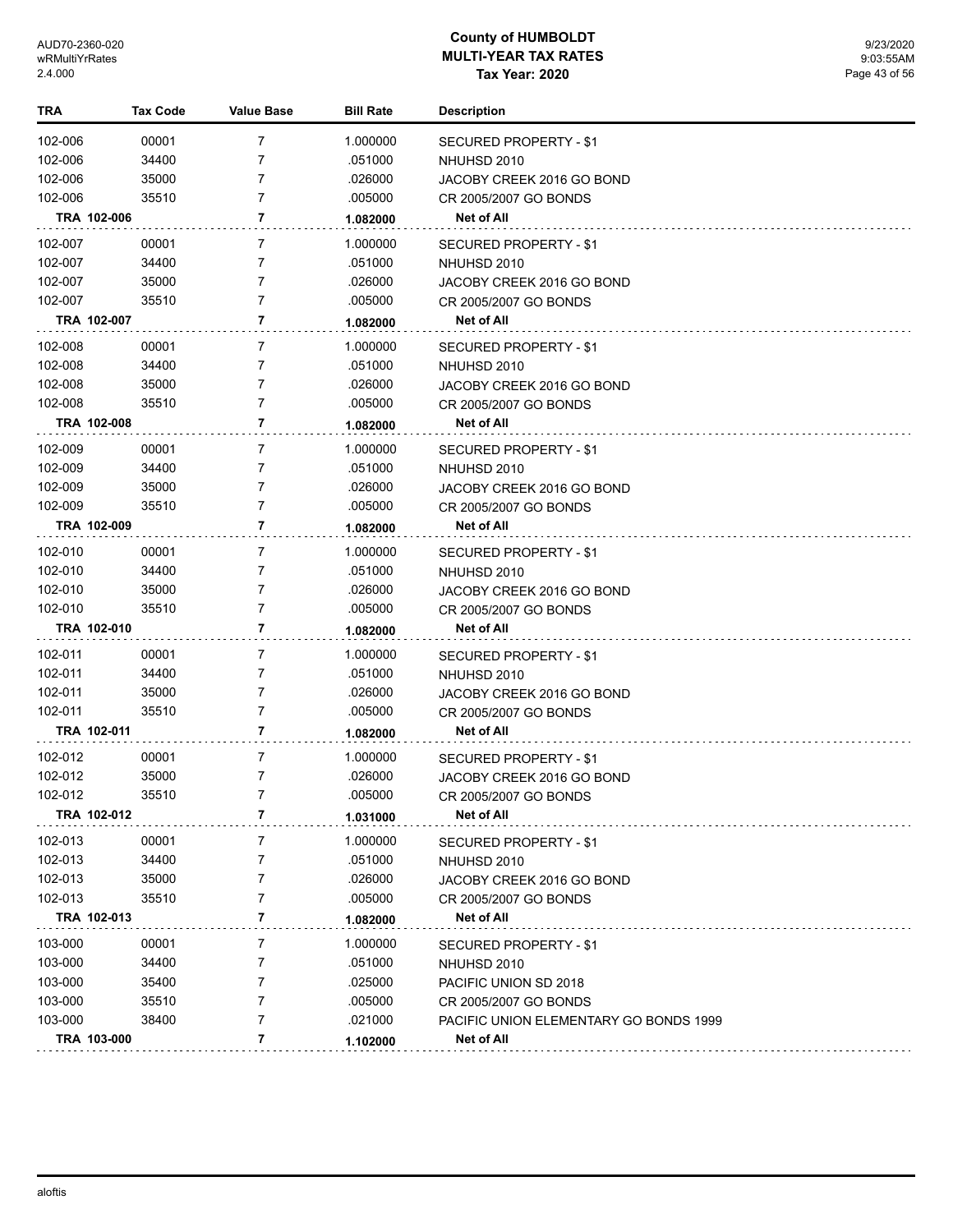# County of HUMBOLDT
## MULTI-YEAR TAX RATES
### Tax Year: 2020

| TRA | Tax Code | Value Base | Bill Rate | Description |
|---|---|---|---|---|
| 102-006 | 00001 | 7 | 1.000000 | SECURED PROPERTY - $1 |
| 102-006 | 34400 | 7 | .051000 | NHUHSD 2010 |
| 102-006 | 35000 | 7 | .026000 | JACOBY CREEK 2016 GO BOND |
| 102-006 | 35510 | 7 | .005000 | CR 2005/2007 GO BONDS |
| **TRA 102-006** | | **7** | **1.082000** | **Net of All** |
| 102-007 | 00001 | 7 | 1.000000 | SECURED PROPERTY - $1 |
| 102-007 | 34400 | 7 | .051000 | NHUHSD 2010 |
| 102-007 | 35000 | 7 | .026000 | JACOBY CREEK 2016 GO BOND |
| 102-007 | 35510 | 7 | .005000 | CR 2005/2007 GO BONDS |
| **TRA 102-007** | | **7** | **1.082000** | **Net of All** |
| 102-008 | 00001 | 7 | 1.000000 | SECURED PROPERTY - $1 |
| 102-008 | 34400 | 7 | .051000 | NHUHSD 2010 |
| 102-008 | 35000 | 7 | .026000 | JACOBY CREEK 2016 GO BOND |
| 102-008 | 35510 | 7 | .005000 | CR 2005/2007 GO BONDS |
| **TRA 102-008** | | **7** | **1.082000** | **Net of All** |
| 102-009 | 00001 | 7 | 1.000000 | SECURED PROPERTY - $1 |
| 102-009 | 34400 | 7 | .051000 | NHUHSD 2010 |
| 102-009 | 35000 | 7 | .026000 | JACOBY CREEK 2016 GO BOND |
| 102-009 | 35510 | 7 | .005000 | CR 2005/2007 GO BONDS |
| **TRA 102-009** | | **7** | **1.082000** | **Net of All** |
| 102-010 | 00001 | 7 | 1.000000 | SECURED PROPERTY - $1 |
| 102-010 | 34400 | 7 | .051000 | NHUHSD 2010 |
| 102-010 | 35000 | 7 | .026000 | JACOBY CREEK 2016 GO BOND |
| 102-010 | 35510 | 7 | .005000 | CR 2005/2007 GO BONDS |
| **TRA 102-010** | | **7** | **1.082000** | **Net of All** |
| 102-011 | 00001 | 7 | 1.000000 | SECURED PROPERTY - $1 |
| 102-011 | 34400 | 7 | .051000 | NHUHSD 2010 |
| 102-011 | 35000 | 7 | .026000 | JACOBY CREEK 2016 GO BOND |
| 102-011 | 35510 | 7 | .005000 | CR 2005/2007 GO BONDS |
| **TRA 102-011** | | **7** | **1.082000** | **Net of All** |
| 102-012 | 00001 | 7 | 1.000000 | SECURED PROPERTY - $1 |
| 102-012 | 35000 | 7 | .026000 | JACOBY CREEK 2016 GO BOND |
| 102-012 | 35510 | 7 | .005000 | CR 2005/2007 GO BONDS |
| **TRA 102-012** | | **7** | **1.031000** | **Net of All** |
| 102-013 | 00001 | 7 | 1.000000 | SECURED PROPERTY - $1 |
| 102-013 | 34400 | 7 | .051000 | NHUHSD 2010 |
| 102-013 | 35000 | 7 | .026000 | JACOBY CREEK 2016 GO BOND |
| 102-013 | 35510 | 7 | .005000 | CR 2005/2007 GO BONDS |
| **TRA 102-013** | | **7** | **1.082000** | **Net of All** |
| 103-000 | 00001 | 7 | 1.000000 | SECURED PROPERTY - $1 |
| 103-000 | 34400 | 7 | .051000 | NHUHSD 2010 |
| 103-000 | 35400 | 7 | .025000 | PACIFIC UNION SD 2018 |
| 103-000 | 35510 | 7 | .005000 | CR 2005/2007 GO BONDS |
| 103-000 | 38400 | 7 | .021000 | PACIFIC UNION ELEMENTARY GO BONDS 1999 |
| **TRA 103-000** | | **7** | **1.102000** | **Net of All** |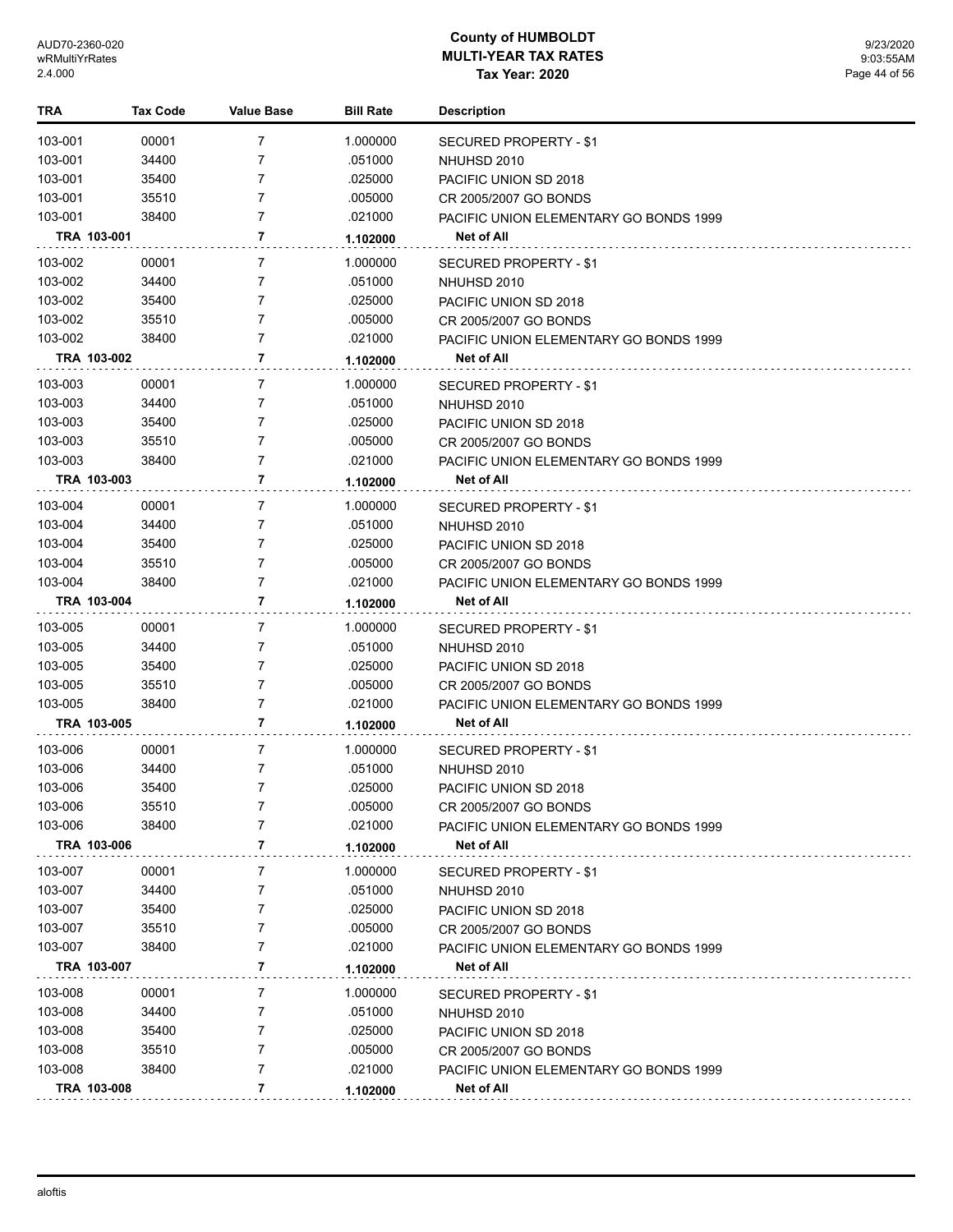# County of HUMBOLDT
## MULTI-YEAR TAX RATES
### Tax Year: 2020

| TRA | Tax Code | Value Base | Bill Rate | Description |
|---|---|---|---|---|
| 103-001 | 00001 | 7 | 1.000000 | SECURED PROPERTY - $1 |
| 103-001 | 34400 | 7 | .051000 | NHUHSD 2010 |
| 103-001 | 35400 | 7 | .025000 | PACIFIC UNION SD 2018 |
| 103-001 | 35510 | 7 | .005000 | CR 2005/2007 GO BONDS |
| 103-001 | 38400 | 7 | .021000 | PACIFIC UNION ELEMENTARY GO BONDS 1999 |
| **TRA 103-001** | | **7** | **1.102000** | **Net of All** |
| 103-002 | 00001 | 7 | 1.000000 | SECURED PROPERTY - $1 |
| 103-002 | 34400 | 7 | .051000 | NHUHSD 2010 |
| 103-002 | 35400 | 7 | .025000 | PACIFIC UNION SD 2018 |
| 103-002 | 35510 | 7 | .005000 | CR 2005/2007 GO BONDS |
| 103-002 | 38400 | 7 | .021000 | PACIFIC UNION ELEMENTARY GO BONDS 1999 |
| **TRA 103-002** | | **7** | **1.102000** | **Net of All** |
| 103-003 | 00001 | 7 | 1.000000 | SECURED PROPERTY - $1 |
| 103-003 | 34400 | 7 | .051000 | NHUHSD 2010 |
| 103-003 | 35400 | 7 | .025000 | PACIFIC UNION SD 2018 |
| 103-003 | 35510 | 7 | .005000 | CR 2005/2007 GO BONDS |
| 103-003 | 38400 | 7 | .021000 | PACIFIC UNION ELEMENTARY GO BONDS 1999 |
| **TRA 103-003** | | **7** | **1.102000** | **Net of All** |
| 103-004 | 00001 | 7 | 1.000000 | SECURED PROPERTY - $1 |
| 103-004 | 34400 | 7 | .051000 | NHUHSD 2010 |
| 103-004 | 35400 | 7 | .025000 | PACIFIC UNION SD 2018 |
| 103-004 | 35510 | 7 | .005000 | CR 2005/2007 GO BONDS |
| 103-004 | 38400 | 7 | .021000 | PACIFIC UNION ELEMENTARY GO BONDS 1999 |
| **TRA 103-004** | | **7** | **1.102000** | **Net of All** |
| 103-005 | 00001 | 7 | 1.000000 | SECURED PROPERTY - $1 |
| 103-005 | 34400 | 7 | .051000 | NHUHSD 2010 |
| 103-005 | 35400 | 7 | .025000 | PACIFIC UNION SD 2018 |
| 103-005 | 35510 | 7 | .005000 | CR 2005/2007 GO BONDS |
| 103-005 | 38400 | 7 | .021000 | PACIFIC UNION ELEMENTARY GO BONDS 1999 |
| **TRA 103-005** | | **7** | **1.102000** | **Net of All** |
| 103-006 | 00001 | 7 | 1.000000 | SECURED PROPERTY - $1 |
| 103-006 | 34400 | 7 | .051000 | NHUHSD 2010 |
| 103-006 | 35400 | 7 | .025000 | PACIFIC UNION SD 2018 |
| 103-006 | 35510 | 7 | .005000 | CR 2005/2007 GO BONDS |
| 103-006 | 38400 | 7 | .021000 | PACIFIC UNION ELEMENTARY GO BONDS 1999 |
| **TRA 103-006** | | **7** | **1.102000** | **Net of All** |
| 103-007 | 00001 | 7 | 1.000000 | SECURED PROPERTY - $1 |
| 103-007 | 34400 | 7 | .051000 | NHUHSD 2010 |
| 103-007 | 35400 | 7 | .025000 | PACIFIC UNION SD 2018 |
| 103-007 | 35510 | 7 | .005000 | CR 2005/2007 GO BONDS |
| 103-007 | 38400 | 7 | .021000 | PACIFIC UNION ELEMENTARY GO BONDS 1999 |
| **TRA 103-007** | | **7** | **1.102000** | **Net of All** |
| 103-008 | 00001 | 7 | 1.000000 | SECURED PROPERTY - $1 |
| 103-008 | 34400 | 7 | .051000 | NHUHSD 2010 |
| 103-008 | 35400 | 7 | .025000 | PACIFIC UNION SD 2018 |
| 103-008 | 35510 | 7 | .005000 | CR 2005/2007 GO BONDS |
| 103-008 | 38400 | 7 | .021000 | PACIFIC UNION ELEMENTARY GO BONDS 1999 |
| **TRA 103-008** | | **7** | **1.102000** | **Net of All** |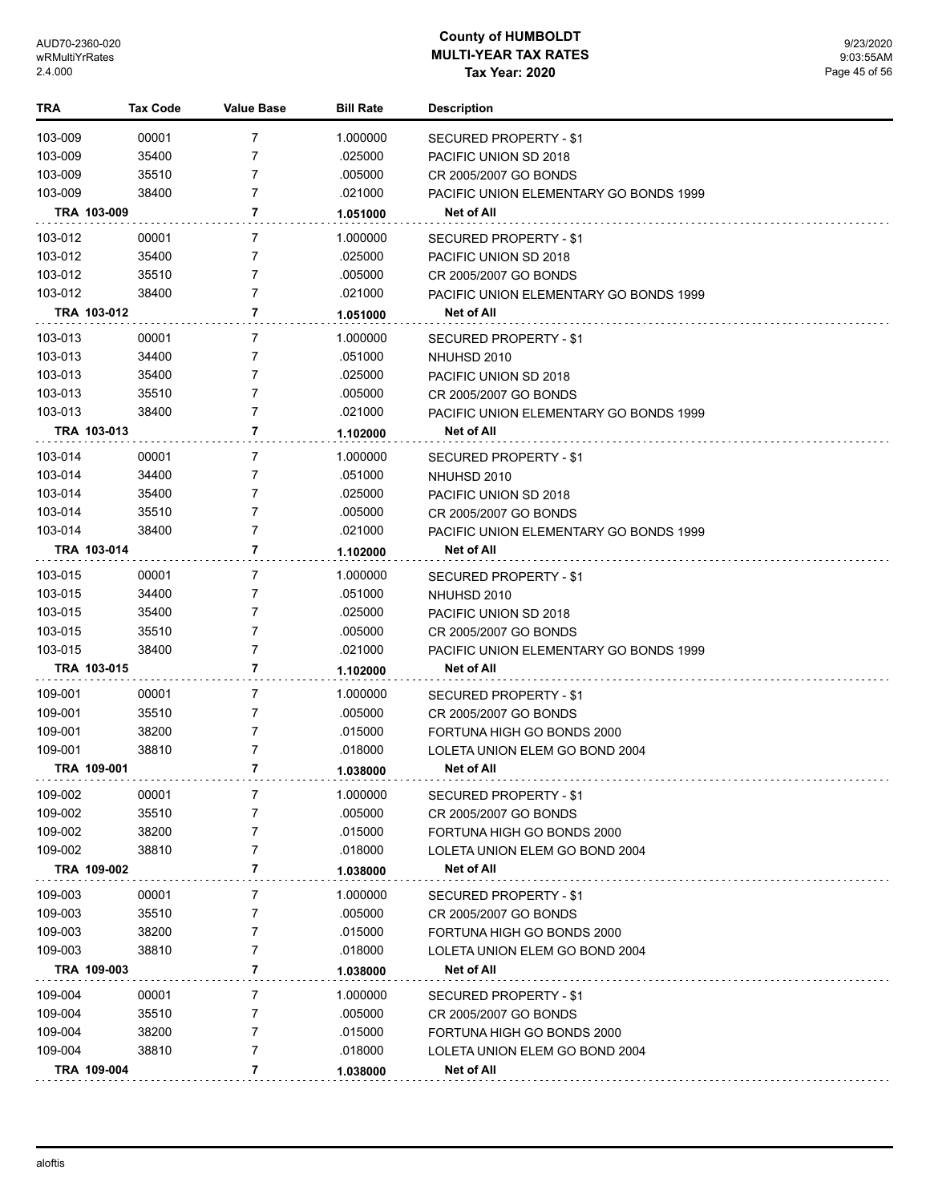# County of HUMBOLDT
## MULTI-YEAR TAX RATES
### Tax Year: 2020

| TRA | Tax Code | Value Base | Bill Rate | Description |
|---|---|---|---|---|
| 103-009 | 00001 | 7 | 1.000000 | SECURED PROPERTY - $1 |
| 103-009 | 35400 | 7 | .025000 | PACIFIC UNION SD 2018 |
| 103-009 | 35510 | 7 | .005000 | CR 2005/2007 GO BONDS |
| 103-009 | 38400 | 7 | .021000 | PACIFIC UNION ELEMENTARY GO BONDS 1999 |
| **TRA 103-009** | | **7** | **1.051000** | **Net of All** |
| 103-012 | 00001 | 7 | 1.000000 | SECURED PROPERTY - $1 |
| 103-012 | 35400 | 7 | .025000 | PACIFIC UNION SD 2018 |
| 103-012 | 35510 | 7 | .005000 | CR 2005/2007 GO BONDS |
| 103-012 | 38400 | 7 | .021000 | PACIFIC UNION ELEMENTARY GO BONDS 1999 |
| **TRA 103-012** | | **7** | **1.051000** | **Net of All** |
| 103-013 | 00001 | 7 | 1.000000 | SECURED PROPERTY - $1 |
| 103-013 | 34400 | 7 | .051000 | NHUHSD 2010 |
| 103-013 | 35400 | 7 | .025000 | PACIFIC UNION SD 2018 |
| 103-013 | 35510 | 7 | .005000 | CR 2005/2007 GO BONDS |
| 103-013 | 38400 | 7 | .021000 | PACIFIC UNION ELEMENTARY GO BONDS 1999 |
| **TRA 103-013** | | **7** | **1.102000** | **Net of All** |
| 103-014 | 00001 | 7 | 1.000000 | SECURED PROPERTY - $1 |
| 103-014 | 34400 | 7 | .051000 | NHUHSD 2010 |
| 103-014 | 35400 | 7 | .025000 | PACIFIC UNION SD 2018 |
| 103-014 | 35510 | 7 | .005000 | CR 2005/2007 GO BONDS |
| 103-014 | 38400 | 7 | .021000 | PACIFIC UNION ELEMENTARY GO BONDS 1999 |
| **TRA 103-014** | | **7** | **1.102000** | **Net of All** |
| 103-015 | 00001 | 7 | 1.000000 | SECURED PROPERTY - $1 |
| 103-015 | 34400 | 7 | .051000 | NHUHSD 2010 |
| 103-015 | 35400 | 7 | .025000 | PACIFIC UNION SD 2018 |
| 103-015 | 35510 | 7 | .005000 | CR 2005/2007 GO BONDS |
| 103-015 | 38400 | 7 | .021000 | PACIFIC UNION ELEMENTARY GO BONDS 1999 |
| **TRA 103-015** | | **7** | **1.102000** | **Net of All** |
| 109-001 | 00001 | 7 | 1.000000 | SECURED PROPERTY - $1 |
| 109-001 | 35510 | 7 | .005000 | CR 2005/2007 GO BONDS |
| 109-001 | 38200 | 7 | .015000 | FORTUNA HIGH GO BONDS 2000 |
| 109-001 | 38810 | 7 | .018000 | LOLETA UNION ELEM GO BOND 2004 |
| **TRA 109-001** | | **7** | **1.038000** | **Net of All** |
| 109-002 | 00001 | 7 | 1.000000 | SECURED PROPERTY - $1 |
| 109-002 | 35510 | 7 | .005000 | CR 2005/2007 GO BONDS |
| 109-002 | 38200 | 7 | .015000 | FORTUNA HIGH GO BONDS 2000 |
| 109-002 | 38810 | 7 | .018000 | LOLETA UNION ELEM GO BOND 2004 |
| **TRA 109-002** | | **7** | **1.038000** | **Net of All** |
| 109-003 | 00001 | 7 | 1.000000 | SECURED PROPERTY - $1 |
| 109-003 | 35510 | 7 | .005000 | CR 2005/2007 GO BONDS |
| 109-003 | 38200 | 7 | .015000 | FORTUNA HIGH GO BONDS 2000 |
| 109-003 | 38810 | 7 | .018000 | LOLETA UNION ELEM GO BOND 2004 |
| **TRA 109-003** | | **7** | **1.038000** | **Net of All** |
| 109-004 | 00001 | 7 | 1.000000 | SECURED PROPERTY - $1 |
| 109-004 | 35510 | 7 | .005000 | CR 2005/2007 GO BONDS |
| 109-004 | 38200 | 7 | .015000 | FORTUNA HIGH GO BONDS 2000 |
| 109-004 | 38810 | 7 | .018000 | LOLETA UNION ELEM GO BOND 2004 |
| **TRA 109-004** | | **7** | **1.038000** | **Net of All** |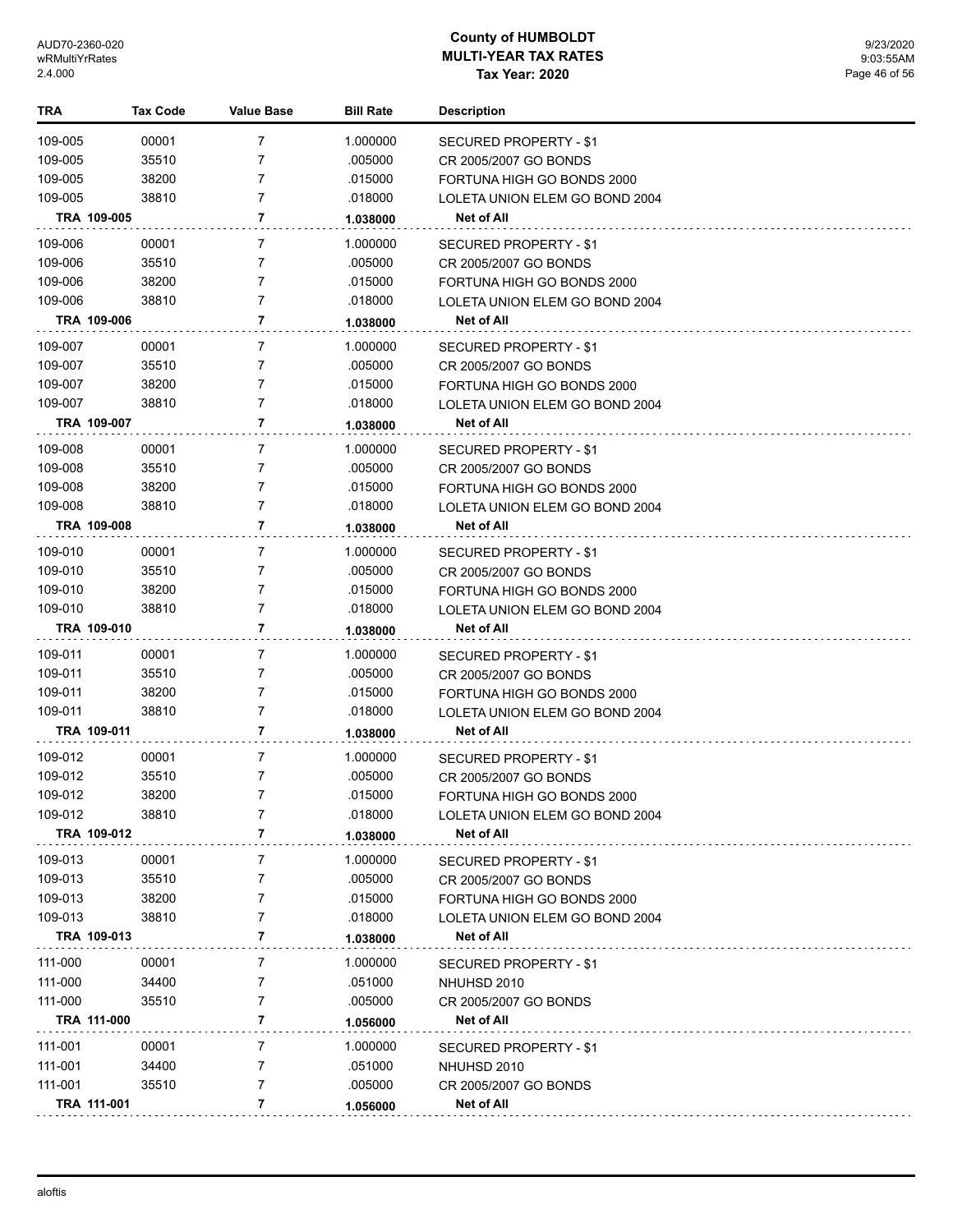# County of HUMBOLDT
## MULTI-YEAR TAX RATES
### Tax Year: 2020

| TRA | Tax Code | Value Base | Bill Rate | Description |
|---|---|---|---|---|
| 109-005 | 00001 | 7 | 1.000000 | SECURED PROPERTY - $1 |
| 109-005 | 35510 | 7 | .005000 | CR 2005/2007 GO BONDS |
| 109-005 | 38200 | 7 | .015000 | FORTUNA HIGH GO BONDS 2000 |
| 109-005 | 38810 | 7 | .018000 | LOLETA UNION ELEM GO BOND 2004 |
| **TRA 109-005** | | **7** | **1.038000** | **Net of All** |
| 109-006 | 00001 | 7 | 1.000000 | SECURED PROPERTY - $1 |
| 109-006 | 35510 | 7 | .005000 | CR 2005/2007 GO BONDS |
| 109-006 | 38200 | 7 | .015000 | FORTUNA HIGH GO BONDS 2000 |
| 109-006 | 38810 | 7 | .018000 | LOLETA UNION ELEM GO BOND 2004 |
| **TRA 109-006** | | **7** | **1.038000** | **Net of All** |
| 109-007 | 00001 | 7 | 1.000000 | SECURED PROPERTY - $1 |
| 109-007 | 35510 | 7 | .005000 | CR 2005/2007 GO BONDS |
| 109-007 | 38200 | 7 | .015000 | FORTUNA HIGH GO BONDS 2000 |
| 109-007 | 38810 | 7 | .018000 | LOLETA UNION ELEM GO BOND 2004 |
| **TRA 109-007** | | **7** | **1.038000** | **Net of All** |
| 109-008 | 00001 | 7 | 1.000000 | SECURED PROPERTY - $1 |
| 109-008 | 35510 | 7 | .005000 | CR 2005/2007 GO BONDS |
| 109-008 | 38200 | 7 | .015000 | FORTUNA HIGH GO BONDS 2000 |
| 109-008 | 38810 | 7 | .018000 | LOLETA UNION ELEM GO BOND 2004 |
| **TRA 109-008** | | **7** | **1.038000** | **Net of All** |
| 109-010 | 00001 | 7 | 1.000000 | SECURED PROPERTY - $1 |
| 109-010 | 35510 | 7 | .005000 | CR 2005/2007 GO BONDS |
| 109-010 | 38200 | 7 | .015000 | FORTUNA HIGH GO BONDS 2000 |
| 109-010 | 38810 | 7 | .018000 | LOLETA UNION ELEM GO BOND 2004 |
| **TRA 109-010** | | **7** | **1.038000** | **Net of All** |
| 109-011 | 00001 | 7 | 1.000000 | SECURED PROPERTY - $1 |
| 109-011 | 35510 | 7 | .005000 | CR 2005/2007 GO BONDS |
| 109-011 | 38200 | 7 | .015000 | FORTUNA HIGH GO BONDS 2000 |
| 109-011 | 38810 | 7 | .018000 | LOLETA UNION ELEM GO BOND 2004 |
| **TRA 109-011** | | **7** | **1.038000** | **Net of All** |
| 109-012 | 00001 | 7 | 1.000000 | SECURED PROPERTY - $1 |
| 109-012 | 35510 | 7 | .005000 | CR 2005/2007 GO BONDS |
| 109-012 | 38200 | 7 | .015000 | FORTUNA HIGH GO BONDS 2000 |
| 109-012 | 38810 | 7 | .018000 | LOLETA UNION ELEM GO BOND 2004 |
| **TRA 109-012** | | **7** | **1.038000** | **Net of All** |
| 109-013 | 00001 | 7 | 1.000000 | SECURED PROPERTY - $1 |
| 109-013 | 35510 | 7 | .005000 | CR 2005/2007 GO BONDS |
| 109-013 | 38200 | 7 | .015000 | FORTUNA HIGH GO BONDS 2000 |
| 109-013 | 38810 | 7 | .018000 | LOLETA UNION ELEM GO BOND 2004 |
| **TRA 109-013** | | **7** | **1.038000** | **Net of All** |
| 111-000 | 00001 | 7 | 1.000000 | SECURED PROPERTY - $1 |
| 111-000 | 34400 | 7 | .051000 | NHUHSD 2010 |
| 111-000 | 35510 | 7 | .005000 | CR 2005/2007 GO BONDS |
| **TRA 111-000** | | **7** | **1.056000** | **Net of All** |
| 111-001 | 00001 | 7 | 1.000000 | SECURED PROPERTY - $1 |
| 111-001 | 34400 | 7 | .051000 | NHUHSD 2010 |
| 111-001 | 35510 | 7 | .005000 | CR 2005/2007 GO BONDS |
| **TRA 111-001** | | **7** | **1.056000** | **Net of All** |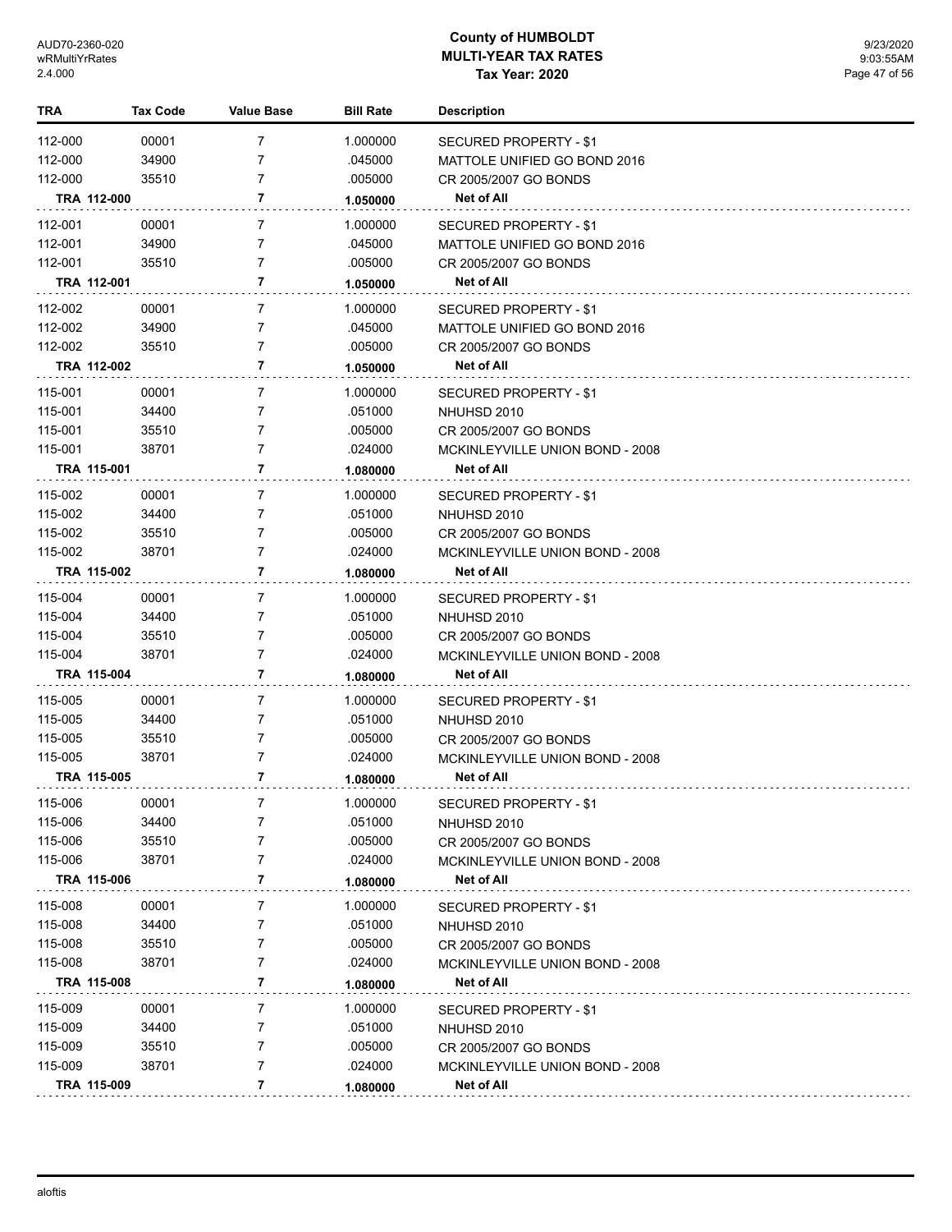# County of HUMBOLDT
# MULTI-YEAR TAX RATES
# Tax Year: 2020

| TRA | Tax Code | Value Base | Bill Rate | Description |
|---|---|---|---|---|
| 112-000 | 00001 | 7 | 1.000000 | SECURED PROPERTY - $1 |
| 112-000 | 34900 | 7 | .045000 | MATTOLE UNIFIED GO BOND 2016 |
| 112-000 | 35510 | 7 | .005000 | CR 2005/2007 GO BONDS |
| **TRA 112-000** | | **7** | **1.050000** | **Net of All** |
| 112-001 | 00001 | 7 | 1.000000 | SECURED PROPERTY - $1 |
| 112-001 | 34900 | 7 | .045000 | MATTOLE UNIFIED GO BOND 2016 |
| 112-001 | 35510 | 7 | .005000 | CR 2005/2007 GO BONDS |
| **TRA 112-001** | | **7** | **1.050000** | **Net of All** |
| 112-002 | 00001 | 7 | 1.000000 | SECURED PROPERTY - $1 |
| 112-002 | 34900 | 7 | .045000 | MATTOLE UNIFIED GO BOND 2016 |
| 112-002 | 35510 | 7 | .005000 | CR 2005/2007 GO BONDS |
| **TRA 112-002** | | **7** | **1.050000** | **Net of All** |
| 115-001 | 00001 | 7 | 1.000000 | SECURED PROPERTY - $1 |
| 115-001 | 34400 | 7 | .051000 | NHUHSD 2010 |
| 115-001 | 35510 | 7 | .005000 | CR 2005/2007 GO BONDS |
| 115-001 | 38701 | 7 | .024000 | MCKINLEYVILLE UNION BOND - 2008 |
| **TRA 115-001** | | **7** | **1.080000** | **Net of All** |
| 115-002 | 00001 | 7 | 1.000000 | SECURED PROPERTY - $1 |
| 115-002 | 34400 | 7 | .051000 | NHUHSD 2010 |
| 115-002 | 35510 | 7 | .005000 | CR 2005/2007 GO BONDS |
| 115-002 | 38701 | 7 | .024000 | MCKINLEYVILLE UNION BOND - 2008 |
| **TRA 115-002** | | **7** | **1.080000** | **Net of All** |
| 115-004 | 00001 | 7 | 1.000000 | SECURED PROPERTY - $1 |
| 115-004 | 34400 | 7 | .051000 | NHUHSD 2010 |
| 115-004 | 35510 | 7 | .005000 | CR 2005/2007 GO BONDS |
| 115-004 | 38701 | 7 | .024000 | MCKINLEYVILLE UNION BOND - 2008 |
| **TRA 115-004** | | **7** | **1.080000** | **Net of All** |
| 115-005 | 00001 | 7 | 1.000000 | SECURED PROPERTY - $1 |
| 115-005 | 34400 | 7 | .051000 | NHUHSD 2010 |
| 115-005 | 35510 | 7 | .005000 | CR 2005/2007 GO BONDS |
| 115-005 | 38701 | 7 | .024000 | MCKINLEYVILLE UNION BOND - 2008 |
| **TRA 115-005** | | **7** | **1.080000** | **Net of All** |
| 115-006 | 00001 | 7 | 1.000000 | SECURED PROPERTY - $1 |
| 115-006 | 34400 | 7 | .051000 | NHUHSD 2010 |
| 115-006 | 35510 | 7 | .005000 | CR 2005/2007 GO BONDS |
| 115-006 | 38701 | 7 | .024000 | MCKINLEYVILLE UNION BOND - 2008 |
| **TRA 115-006** | | **7** | **1.080000** | **Net of All** |
| 115-008 | 00001 | 7 | 1.000000 | SECURED PROPERTY - $1 |
| 115-008 | 34400 | 7 | .051000 | NHUHSD 2010 |
| 115-008 | 35510 | 7 | .005000 | CR 2005/2007 GO BONDS |
| 115-008 | 38701 | 7 | .024000 | MCKINLEYVILLE UNION BOND - 2008 |
| **TRA 115-008** | | **7** | **1.080000** | **Net of All** |
| 115-009 | 00001 | 7 | 1.000000 | SECURED PROPERTY - $1 |
| 115-009 | 34400 | 7 | .051000 | NHUHSD 2010 |
| 115-009 | 35510 | 7 | .005000 | CR 2005/2007 GO BONDS |
| 115-009 | 38701 | 7 | .024000 | MCKINLEYVILLE UNION BOND - 2008 |
| **TRA 115-009** | | **7** | **1.080000** | **Net of All** |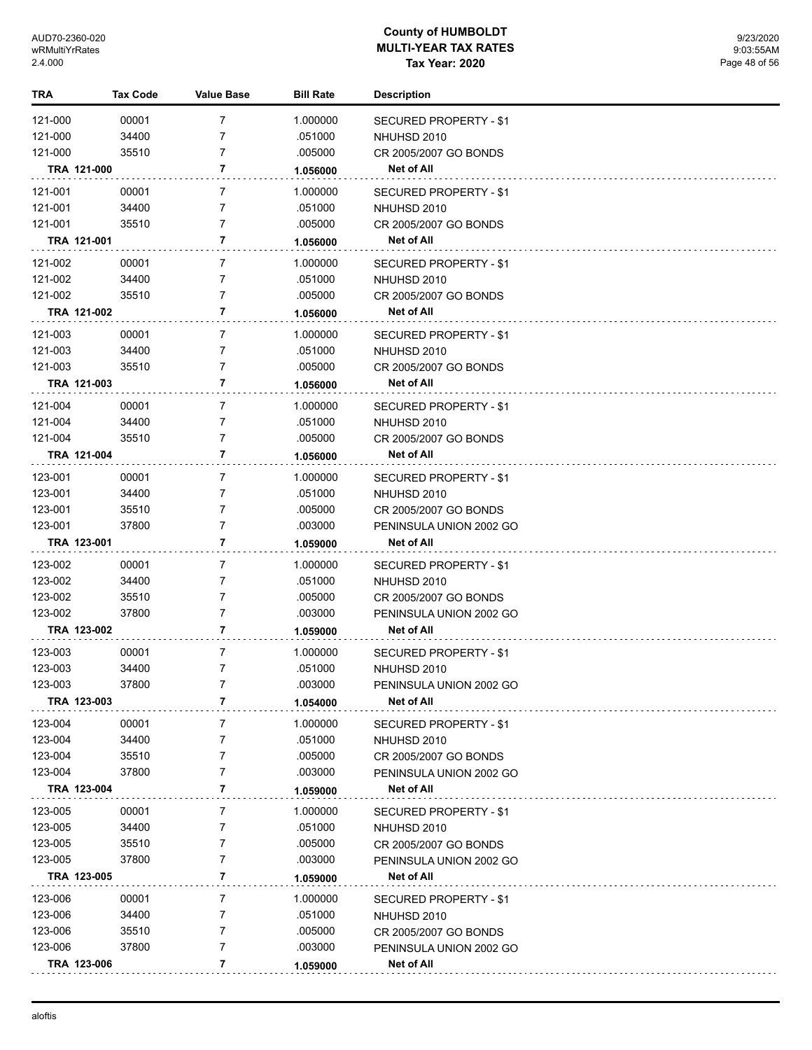# County of HUMBOLDT
## MULTI-YEAR TAX RATES
### Tax Year: 2020

| TRA | Tax Code | Value Base | Bill Rate | Description |
|---|---|---|---|---|
| 121-000 | 00001 | 7 | 1.000000 | SECURED PROPERTY - $1 |
| 121-000 | 34400 | 7 | .051000 | NHUHSD 2010 |
| 121-000 | 35510 | 7 | .005000 | CR 2005/2007 GO BONDS |
| **TRA 121-000** | | **7** | **1.056000** | **Net of All** |
| 121-001 | 00001 | 7 | 1.000000 | SECURED PROPERTY - $1 |
| 121-001 | 34400 | 7 | .051000 | NHUHSD 2010 |
| 121-001 | 35510 | 7 | .005000 | CR 2005/2007 GO BONDS |
| **TRA 121-001** | | **7** | **1.056000** | **Net of All** |
| 121-002 | 00001 | 7 | 1.000000 | SECURED PROPERTY - $1 |
| 121-002 | 34400 | 7 | .051000 | NHUHSD 2010 |
| 121-002 | 35510 | 7 | .005000 | CR 2005/2007 GO BONDS |
| **TRA 121-002** | | **7** | **1.056000** | **Net of All** |
| 121-003 | 00001 | 7 | 1.000000 | SECURED PROPERTY - $1 |
| 121-003 | 34400 | 7 | .051000 | NHUHSD 2010 |
| 121-003 | 35510 | 7 | .005000 | CR 2005/2007 GO BONDS |
| **TRA 121-003** | | **7** | **1.056000** | **Net of All** |
| 121-004 | 00001 | 7 | 1.000000 | SECURED PROPERTY - $1 |
| 121-004 | 34400 | 7 | .051000 | NHUHSD 2010 |
| 121-004 | 35510 | 7 | .005000 | CR 2005/2007 GO BONDS |
| **TRA 121-004** | | **7** | **1.056000** | **Net of All** |
| 123-001 | 00001 | 7 | 1.000000 | SECURED PROPERTY - $1 |
| 123-001 | 34400 | 7 | .051000 | NHUHSD 2010 |
| 123-001 | 35510 | 7 | .005000 | CR 2005/2007 GO BONDS |
| 123-001 | 37800 | 7 | .003000 | PENINSULA UNION 2002 GO |
| **TRA 123-001** | | **7** | **1.059000** | **Net of All** |
| 123-002 | 00001 | 7 | 1.000000 | SECURED PROPERTY - $1 |
| 123-002 | 34400 | 7 | .051000 | NHUHSD 2010 |
| 123-002 | 35510 | 7 | .005000 | CR 2005/2007 GO BONDS |
| 123-002 | 37800 | 7 | .003000 | PENINSULA UNION 2002 GO |
| **TRA 123-002** | | **7** | **1.059000** | **Net of All** |
| 123-003 | 00001 | 7 | 1.000000 | SECURED PROPERTY - $1 |
| 123-003 | 34400 | 7 | .051000 | NHUHSD 2010 |
| 123-003 | 37800 | 7 | .003000 | PENINSULA UNION 2002 GO |
| **TRA 123-003** | | **7** | **1.054000** | **Net of All** |
| 123-004 | 00001 | 7 | 1.000000 | SECURED PROPERTY - $1 |
| 123-004 | 34400 | 7 | .051000 | NHUHSD 2010 |
| 123-004 | 35510 | 7 | .005000 | CR 2005/2007 GO BONDS |
| 123-004 | 37800 | 7 | .003000 | PENINSULA UNION 2002 GO |
| **TRA 123-004** | | **7** | **1.059000** | **Net of All** |
| 123-005 | 00001 | 7 | 1.000000 | SECURED PROPERTY - $1 |
| 123-005 | 34400 | 7 | .051000 | NHUHSD 2010 |
| 123-005 | 35510 | 7 | .005000 | CR 2005/2007 GO BONDS |
| 123-005 | 37800 | 7 | .003000 | PENINSULA UNION 2002 GO |
| **TRA 123-005** | | **7** | **1.059000** | **Net of All** |
| 123-006 | 00001 | 7 | 1.000000 | SECURED PROPERTY - $1 |
| 123-006 | 34400 | 7 | .051000 | NHUHSD 2010 |
| 123-006 | 35510 | 7 | .005000 | CR 2005/2007 GO BONDS |
| 123-006 | 37800 | 7 | .003000 | PENINSULA UNION 2002 GO |
| **TRA 123-006** | | **7** | **1.059000** | **Net of All** |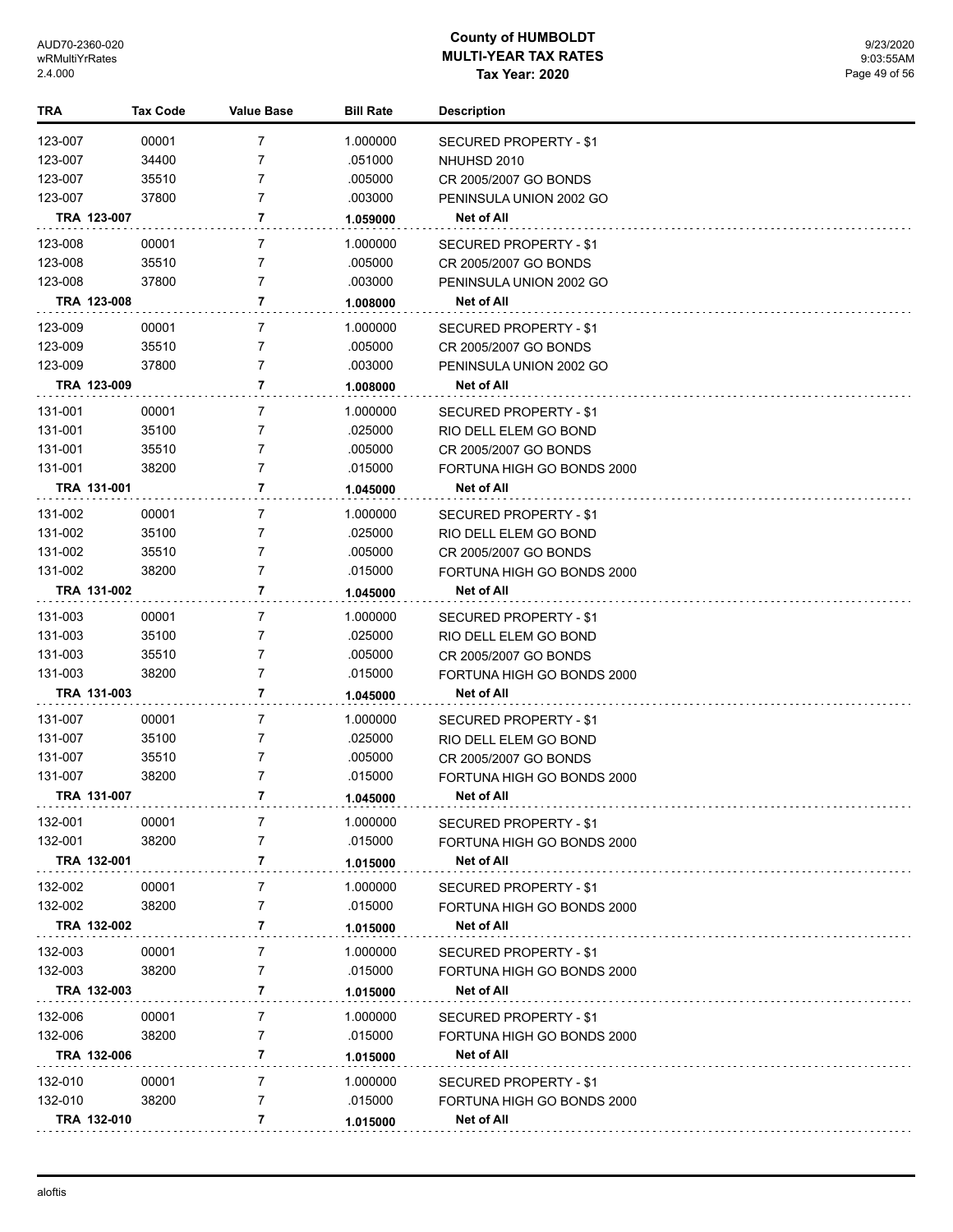# County of HUMBOLDT
## MULTI-YEAR TAX RATES
### Tax Year: 2020

| TRA | Tax Code | Value Base | Bill Rate | Description |
|---|---|---|---|---|
| 123-007 | 00001 | 7 | 1.000000 | SECURED PROPERTY - $1 |
| 123-007 | 34400 | 7 | .051000 | NHUHSD 2010 |
| 123-007 | 35510 | 7 | .005000 | CR 2005/2007 GO BONDS |
| 123-007 | 37800 | 7 | .003000 | PENINSULA UNION 2002 GO |
| **TRA 123-007** | | **7** | **1.059000** | **Net of All** |
| 123-008 | 00001 | 7 | 1.000000 | SECURED PROPERTY - $1 |
| 123-008 | 35510 | 7 | .005000 | CR 2005/2007 GO BONDS |
| 123-008 | 37800 | 7 | .003000 | PENINSULA UNION 2002 GO |
| **TRA 123-008** | | **7** | **1.008000** | **Net of All** |
| 123-009 | 00001 | 7 | 1.000000 | SECURED PROPERTY - $1 |
| 123-009 | 35510 | 7 | .005000 | CR 2005/2007 GO BONDS |
| 123-009 | 37800 | 7 | .003000 | PENINSULA UNION 2002 GO |
| **TRA 123-009** | | **7** | **1.008000** | **Net of All** |
| 131-001 | 00001 | 7 | 1.000000 | SECURED PROPERTY - $1 |
| 131-001 | 35100 | 7 | .025000 | RIO DELL ELEM GO BOND |
| 131-001 | 35510 | 7 | .005000 | CR 2005/2007 GO BONDS |
| 131-001 | 38200 | 7 | .015000 | FORTUNA HIGH GO BONDS 2000 |
| **TRA 131-001** | | **7** | **1.045000** | **Net of All** |
| 131-002 | 00001 | 7 | 1.000000 | SECURED PROPERTY - $1 |
| 131-002 | 35100 | 7 | .025000 | RIO DELL ELEM GO BOND |
| 131-002 | 35510 | 7 | .005000 | CR 2005/2007 GO BONDS |
| 131-002 | 38200 | 7 | .015000 | FORTUNA HIGH GO BONDS 2000 |
| **TRA 131-002** | | **7** | **1.045000** | **Net of All** |
| 131-003 | 00001 | 7 | 1.000000 | SECURED PROPERTY - $1 |
| 131-003 | 35100 | 7 | .025000 | RIO DELL ELEM GO BOND |
| 131-003 | 35510 | 7 | .005000 | CR 2005/2007 GO BONDS |
| 131-003 | 38200 | 7 | .015000 | FORTUNA HIGH GO BONDS 2000 |
| **TRA 131-003** | | **7** | **1.045000** | **Net of All** |
| 131-007 | 00001 | 7 | 1.000000 | SECURED PROPERTY - $1 |
| 131-007 | 35100 | 7 | .025000 | RIO DELL ELEM GO BOND |
| 131-007 | 35510 | 7 | .005000 | CR 2005/2007 GO BONDS |
| 131-007 | 38200 | 7 | .015000 | FORTUNA HIGH GO BONDS 2000 |
| **TRA 131-007** | | **7** | **1.045000** | **Net of All** |
| 132-001 | 00001 | 7 | 1.000000 | SECURED PROPERTY - $1 |
| 132-001 | 38200 | 7 | .015000 | FORTUNA HIGH GO BONDS 2000 |
| **TRA 132-001** | | **7** | **1.015000** | **Net of All** |
| 132-002 | 00001 | 7 | 1.000000 | SECURED PROPERTY - $1 |
| 132-002 | 38200 | 7 | .015000 | FORTUNA HIGH GO BONDS 2000 |
| **TRA 132-002** | | **7** | **1.015000** | **Net of All** |
| 132-003 | 00001 | 7 | 1.000000 | SECURED PROPERTY - $1 |
| 132-003 | 38200 | 7 | .015000 | FORTUNA HIGH GO BONDS 2000 |
| **TRA 132-003** | | **7** | **1.015000** | **Net of All** |
| 132-006 | 00001 | 7 | 1.000000 | SECURED PROPERTY - $1 |
| 132-006 | 38200 | 7 | .015000 | FORTUNA HIGH GO BONDS 2000 |
| **TRA 132-006** | | **7** | **1.015000** | **Net of All** |
| 132-010 | 00001 | 7 | 1.000000 | SECURED PROPERTY - $1 |
| 132-010 | 38200 | 7 | .015000 | FORTUNA HIGH GO BONDS 2000 |
| **TRA 132-010** | | **7** | **1.015000** | **Net of All** |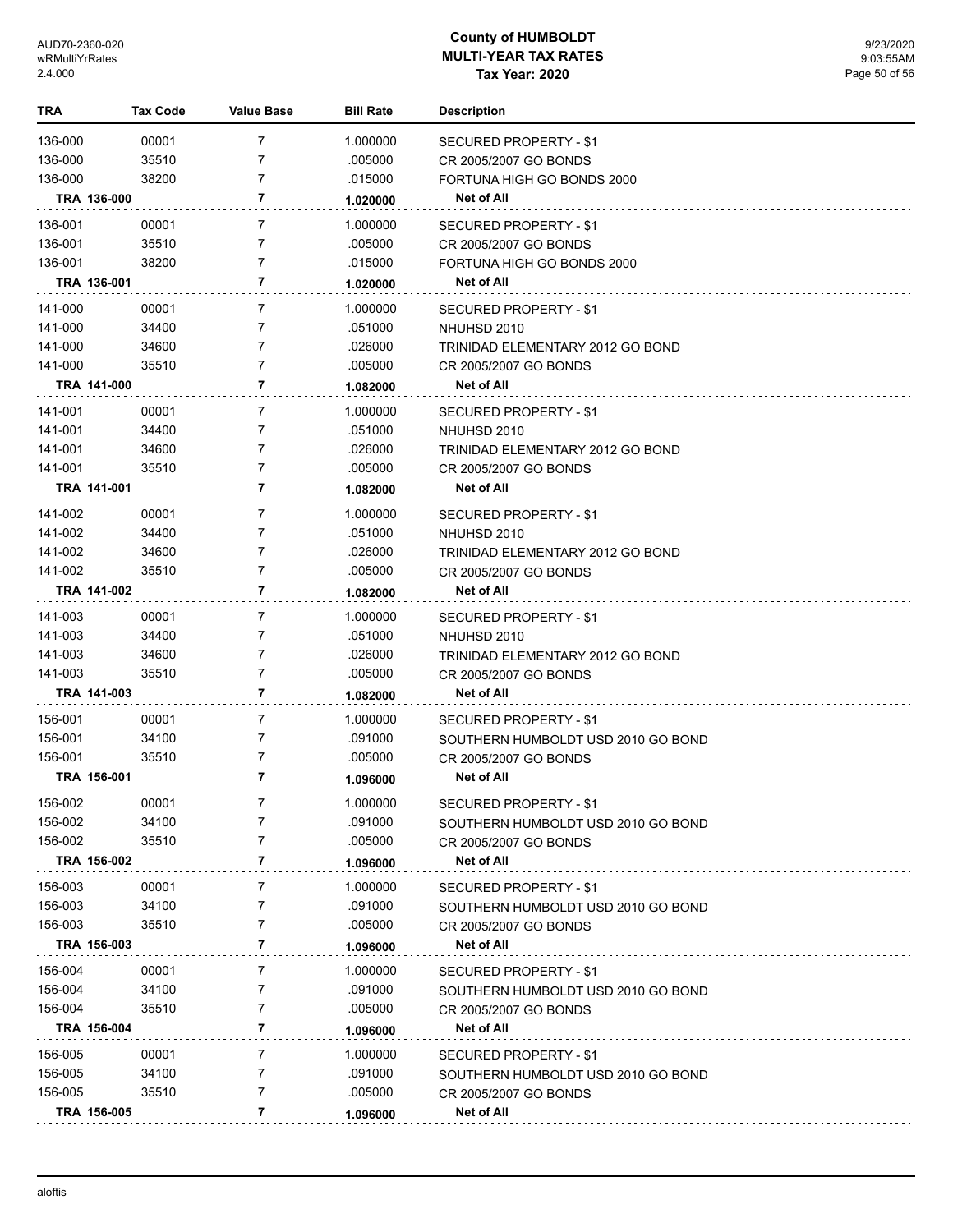# County of HUMBOLDT
## MULTI-YEAR TAX RATES
### Tax Year: 2020

| TRA | Tax Code | Value Base | Bill Rate | Description |
|---|---|---|---|---|
| 136-000 | 00001 | 7 | 1.000000 | SECURED PROPERTY - $1 |
| 136-000 | 35510 | 7 | .005000 | CR 2005/2007 GO BONDS |
| 136-000 | 38200 | 7 | .015000 | FORTUNA HIGH GO BONDS 2000 |
| **TRA 136-000** | | **7** | **1.020000** | **Net of All** |
| 136-001 | 00001 | 7 | 1.000000 | SECURED PROPERTY - $1 |
| 136-001 | 35510 | 7 | .005000 | CR 2005/2007 GO BONDS |
| 136-001 | 38200 | 7 | .015000 | FORTUNA HIGH GO BONDS 2000 |
| **TRA 136-001** | | **7** | **1.020000** | **Net of All** |
| 141-000 | 00001 | 7 | 1.000000 | SECURED PROPERTY - $1 |
| 141-000 | 34400 | 7 | .051000 | NHUHSD 2010 |
| 141-000 | 34600 | 7 | .026000 | TRINIDAD ELEMENTARY 2012 GO BOND |
| 141-000 | 35510 | 7 | .005000 | CR 2005/2007 GO BONDS |
| **TRA 141-000** | | **7** | **1.082000** | **Net of All** |
| 141-001 | 00001 | 7 | 1.000000 | SECURED PROPERTY - $1 |
| 141-001 | 34400 | 7 | .051000 | NHUHSD 2010 |
| 141-001 | 34600 | 7 | .026000 | TRINIDAD ELEMENTARY 2012 GO BOND |
| 141-001 | 35510 | 7 | .005000 | CR 2005/2007 GO BONDS |
| **TRA 141-001** | | **7** | **1.082000** | **Net of All** |
| 141-002 | 00001 | 7 | 1.000000 | SECURED PROPERTY - $1 |
| 141-002 | 34400 | 7 | .051000 | NHUHSD 2010 |
| 141-002 | 34600 | 7 | .026000 | TRINIDAD ELEMENTARY 2012 GO BOND |
| 141-002 | 35510 | 7 | .005000 | CR 2005/2007 GO BONDS |
| **TRA 141-002** | | **7** | **1.082000** | **Net of All** |
| 141-003 | 00001 | 7 | 1.000000 | SECURED PROPERTY - $1 |
| 141-003 | 34400 | 7 | .051000 | NHUHSD 2010 |
| 141-003 | 34600 | 7 | .026000 | TRINIDAD ELEMENTARY 2012 GO BOND |
| 141-003 | 35510 | 7 | .005000 | CR 2005/2007 GO BONDS |
| **TRA 141-003** | | **7** | **1.082000** | **Net of All** |
| 156-001 | 00001 | 7 | 1.000000 | SECURED PROPERTY - $1 |
| 156-001 | 34100 | 7 | .091000 | SOUTHERN HUMBOLDT USD 2010 GO BOND |
| 156-001 | 35510 | 7 | .005000 | CR 2005/2007 GO BONDS |
| **TRA 156-001** | | **7** | **1.096000** | **Net of All** |
| 156-002 | 00001 | 7 | 1.000000 | SECURED PROPERTY - $1 |
| 156-002 | 34100 | 7 | .091000 | SOUTHERN HUMBOLDT USD 2010 GO BOND |
| 156-002 | 35510 | 7 | .005000 | CR 2005/2007 GO BONDS |
| **TRA 156-002** | | **7** | **1.096000** | **Net of All** |
| 156-003 | 00001 | 7 | 1.000000 | SECURED PROPERTY - $1 |
| 156-003 | 34100 | 7 | .091000 | SOUTHERN HUMBOLDT USD 2010 GO BOND |
| 156-003 | 35510 | 7 | .005000 | CR 2005/2007 GO BONDS |
| **TRA 156-003** | | **7** | **1.096000** | **Net of All** |
| 156-004 | 00001 | 7 | 1.000000 | SECURED PROPERTY - $1 |
| 156-004 | 34100 | 7 | .091000 | SOUTHERN HUMBOLDT USD 2010 GO BOND |
| 156-004 | 35510 | 7 | .005000 | CR 2005/2007 GO BONDS |
| **TRA 156-004** | | **7** | **1.096000** | **Net of All** |
| 156-005 | 00001 | 7 | 1.000000 | SECURED PROPERTY - $1 |
| 156-005 | 34100 | 7 | .091000 | SOUTHERN HUMBOLDT USD 2010 GO BOND |
| 156-005 | 35510 | 7 | .005000 | CR 2005/2007 GO BONDS |
| **TRA 156-005** | | **7** | **1.096000** | **Net of All** |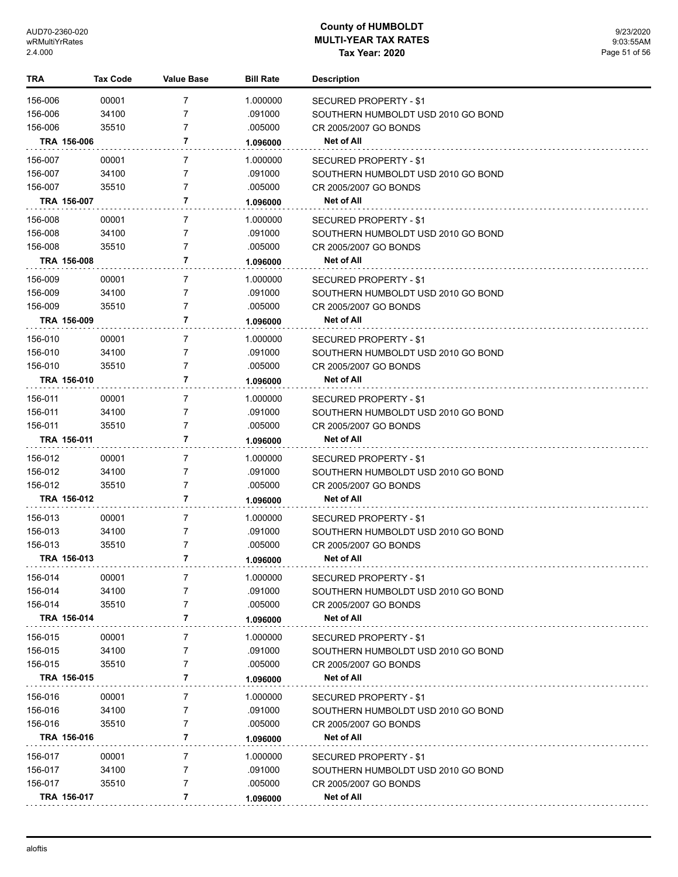| TRA | Tax Code | Value Base | Bill Rate | Description |
|---|---|---|---|---|
| 156-006 | 00001 | 7 | 1.000000 | SECURED PROPERTY - $1 |
| 156-006 | 34100 | 7 | .091000 | SOUTHERN HUMBOLDT USD 2010 GO BOND |
| 156-006 | 35510 | 7 | .005000 | CR 2005/2007 GO BONDS |
| **TRA 156-006** | | **7** | **1.096000** | **Net of All** |
| 156-007 | 00001 | 7 | 1.000000 | SECURED PROPERTY - $1 |
| 156-007 | 34100 | 7 | .091000 | SOUTHERN HUMBOLDT USD 2010 GO BOND |
| 156-007 | 35510 | 7 | .005000 | CR 2005/2007 GO BONDS |
| **TRA 156-007** | | **7** | **1.096000** | **Net of All** |
| 156-008 | 00001 | 7 | 1.000000 | SECURED PROPERTY - $1 |
| 156-008 | 34100 | 7 | .091000 | SOUTHERN HUMBOLDT USD 2010 GO BOND |
| 156-008 | 35510 | 7 | .005000 | CR 2005/2007 GO BONDS |
| **TRA 156-008** | | **7** | **1.096000** | **Net of All** |
| 156-009 | 00001 | 7 | 1.000000 | SECURED PROPERTY - $1 |
| 156-009 | 34100 | 7 | .091000 | SOUTHERN HUMBOLDT USD 2010 GO BOND |
| 156-009 | 35510 | 7 | .005000 | CR 2005/2007 GO BONDS |
| **TRA 156-009** | | **7** | **1.096000** | **Net of All** |
| 156-010 | 00001 | 7 | 1.000000 | SECURED PROPERTY - $1 |
| 156-010 | 34100 | 7 | .091000 | SOUTHERN HUMBOLDT USD 2010 GO BOND |
| 156-010 | 35510 | 7 | .005000 | CR 2005/2007 GO BONDS |
| **TRA 156-010** | | **7** | **1.096000** | **Net of All** |
| 156-011 | 00001 | 7 | 1.000000 | SECURED PROPERTY - $1 |
| 156-011 | 34100 | 7 | .091000 | SOUTHERN HUMBOLDT USD 2010 GO BOND |
| 156-011 | 35510 | 7 | .005000 | CR 2005/2007 GO BONDS |
| **TRA 156-011** | | **7** | **1.096000** | **Net of All** |
| 156-012 | 00001 | 7 | 1.000000 | SECURED PROPERTY - $1 |
| 156-012 | 34100 | 7 | .091000 | SOUTHERN HUMBOLDT USD 2010 GO BOND |
| 156-012 | 35510 | 7 | .005000 | CR 2005/2007 GO BONDS |
| **TRA 156-012** | | **7** | **1.096000** | **Net of All** |
| 156-013 | 00001 | 7 | 1.000000 | SECURED PROPERTY - $1 |
| 156-013 | 34100 | 7 | .091000 | SOUTHERN HUMBOLDT USD 2010 GO BOND |
| 156-013 | 35510 | 7 | .005000 | CR 2005/2007 GO BONDS |
| **TRA 156-013** | | **7** | **1.096000** | **Net of All** |
| 156-014 | 00001 | 7 | 1.000000 | SECURED PROPERTY - $1 |
| 156-014 | 34100 | 7 | .091000 | SOUTHERN HUMBOLDT USD 2010 GO BOND |
| 156-014 | 35510 | 7 | .005000 | CR 2005/2007 GO BONDS |
| **TRA 156-014** | | **7** | **1.096000** | **Net of All** |
| 156-015 | 00001 | 7 | 1.000000 | SECURED PROPERTY - $1 |
| 156-015 | 34100 | 7 | .091000 | SOUTHERN HUMBOLDT USD 2010 GO BOND |
| 156-015 | 35510 | 7 | .005000 | CR 2005/2007 GO BONDS |
| **TRA 156-015** | | **7** | **1.096000** | **Net of All** |
| 156-016 | 00001 | 7 | 1.000000 | SECURED PROPERTY - $1 |
| 156-016 | 34100 | 7 | .091000 | SOUTHERN HUMBOLDT USD 2010 GO BOND |
| 156-016 | 35510 | 7 | .005000 | CR 2005/2007 GO BONDS |
| **TRA 156-016** | | **7** | **1.096000** | **Net of All** |
| 156-017 | 00001 | 7 | 1.000000 | SECURED PROPERTY - $1 |
| 156-017 | 34100 | 7 | .091000 | SOUTHERN HUMBOLDT USD 2010 GO BOND |
| 156-017 | 35510 | 7 | .005000 | CR 2005/2007 GO BONDS |
| **TRA 156-017** | | **7** | **1.096000** | **Net of All** |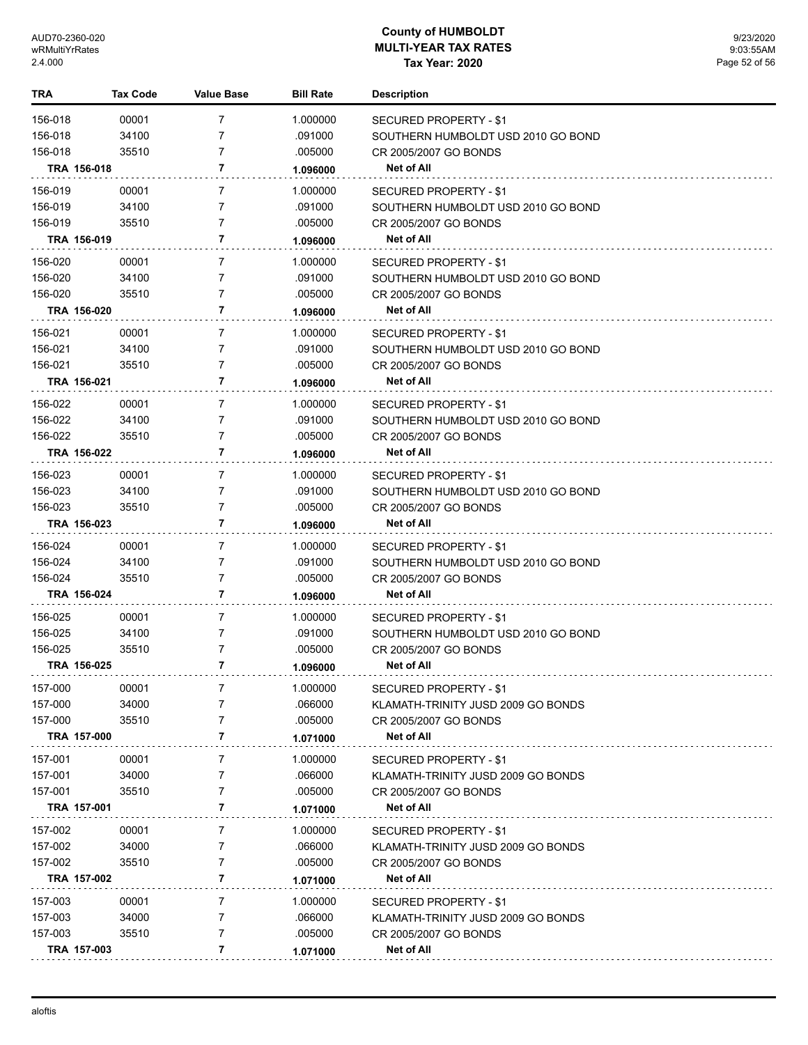| TRA | Tax Code | Value Base | Bill Rate | Description |
|---|---|---|---|---|
| 156-018 | 00001 | 7 | 1.000000 | SECURED PROPERTY - $1 |
| 156-018 | 34100 | 7 | .091000 | SOUTHERN HUMBOLDT USD 2010 GO BOND |
| 156-018 | 35510 | 7 | .005000 | CR 2005/2007 GO BONDS |
| **TRA 156-018** | | **7** | **1.096000** | **Net of All** |
| 156-019 | 00001 | 7 | 1.000000 | SECURED PROPERTY - $1 |
| 156-019 | 34100 | 7 | .091000 | SOUTHERN HUMBOLDT USD 2010 GO BOND |
| 156-019 | 35510 | 7 | .005000 | CR 2005/2007 GO BONDS |
| **TRA 156-019** | | **7** | **1.096000** | **Net of All** |
| 156-020 | 00001 | 7 | 1.000000 | SECURED PROPERTY - $1 |
| 156-020 | 34100 | 7 | .091000 | SOUTHERN HUMBOLDT USD 2010 GO BOND |
| 156-020 | 35510 | 7 | .005000 | CR 2005/2007 GO BONDS |
| **TRA 156-020** | | **7** | **1.096000** | **Net of All** |
| 156-021 | 00001 | 7 | 1.000000 | SECURED PROPERTY - $1 |
| 156-021 | 34100 | 7 | .091000 | SOUTHERN HUMBOLDT USD 2010 GO BOND |
| 156-021 | 35510 | 7 | .005000 | CR 2005/2007 GO BONDS |
| **TRA 156-021** | | **7** | **1.096000** | **Net of All** |
| 156-022 | 00001 | 7 | 1.000000 | SECURED PROPERTY - $1 |
| 156-022 | 34100 | 7 | .091000 | SOUTHERN HUMBOLDT USD 2010 GO BOND |
| 156-022 | 35510 | 7 | .005000 | CR 2005/2007 GO BONDS |
| **TRA 156-022** | | **7** | **1.096000** | **Net of All** |
| 156-023 | 00001 | 7 | 1.000000 | SECURED PROPERTY - $1 |
| 156-023 | 34100 | 7 | .091000 | SOUTHERN HUMBOLDT USD 2010 GO BOND |
| 156-023 | 35510 | 7 | .005000 | CR 2005/2007 GO BONDS |
| **TRA 156-023** | | **7** | **1.096000** | **Net of All** |
| 156-024 | 00001 | 7 | 1.000000 | SECURED PROPERTY - $1 |
| 156-024 | 34100 | 7 | .091000 | SOUTHERN HUMBOLDT USD 2010 GO BOND |
| 156-024 | 35510 | 7 | .005000 | CR 2005/2007 GO BONDS |
| **TRA 156-024** | | **7** | **1.096000** | **Net of All** |
| 156-025 | 00001 | 7 | 1.000000 | SECURED PROPERTY - $1 |
| 156-025 | 34100 | 7 | .091000 | SOUTHERN HUMBOLDT USD 2010 GO BOND |
| 156-025 | 35510 | 7 | .005000 | CR 2005/2007 GO BONDS |
| **TRA 156-025** | | **7** | **1.096000** | **Net of All** |
| 157-000 | 00001 | 7 | 1.000000 | SECURED PROPERTY - $1 |
| 157-000 | 34000 | 7 | .066000 | KLAMATH-TRINITY JUSD 2009 GO BONDS |
| 157-000 | 35510 | 7 | .005000 | CR 2005/2007 GO BONDS |
| **TRA 157-000** | | **7** | **1.071000** | **Net of All** |
| 157-001 | 00001 | 7 | 1.000000 | SECURED PROPERTY - $1 |
| 157-001 | 34000 | 7 | .066000 | KLAMATH-TRINITY JUSD 2009 GO BONDS |
| 157-001 | 35510 | 7 | .005000 | CR 2005/2007 GO BONDS |
| **TRA 157-001** | | **7** | **1.071000** | **Net of All** |
| 157-002 | 00001 | 7 | 1.000000 | SECURED PROPERTY - $1 |
| 157-002 | 34000 | 7 | .066000 | KLAMATH-TRINITY JUSD 2009 GO BONDS |
| 157-002 | 35510 | 7 | .005000 | CR 2005/2007 GO BONDS |
| **TRA 157-002** | | **7** | **1.071000** | **Net of All** |
| 157-003 | 00001 | 7 | 1.000000 | SECURED PROPERTY - $1 |
| 157-003 | 34000 | 7 | .066000 | KLAMATH-TRINITY JUSD 2009 GO BONDS |
| 157-003 | 35510 | 7 | .005000 | CR 2005/2007 GO BONDS |
| **TRA 157-003** | | **7** | **1.071000** | **Net of All** |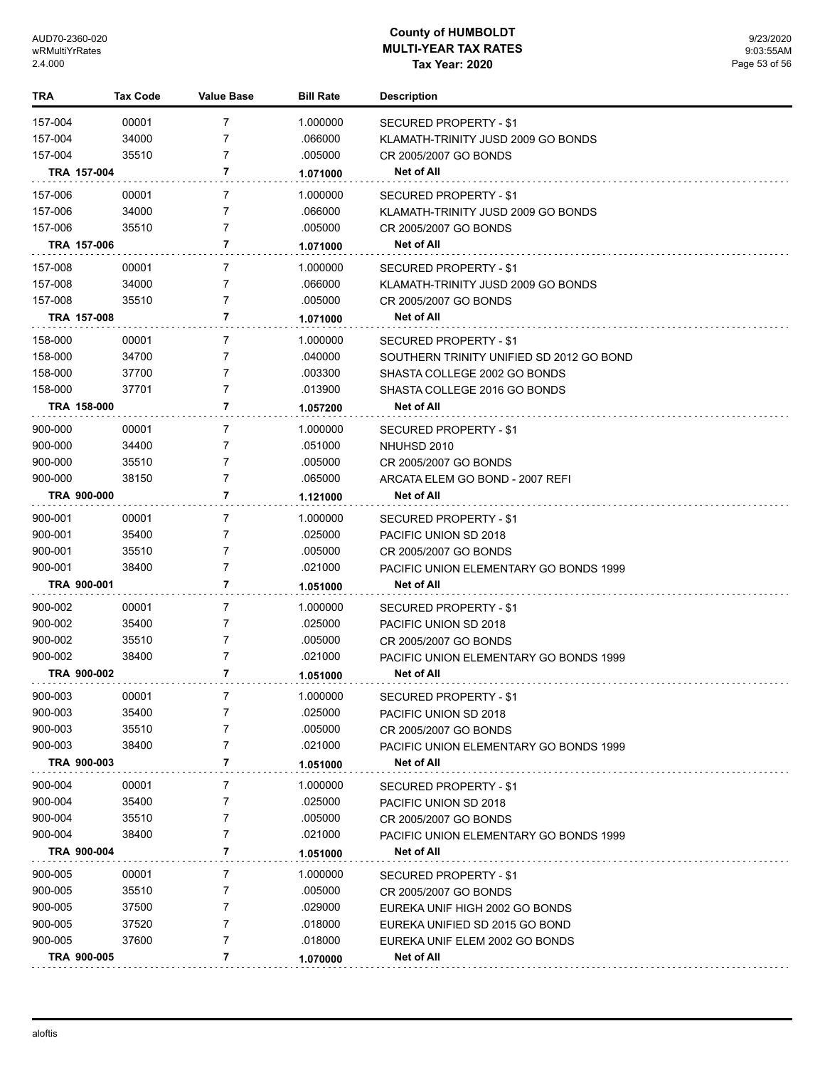# County of HUMBOLDT
## MULTI-YEAR TAX RATES
### Tax Year: 2020

| TRA | Tax Code | Value Base | Bill Rate | Description |
|---|---|---|---|---|
| 157-004 | 00001 | 7 | 1.000000 | SECURED PROPERTY - $1 |
| 157-004 | 34000 | 7 | .066000 | KLAMATH-TRINITY JUSD 2009 GO BONDS |
| 157-004 | 35510 | 7 | .005000 | CR 2005/2007 GO BONDS |
| **TRA 157-004** | | **7** | **1.071000** | **Net of All** |
| 157-006 | 00001 | 7 | 1.000000 | SECURED PROPERTY - $1 |
| 157-006 | 34000 | 7 | .066000 | KLAMATH-TRINITY JUSD 2009 GO BONDS |
| 157-006 | 35510 | 7 | .005000 | CR 2005/2007 GO BONDS |
| **TRA 157-006** | | **7** | **1.071000** | **Net of All** |
| 157-008 | 00001 | 7 | 1.000000 | SECURED PROPERTY - $1 |
| 157-008 | 34000 | 7 | .066000 | KLAMATH-TRINITY JUSD 2009 GO BONDS |
| 157-008 | 35510 | 7 | .005000 | CR 2005/2007 GO BONDS |
| **TRA 157-008** | | **7** | **1.071000** | **Net of All** |
| 158-000 | 00001 | 7 | 1.000000 | SECURED PROPERTY - $1 |
| 158-000 | 34700 | 7 | .040000 | SOUTHERN TRINITY UNIFIED SD 2012 GO BOND |
| 158-000 | 37700 | 7 | .003300 | SHASTA COLLEGE 2002 GO BONDS |
| 158-000 | 37701 | 7 | .013900 | SHASTA COLLEGE 2016 GO BONDS |
| **TRA 158-000** | | **7** | **1.057200** | **Net of All** |
| 900-000 | 00001 | 7 | 1.000000 | SECURED PROPERTY - $1 |
| 900-000 | 34400 | 7 | .051000 | NHUHSD 2010 |
| 900-000 | 35510 | 7 | .005000 | CR 2005/2007 GO BONDS |
| 900-000 | 38150 | 7 | .065000 | ARCATA ELEM GO BOND - 2007 REFI |
| **TRA 900-000** | | **7** | **1.121000** | **Net of All** |
| 900-001 | 00001 | 7 | 1.000000 | SECURED PROPERTY - $1 |
| 900-001 | 35400 | 7 | .025000 | PACIFIC UNION SD 2018 |
| 900-001 | 35510 | 7 | .005000 | CR 2005/2007 GO BONDS |
| 900-001 | 38400 | 7 | .021000 | PACIFIC UNION ELEMENTARY GO BONDS 1999 |
| **TRA 900-001** | | **7** | **1.051000** | **Net of All** |
| 900-002 | 00001 | 7 | 1.000000 | SECURED PROPERTY - $1 |
| 900-002 | 35400 | 7 | .025000 | PACIFIC UNION SD 2018 |
| 900-002 | 35510 | 7 | .005000 | CR 2005/2007 GO BONDS |
| 900-002 | 38400 | 7 | .021000 | PACIFIC UNION ELEMENTARY GO BONDS 1999 |
| **TRA 900-002** | | **7** | **1.051000** | **Net of All** |
| 900-003 | 00001 | 7 | 1.000000 | SECURED PROPERTY - $1 |
| 900-003 | 35400 | 7 | .025000 | PACIFIC UNION SD 2018 |
| 900-003 | 35510 | 7 | .005000 | CR 2005/2007 GO BONDS |
| 900-003 | 38400 | 7 | .021000 | PACIFIC UNION ELEMENTARY GO BONDS 1999 |
| **TRA 900-003** | | **7** | **1.051000** | **Net of All** |
| 900-004 | 00001 | 7 | 1.000000 | SECURED PROPERTY - $1 |
| 900-004 | 35400 | 7 | .025000 | PACIFIC UNION SD 2018 |
| 900-004 | 35510 | 7 | .005000 | CR 2005/2007 GO BONDS |
| 900-004 | 38400 | 7 | .021000 | PACIFIC UNION ELEMENTARY GO BONDS 1999 |
| **TRA 900-004** | | **7** | **1.051000** | **Net of All** |
| 900-005 | 00001 | 7 | 1.000000 | SECURED PROPERTY - $1 |
| 900-005 | 35510 | 7 | .005000 | CR 2005/2007 GO BONDS |
| 900-005 | 37500 | 7 | .029000 | EUREKA UNIF HIGH 2002 GO BONDS |
| 900-005 | 37520 | 7 | .018000 | EUREKA UNIFIED SD 2015 GO BOND |
| 900-005 | 37600 | 7 | .018000 | EUREKA UNIF ELEM 2002 GO BONDS |
| **TRA 900-005** | | **7** | **1.070000** | **Net of All** |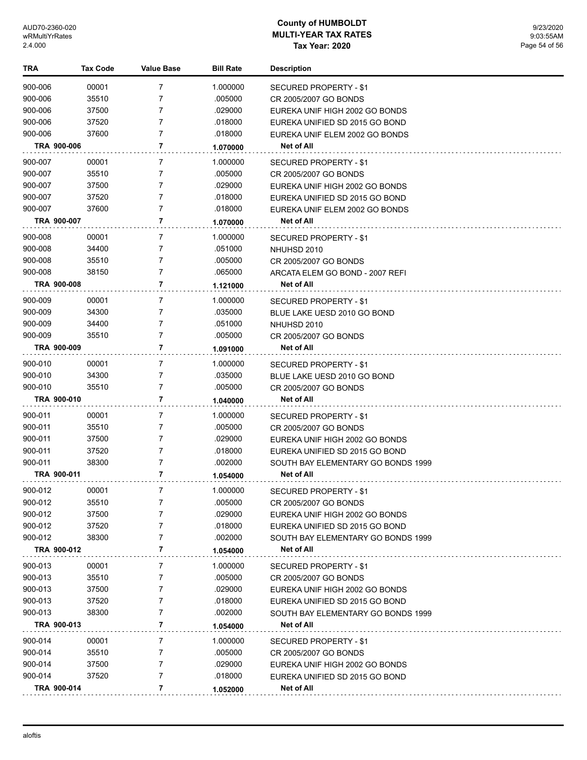# County of HUMBOLDT
## MULTI-YEAR TAX RATES
### Tax Year: 2020

| TRA | Tax Code | Value Base | Bill Rate | Description |
|---|---|---|---|---|
| 900-006 | 00001 | 7 | 1.000000 | SECURED PROPERTY - $1 |
| 900-006 | 35510 | 7 | .005000 | CR 2005/2007 GO BONDS |
| 900-006 | 37500 | 7 | .029000 | EUREKA UNIF HIGH 2002 GO BONDS |
| 900-006 | 37520 | 7 | .018000 | EUREKA UNIFIED SD 2015 GO BOND |
| 900-006 | 37600 | 7 | .018000 | EUREKA UNIF ELEM 2002 GO BONDS |
| **TRA 900-006** | | **7** | **1.070000** | **Net of All** |
| 900-007 | 00001 | 7 | 1.000000 | SECURED PROPERTY - $1 |
| 900-007 | 35510 | 7 | .005000 | CR 2005/2007 GO BONDS |
| 900-007 | 37500 | 7 | .029000 | EUREKA UNIF HIGH 2002 GO BONDS |
| 900-007 | 37520 | 7 | .018000 | EUREKA UNIFIED SD 2015 GO BOND |
| 900-007 | 37600 | 7 | .018000 | EUREKA UNIF ELEM 2002 GO BONDS |
| **TRA 900-007** | | **7** | **1.070000** | **Net of All** |
| 900-008 | 00001 | 7 | 1.000000 | SECURED PROPERTY - $1 |
| 900-008 | 34400 | 7 | .051000 | NHUHSD 2010 |
| 900-008 | 35510 | 7 | .005000 | CR 2005/2007 GO BONDS |
| 900-008 | 38150 | 7 | .065000 | ARCATA ELEM GO BOND - 2007 REFI |
| **TRA 900-008** | | **7** | **1.121000** | **Net of All** |
| 900-009 | 00001 | 7 | 1.000000 | SECURED PROPERTY - $1 |
| 900-009 | 34300 | 7 | .035000 | BLUE LAKE UESD 2010 GO BOND |
| 900-009 | 34400 | 7 | .051000 | NHUHSD 2010 |
| 900-009 | 35510 | 7 | .005000 | CR 2005/2007 GO BONDS |
| **TRA 900-009** | | **7** | **1.091000** | **Net of All** |
| 900-010 | 00001 | 7 | 1.000000 | SECURED PROPERTY - $1 |
| 900-010 | 34300 | 7 | .035000 | BLUE LAKE UESD 2010 GO BOND |
| 900-010 | 35510 | 7 | .005000 | CR 2005/2007 GO BONDS |
| **TRA 900-010** | | **7** | **1.040000** | **Net of All** |
| 900-011 | 00001 | 7 | 1.000000 | SECURED PROPERTY - $1 |
| 900-011 | 35510 | 7 | .005000 | CR 2005/2007 GO BONDS |
| 900-011 | 37500 | 7 | .029000 | EUREKA UNIF HIGH 2002 GO BONDS |
| 900-011 | 37520 | 7 | .018000 | EUREKA UNIFIED SD 2015 GO BOND |
| 900-011 | 38300 | 7 | .002000 | SOUTH BAY ELEMENTARY GO BONDS 1999 |
| **TRA 900-011** | | **7** | **1.054000** | **Net of All** |
| 900-012 | 00001 | 7 | 1.000000 | SECURED PROPERTY - $1 |
| 900-012 | 35510 | 7 | .005000 | CR 2005/2007 GO BONDS |
| 900-012 | 37500 | 7 | .029000 | EUREKA UNIF HIGH 2002 GO BONDS |
| 900-012 | 37520 | 7 | .018000 | EUREKA UNIFIED SD 2015 GO BOND |
| 900-012 | 38300 | 7 | .002000 | SOUTH BAY ELEMENTARY GO BONDS 1999 |
| **TRA 900-012** | | **7** | **1.054000** | **Net of All** |
| 900-013 | 00001 | 7 | 1.000000 | SECURED PROPERTY - $1 |
| 900-013 | 35510 | 7 | .005000 | CR 2005/2007 GO BONDS |
| 900-013 | 37500 | 7 | .029000 | EUREKA UNIF HIGH 2002 GO BONDS |
| 900-013 | 37520 | 7 | .018000 | EUREKA UNIFIED SD 2015 GO BOND |
| 900-013 | 38300 | 7 | .002000 | SOUTH BAY ELEMENTARY GO BONDS 1999 |
| **TRA 900-013** | | **7** | **1.054000** | **Net of All** |
| 900-014 | 00001 | 7 | 1.000000 | SECURED PROPERTY - $1 |
| 900-014 | 35510 | 7 | .005000 | CR 2005/2007 GO BONDS |
| 900-014 | 37500 | 7 | .029000 | EUREKA UNIF HIGH 2002 GO BONDS |
| 900-014 | 37520 | 7 | .018000 | EUREKA UNIFIED SD 2015 GO BOND |
| **TRA 900-014** | | **7** | **1.052000** | **Net of All** |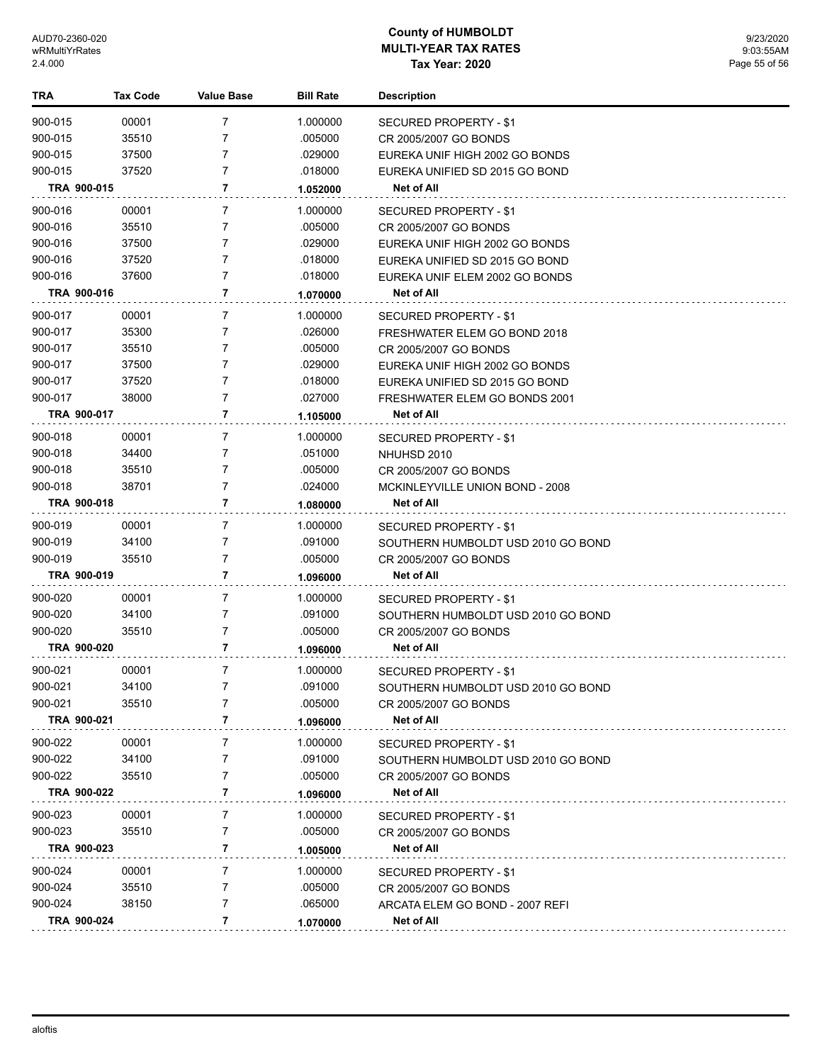# County of HUMBOLDT
## MULTI-YEAR TAX RATES
### Tax Year: 2020

| TRA | Tax Code | Value Base | Bill Rate | Description |
|---|---|---|---|---|
| 900-015 | 00001 | 7 | 1.000000 | SECURED PROPERTY - $1 |
| 900-015 | 35510 | 7 | .005000 | CR 2005/2007 GO BONDS |
| 900-015 | 37500 | 7 | .029000 | EUREKA UNIF HIGH 2002 GO BONDS |
| 900-015 | 37520 | 7 | .018000 | EUREKA UNIFIED SD 2015 GO BOND |
| **TRA 900-015** | | **7** | **1.052000** | **Net of All** |
| 900-016 | 00001 | 7 | 1.000000 | SECURED PROPERTY - $1 |
| 900-016 | 35510 | 7 | .005000 | CR 2005/2007 GO BONDS |
| 900-016 | 37500 | 7 | .029000 | EUREKA UNIF HIGH 2002 GO BONDS |
| 900-016 | 37520 | 7 | .018000 | EUREKA UNIFIED SD 2015 GO BOND |
| 900-016 | 37600 | 7 | .018000 | EUREKA UNIF ELEM 2002 GO BONDS |
| **TRA 900-016** | | **7** | **1.070000** | **Net of All** |
| 900-017 | 00001 | 7 | 1.000000 | SECURED PROPERTY - $1 |
| 900-017 | 35300 | 7 | .026000 | FRESHWATER ELEM GO BOND 2018 |
| 900-017 | 35510 | 7 | .005000 | CR 2005/2007 GO BONDS |
| 900-017 | 37500 | 7 | .029000 | EUREKA UNIF HIGH 2002 GO BONDS |
| 900-017 | 37520 | 7 | .018000 | EUREKA UNIFIED SD 2015 GO BOND |
| 900-017 | 38000 | 7 | .027000 | FRESHWATER ELEM GO BONDS 2001 |
| **TRA 900-017** | | **7** | **1.105000** | **Net of All** |
| 900-018 | 00001 | 7 | 1.000000 | SECURED PROPERTY - $1 |
| 900-018 | 34400 | 7 | .051000 | NHUHSD 2010 |
| 900-018 | 35510 | 7 | .005000 | CR 2005/2007 GO BONDS |
| 900-018 | 38701 | 7 | .024000 | MCKINLEYVILLE UNION BOND - 2008 |
| **TRA 900-018** | | **7** | **1.080000** | **Net of All** |
| 900-019 | 00001 | 7 | 1.000000 | SECURED PROPERTY - $1 |
| 900-019 | 34100 | 7 | .091000 | SOUTHERN HUMBOLDT USD 2010 GO BOND |
| 900-019 | 35510 | 7 | .005000 | CR 2005/2007 GO BONDS |
| **TRA 900-019** | | **7** | **1.096000** | **Net of All** |
| 900-020 | 00001 | 7 | 1.000000 | SECURED PROPERTY - $1 |
| 900-020 | 34100 | 7 | .091000 | SOUTHERN HUMBOLDT USD 2010 GO BOND |
| 900-020 | 35510 | 7 | .005000 | CR 2005/2007 GO BONDS |
| **TRA 900-020** | | **7** | **1.096000** | **Net of All** |
| 900-021 | 00001 | 7 | 1.000000 | SECURED PROPERTY - $1 |
| 900-021 | 34100 | 7 | .091000 | SOUTHERN HUMBOLDT USD 2010 GO BOND |
| 900-021 | 35510 | 7 | .005000 | CR 2005/2007 GO BONDS |
| **TRA 900-021** | | **7** | **1.096000** | **Net of All** |
| 900-022 | 00001 | 7 | 1.000000 | SECURED PROPERTY - $1 |
| 900-022 | 34100 | 7 | .091000 | SOUTHERN HUMBOLDT USD 2010 GO BOND |
| 900-022 | 35510 | 7 | .005000 | CR 2005/2007 GO BONDS |
| **TRA 900-022** | | **7** | **1.096000** | **Net of All** |
| 900-023 | 00001 | 7 | 1.000000 | SECURED PROPERTY - $1 |
| 900-023 | 35510 | 7 | .005000 | CR 2005/2007 GO BONDS |
| **TRA 900-023** | | **7** | **1.005000** | **Net of All** |
| 900-024 | 00001 | 7 | 1.000000 | SECURED PROPERTY - $1 |
| 900-024 | 35510 | 7 | .005000 | CR 2005/2007 GO BONDS |
| 900-024 | 38150 | 7 | .065000 | ARCATA ELEM GO BOND - 2007 REFI |
| **TRA 900-024** | | **7** | **1.070000** | **Net of All** |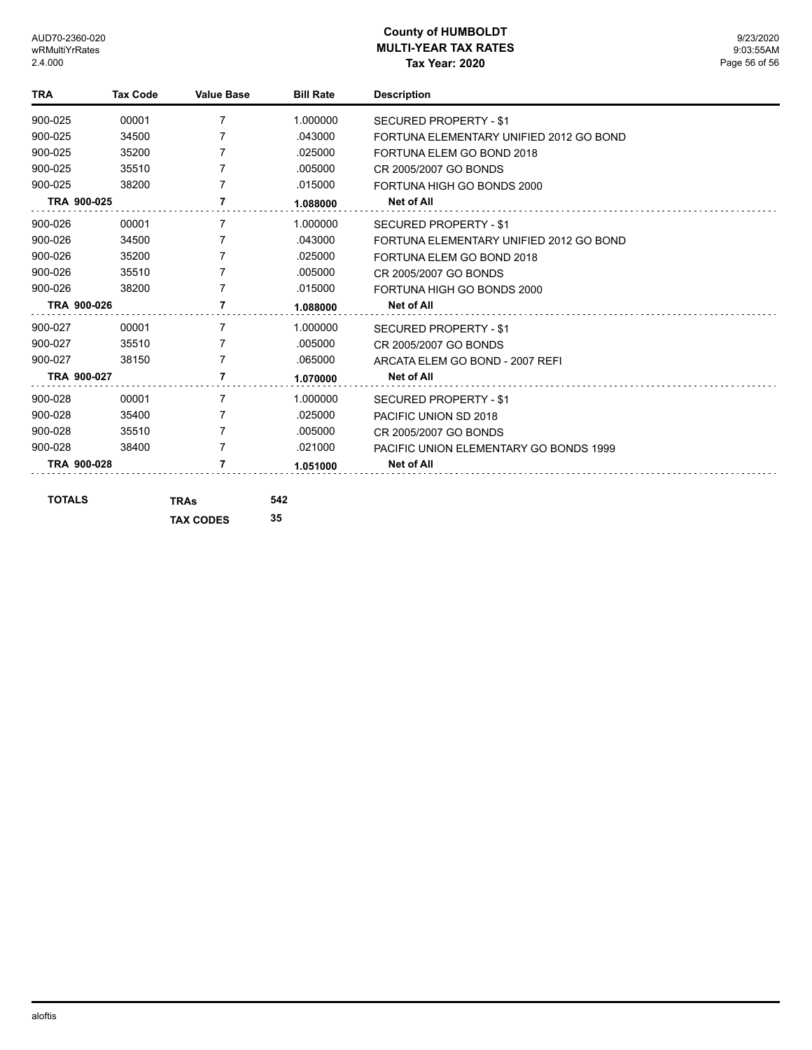# County of HUMBOLDT
## MULTI-YEAR TAX RATES
### Tax Year: 2020

| TRA | Tax Code | Value Base | Bill Rate | Description |
|---|---|---|---|---|
| 900-025 | 00001 | 7 | 1.000000 | SECURED PROPERTY - $1 |
| 900-025 | 34500 | 7 | .043000 | FORTUNA ELEMENTARY UNIFIED 2012 GO BOND |
| 900-025 | 35200 | 7 | .025000 | FORTUNA ELEM GO BOND 2018 |
| 900-025 | 35510 | 7 | .005000 | CR 2005/2007 GO BONDS |
| 900-025 | 38200 | 7 | .015000 | FORTUNA HIGH GO BONDS 2000 |
| **TRA 900-025** | | **7** | **1.088000** | **Net of All** |
| 900-026 | 00001 | 7 | 1.000000 | SECURED PROPERTY - $1 |
| 900-026 | 34500 | 7 | .043000 | FORTUNA ELEMENTARY UNIFIED 2012 GO BOND |
| 900-026 | 35200 | 7 | .025000 | FORTUNA ELEM GO BOND 2018 |
| 900-026 | 35510 | 7 | .005000 | CR 2005/2007 GO BONDS |
| 900-026 | 38200 | 7 | .015000 | FORTUNA HIGH GO BONDS 2000 |
| **TRA 900-026** | | **7** | **1.088000** | **Net of All** |
| 900-027 | 00001 | 7 | 1.000000 | SECURED PROPERTY - $1 |
| 900-027 | 35510 | 7 | .005000 | CR 2005/2007 GO BONDS |
| 900-027 | 38150 | 7 | .065000 | ARCATA ELEM GO BOND - 2007 REFI |
| **TRA 900-027** | | **7** | **1.070000** | **Net of All** |
| 900-028 | 00001 | 7 | 1.000000 | SECURED PROPERTY - $1 |
| 900-028 | 35400 | 7 | .025000 | PACIFIC UNION SD 2018 |
| 900-028 | 35510 | 7 | .005000 | CR 2005/2007 GO BONDS |
| 900-028 | 38400 | 7 | .021000 | PACIFIC UNION ELEMENTARY GO BONDS 1999 |
| **TRA 900-028** | | **7** | **1.051000** | **Net of All** |

| | | |
|---|---|---|
| **TOTALS** | **TRAs** | **542** |
| | **TAX CODES** | **35** |